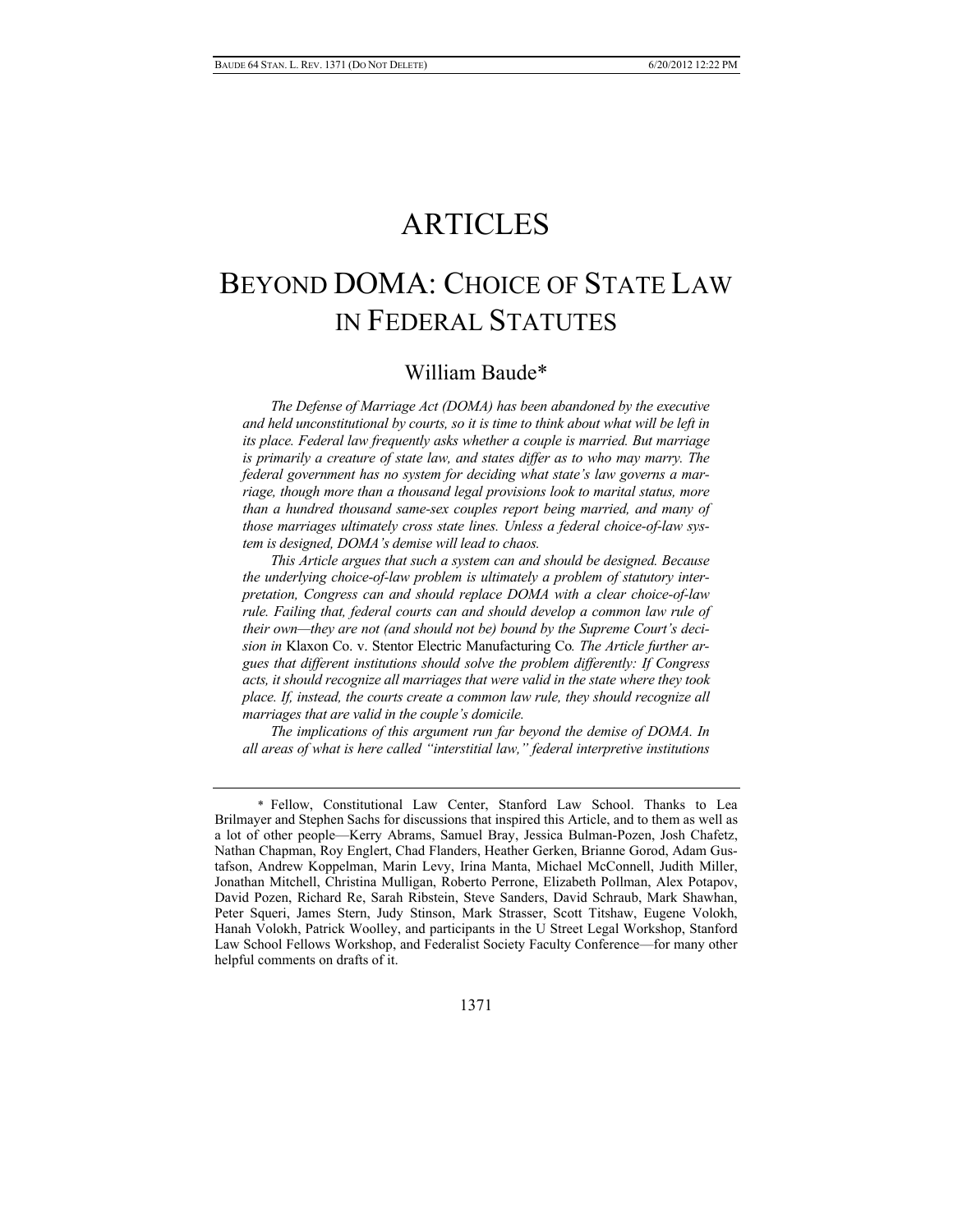# ARTICLES

# BEYOND DOMA: CHOICE OF STATE LAW IN FEDERAL STATUTES

William Baude*

*The Defense of Marriage Act (DOMA) has been abandoned by the executive and held unconstitutional by courts, so it is time to think about what will be left in its place. Federal law frequently asks whether a couple is married. But marriage is primarily a creature of state law, and states differ as to who may marry. The federal government has no system for deciding what state's law governs a marriage, though more than a thousand legal provisions look to marital status, more than a hundred thousand same-sex couples report being married, and many of those marriages ultimately cross state lines. Unless a federal choice-of-law system is designed, DOMA's demise will lead to chaos.*

*This Article argues that such a system can and should be designed. Because the underlying choice-of-law problem is ultimately a problem of statutory interpretation, Congress can and should replace DOMA with a clear choice-of-law rule. Failing that, federal courts can and should develop a common law rule of their own—they are not (and should not be) bound by the Supreme Court's decision in* Klaxon Co. v. Stentor Electric Manufacturing Co*. The Article further argues that different institutions should solve the problem differently: If Congress acts, it should recognize all marriages that were valid in the state where they took place. If, instead, the courts create a common law rule, they should recognize all marriages that are valid in the couple's domicile.*

*The implications of this argument run far beyond the demise of DOMA. In all areas of what is here called "interstitial law," federal interpretive institutions*

---

\* Fellow, Constitutional Law Center, Stanford Law School. Thanks to Lea Brilmayer and Stephen Sachs for discussions that inspired this Article, and to them as well as a lot of other people—Kerry Abrams, Samuel Bray, Jessica Bulman-Pozen, Josh Chafetz, Nathan Chapman, Roy Englert, Chad Flanders, Heather Gerken, Brianne Gorod, Adam Gustafson, Andrew Koppelman, Marin Levy, Irina Manta, Michael McConnell, Judith Miller, Jonathan Mitchell, Christina Mulligan, Roberto Perrone, Elizabeth Pollman, Alex Potapov, David Pozen, Richard Re, Sarah Ribstein, Steve Sanders, David Schraub, Mark Shawhan, Peter Squeri, James Stern, Judy Stinson, Mark Strasser, Scott Titshaw, Eugene Volokh, Hanah Volokh, Patrick Woolley, and participants in the U Street Legal Workshop, Stanford Law School Fellows Workshop, and Federalist Society Faculty Conference—for many other helpful comments on drafts of it.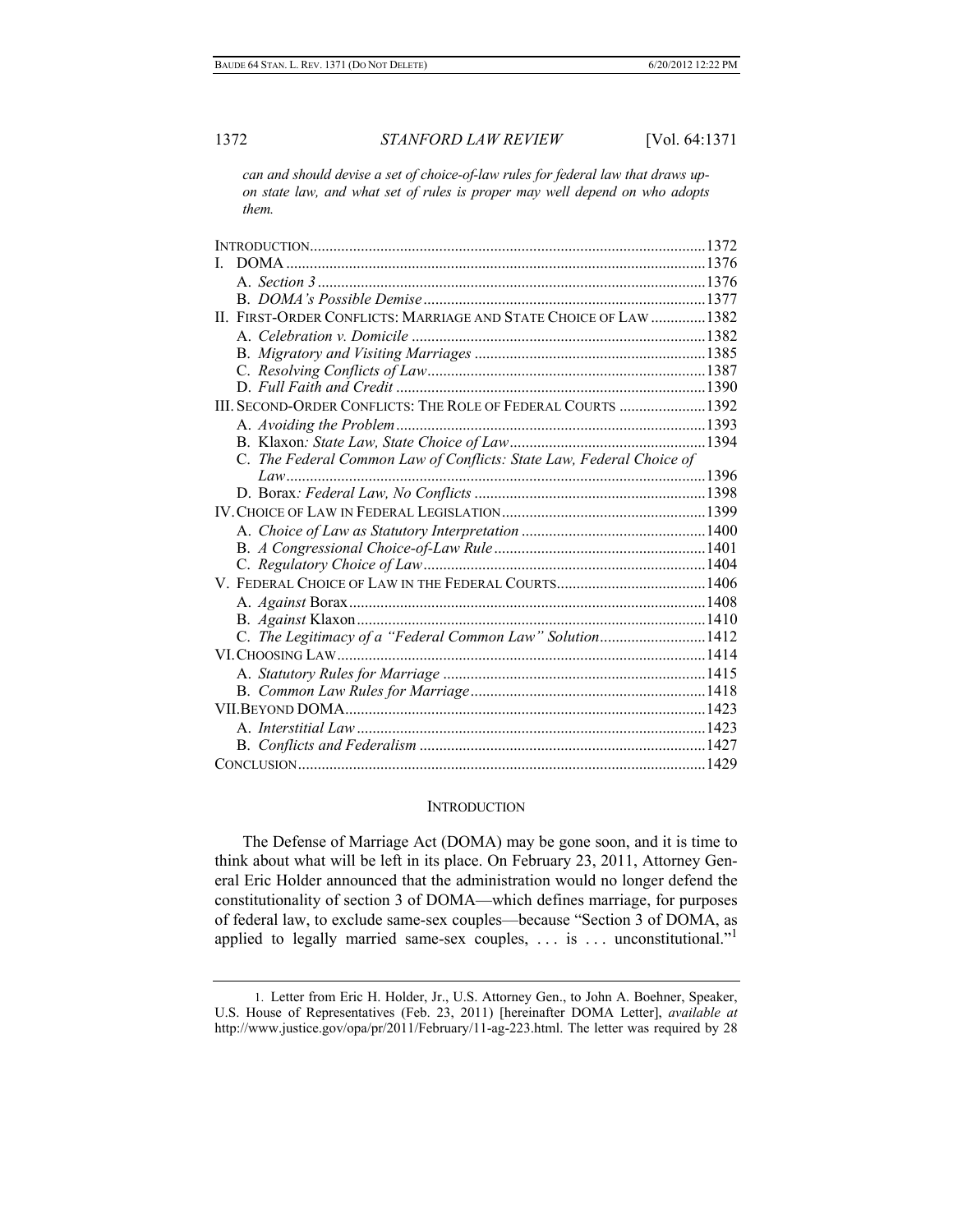*can and should devise a set of choice-of-law rules for federal law that draws upon state law, and what set of rules is proper may well depend on who adopts them.*

| | |
|---|---|
| INTRODUCTION | 1372 |
| I. DOMA | 1376 |
| A. *Section 3* | 1376 |
| B. *DOMA's Possible Demise* | 1377 |
| II. FIRST-ORDER CONFLICTS: MARRIAGE AND STATE CHOICE OF LAW | 1382 |
| A. *Celebration v. Domicile* | 1382 |
| B. *Migratory and Visiting Marriages* | 1385 |
| C. *Resolving Conflicts of Law* | 1387 |
| D. *Full Faith and Credit* | 1390 |
| III. SECOND-ORDER CONFLICTS: THE ROLE OF FEDERAL COURTS | 1392 |
| A. *Avoiding the Problem* | 1393 |
| B. Klaxon*: State Law, State Choice of Law* | 1394 |
| C. *The Federal Common Law of Conflicts: State Law, Federal Choice of Law* | 1396 |
| D. Borax*: Federal Law, No Conflicts* | 1398 |
| IV. CHOICE OF LAW IN FEDERAL LEGISLATION | 1399 |
| A. *Choice of Law as Statutory Interpretation* | 1400 |
| B. *A Congressional Choice-of-Law Rule* | 1401 |
| C. *Regulatory Choice of Law* | 1404 |
| V. FEDERAL CHOICE OF LAW IN THE FEDERAL COURTS | 1406 |
| A. *Against* Borax | 1408 |
| B. *Against* Klaxon | 1410 |
| C. *The Legitimacy of a "Federal Common Law" Solution* | 1412 |
| VI. CHOOSING LAW | 1414 |
| A. *Statutory Rules for Marriage* | 1415 |
| B. *Common Law Rules for Marriage* | 1418 |
| VII. BEYOND DOMA | 1423 |
| A. *Interstitial Law* | 1423 |
| B. *Conflicts and Federalism* | 1427 |
| CONCLUSION | 1429 |

## INTRODUCTION

The Defense of Marriage Act (DOMA) may be gone soon, and it is time to think about what will be left in its place. On February 23, 2011, Attorney General Eric Holder announced that the administration would no longer defend the constitutionality of section 3 of DOMA—which defines marriage, for purposes of federal law, to exclude same-sex couples—because "Section 3 of DOMA, as applied to legally married same-sex couples, . . . is . . . unconstitutional."[1]

1. Letter from Eric H. Holder, Jr., U.S. Attorney Gen., to John A. Boehner, Speaker, U.S. House of Representatives (Feb. 23, 2011) [hereinafter DOMA Letter], *available at* http://www.justice.gov/opa/pr/2011/February/11-ag-223.html. The letter was required by 28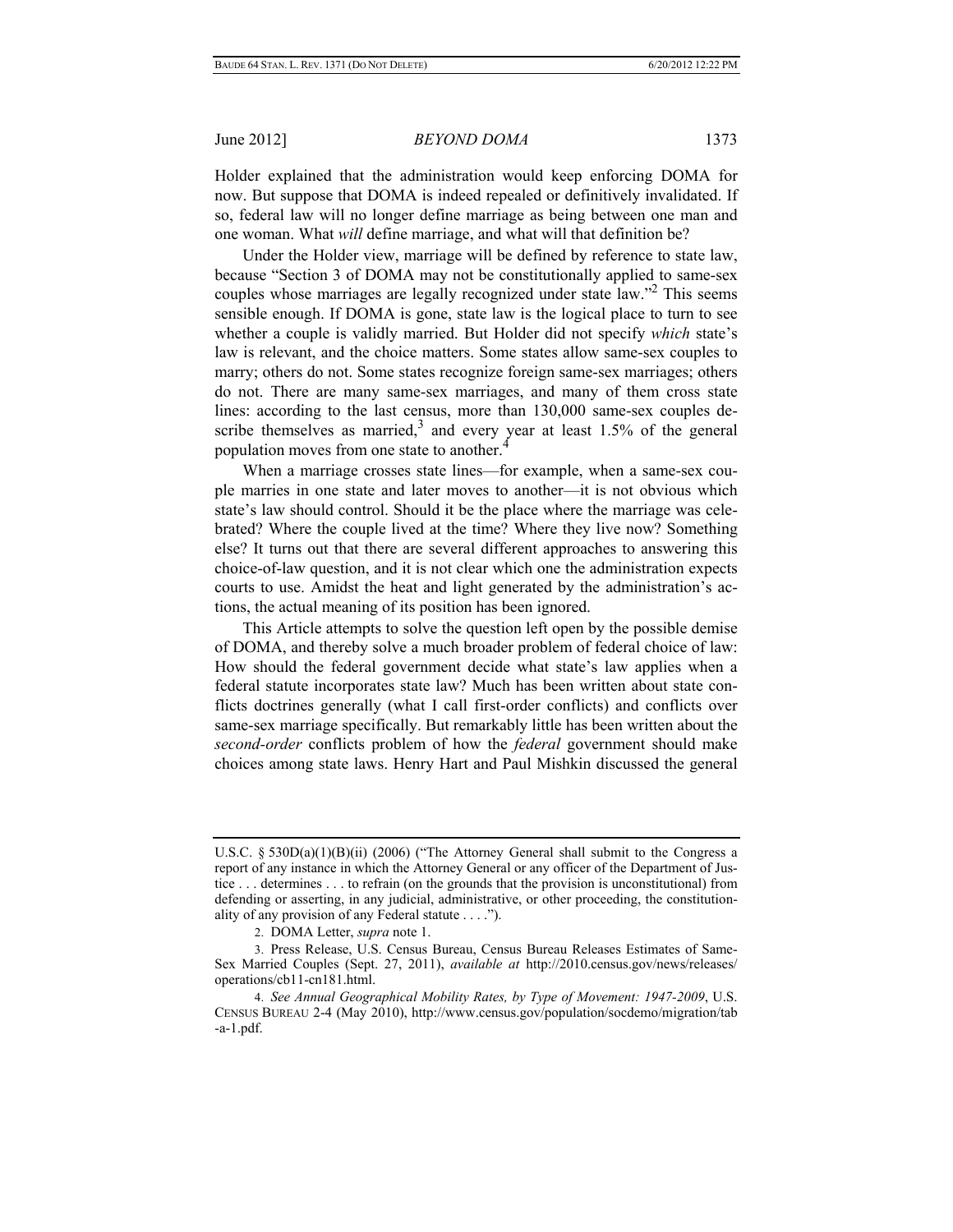Holder explained that the administration would keep enforcing DOMA for now. But suppose that DOMA is indeed repealed or definitively invalidated. If so, federal law will no longer define marriage as being between one man and one woman. What *will* define marriage, and what will that definition be?

Under the Holder view, marriage will be defined by reference to state law, because "Section 3 of DOMA may not be constitutionally applied to same-sex couples whose marriages are legally recognized under state law."[2] This seems sensible enough. If DOMA is gone, state law is the logical place to turn to see whether a couple is validly married. But Holder did not specify *which* state's law is relevant, and the choice matters. Some states allow same-sex couples to marry; others do not. Some states recognize foreign same-sex marriages; others do not. There are many same-sex marriages, and many of them cross state lines: according to the last census, more than 130,000 same-sex couples describe themselves as married,[3] and every year at least 1.5% of the general population moves from one state to another.[4]

When a marriage crosses state lines—for example, when a same-sex couple marries in one state and later moves to another—it is not obvious which state's law should control. Should it be the place where the marriage was celebrated? Where the couple lived at the time? Where they live now? Something else? It turns out that there are several different approaches to answering this choice-of-law question, and it is not clear which one the administration expects courts to use. Amidst the heat and light generated by the administration's actions, the actual meaning of its position has been ignored.

This Article attempts to solve the question left open by the possible demise of DOMA, and thereby solve a much broader problem of federal choice of law: How should the federal government decide what state's law applies when a federal statute incorporates state law? Much has been written about state conflicts doctrines generally (what I call first-order conflicts) and conflicts over same-sex marriage specifically. But remarkably little has been written about the *second-order* conflicts problem of how the *federal* government should make choices among state laws. Henry Hart and Paul Mishkin discussed the general

---

U.S.C. § 530D(a)(1)(B)(ii) (2006) ("The Attorney General shall submit to the Congress a report of any instance in which the Attorney General or any officer of the Department of Justice . . . determines . . . to refrain (on the grounds that the provision is unconstitutional) from defending or asserting, in any judicial, administrative, or other proceeding, the constitutionality of any provision of any Federal statute . . . .").

2. DOMA Letter, *supra* note 1.

3. Press Release, U.S. Census Bureau, Census Bureau Releases Estimates of Same-Sex Married Couples (Sept. 27, 2011), *available at* http://2010.census.gov/news/releases/operations/cb11-cn181.html.

4. *See Annual Geographical Mobility Rates, by Type of Movement: 1947-2009*, U.S. CENSUS BUREAU 2-4 (May 2010), http://www.census.gov/population/socdemo/migration/tab-a-1.pdf.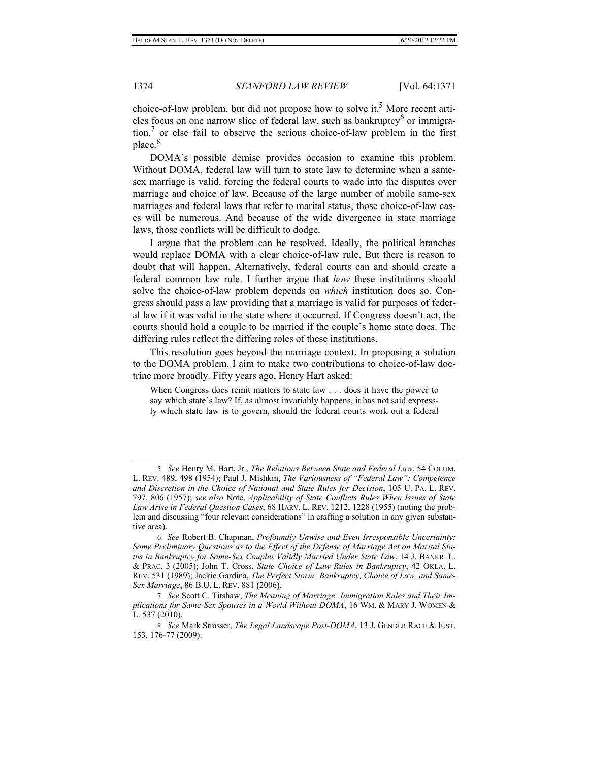choice-of-law problem, but did not propose how to solve it.[5] More recent articles focus on one narrow slice of federal law, such as bankruptcy[6] or immigration,[7] or else fail to observe the serious choice-of-law problem in the first place.[8]

DOMA's possible demise provides occasion to examine this problem. Without DOMA, federal law will turn to state law to determine when a same-sex marriage is valid, forcing the federal courts to wade into the disputes over marriage and choice of law. Because of the large number of mobile same-sex marriages and federal laws that refer to marital status, those choice-of-law cases will be numerous. And because of the wide divergence in state marriage laws, those conflicts will be difficult to dodge.

I argue that the problem can be resolved. Ideally, the political branches would replace DOMA with a clear choice-of-law rule. But there is reason to doubt that will happen. Alternatively, federal courts can and should create a federal common law rule. I further argue that *how* these institutions should solve the choice-of-law problem depends on *which* institution does so. Congress should pass a law providing that a marriage is valid for purposes of federal law if it was valid in the state where it occurred. If Congress doesn't act, the courts should hold a couple to be married if the couple's home state does. The differing rules reflect the differing roles of these institutions.

This resolution goes beyond the marriage context. In proposing a solution to the DOMA problem, I aim to make two contributions to choice-of-law doctrine more broadly. Fifty years ago, Henry Hart asked:

> When Congress does remit matters to state law . . . does it have the power to say which state's law? If, as almost invariably happens, it has not said expressly which state law is to govern, should the federal courts work out a federal

---

5. *See* Henry M. Hart, Jr., *The Relations Between State and Federal Law*, 54 COLUM. L. REV. 489, 498 (1954); Paul J. Mishkin, *The Variousness of "Federal Law": Competence and Discretion in the Choice of National and State Rules for Decision*, 105 U. PA. L. REV. 797, 806 (1957); *see also* Note, *Applicability of State Conflicts Rules When Issues of State Law Arise in Federal Question Cases*, 68 HARV. L. REV. 1212, 1228 (1955) (noting the problem and discussing "four relevant considerations" in crafting a solution in any given substantive area).

6. *See* Robert B. Chapman, *Profoundly Unwise and Even Irresponsible Uncertainty: Some Preliminary Questions as to the Effect of the Defense of Marriage Act on Marital Status in Bankruptcy for Same-Sex Couples Validly Married Under State Law*, 14 J. BANKR. L. & PRAC. 3 (2005); John T. Cross, *State Choice of Law Rules in Bankruptcy*, 42 OKLA. L. REV. 531 (1989); Jackie Gardina, *The Perfect Storm: Bankruptcy, Choice of Law, and Same-Sex Marriage*, 86 B.U. L. REV. 881 (2006).

7. *See* Scott C. Titshaw, *The Meaning of Marriage: Immigration Rules and Their Implications for Same-Sex Spouses in a World Without DOMA*, 16 WM. & MARY J. WOMEN & L. 537 (2010).

8. *See* Mark Strasser, *The Legal Landscape Post-DOMA*, 13 J. GENDER RACE & JUST. 153, 176-77 (2009).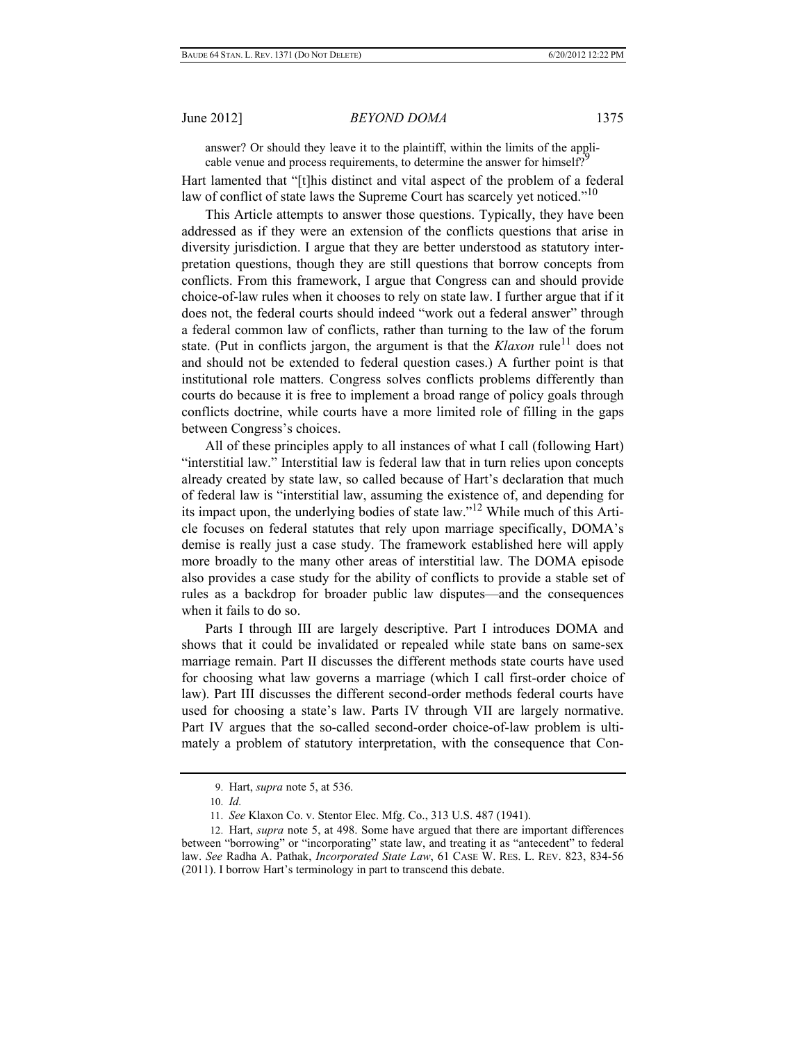> answer? Or should they leave it to the plaintiff, within the limits of the applicable venue and process requirements, to determine the answer for himself?[9]

Hart lamented that "[t]his distinct and vital aspect of the problem of a federal law of conflict of state laws the Supreme Court has scarcely yet noticed."[10]

This Article attempts to answer those questions. Typically, they have been addressed as if they were an extension of the conflicts questions that arise in diversity jurisdiction. I argue that they are better understood as statutory interpretation questions, though they are still questions that borrow concepts from conflicts. From this framework, I argue that Congress can and should provide choice-of-law rules when it chooses to rely on state law. I further argue that if it does not, the federal courts should indeed "work out a federal answer" through a federal common law of conflicts, rather than turning to the law of the forum state. (Put in conflicts jargon, the argument is that the *Klaxon* rule[11] does not and should not be extended to federal question cases.) A further point is that institutional role matters. Congress solves conflicts problems differently than courts do because it is free to implement a broad range of policy goals through conflicts doctrine, while courts have a more limited role of filling in the gaps between Congress's choices.

All of these principles apply to all instances of what I call (following Hart) "interstitial law." Interstitial law is federal law that in turn relies upon concepts already created by state law, so called because of Hart's declaration that much of federal law is "interstitial law, assuming the existence of, and depending for its impact upon, the underlying bodies of state law."[12] While much of this Article focuses on federal statutes that rely upon marriage specifically, DOMA's demise is really just a case study. The framework established here will apply more broadly to the many other areas of interstitial law. The DOMA episode also provides a case study for the ability of conflicts to provide a stable set of rules as a backdrop for broader public law disputes—and the consequences when it fails to do so.

Parts I through III are largely descriptive. Part I introduces DOMA and shows that it could be invalidated or repealed while state bans on same-sex marriage remain. Part II discusses the different methods state courts have used for choosing what law governs a marriage (which I call first-order choice of law). Part III discusses the different second-order methods federal courts have used for choosing a state's law. Parts IV through VII are largely normative. Part IV argues that the so-called second-order choice-of-law problem is ultimately a problem of statutory interpretation, with the consequence that Con-

---

9. Hart, *supra* note 5, at 536.

10. *Id.*

11. *See* Klaxon Co. v. Stentor Elec. Mfg. Co., 313 U.S. 487 (1941).

12. Hart, *supra* note 5, at 498. Some have argued that there are important differences between "borrowing" or "incorporating" state law, and treating it as "antecedent" to federal law. *See* Radha A. Pathak, *Incorporated State Law*, 61 CASE W. RES. L. REV. 823, 834-56 (2011). I borrow Hart's terminology in part to transcend this debate.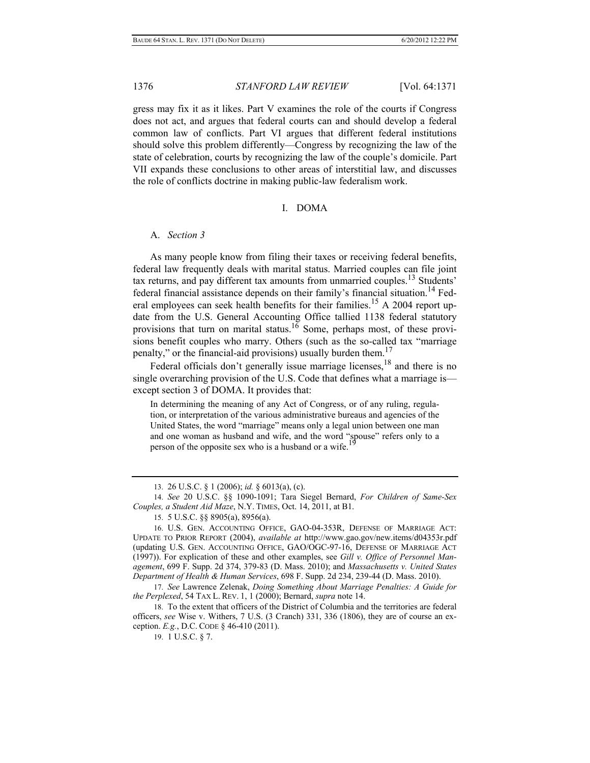gress may fix it as it likes. Part V examines the role of the courts if Congress does not act, and argues that federal courts can and should develop a federal common law of conflicts. Part VI argues that different federal institutions should solve this problem differently—Congress by recognizing the law of the state of celebration, courts by recognizing the law of the couple's domicile. Part VII expands these conclusions to other areas of interstitial law, and discusses the role of conflicts doctrine in making public-law federalism work.

## I. DOMA

### A. *Section 3*

As many people know from filing their taxes or receiving federal benefits, federal law frequently deals with marital status. Married couples can file joint tax returns, and pay different tax amounts from unmarried couples.[13] Students' federal financial assistance depends on their family's financial situation.[14] Federal employees can seek health benefits for their families.[15] A 2004 report update from the U.S. General Accounting Office tallied 1138 federal statutory provisions that turn on marital status.[16] Some, perhaps most, of these provisions benefit couples who marry. Others (such as the so-called tax "marriage penalty," or the financial-aid provisions) usually burden them.[17]

Federal officials don't generally issue marriage licenses,[18] and there is no single overarching provision of the U.S. Code that defines what a marriage is—except section 3 of DOMA. It provides that:

> In determining the meaning of any Act of Congress, or of any ruling, regulation, or interpretation of the various administrative bureaus and agencies of the United States, the word "marriage" means only a legal union between one man and one woman as husband and wife, and the word "spouse" refers only to a person of the opposite sex who is a husband or a wife.[19]

---

13. 26 U.S.C. § 1 (2006); *id.* § 6013(a), (c).

14. *See* 20 U.S.C. §§ 1090-1091; Tara Siegel Bernard, *For Children of Same-Sex Couples, a Student Aid Maze*, N.Y. TIMES, Oct. 14, 2011, at B1.

15. 5 U.S.C. §§ 8905(a), 8956(a).

16. U.S. GEN. ACCOUNTING OFFICE, GAO-04-353R, DEFENSE OF MARRIAGE ACT: UPDATE TO PRIOR REPORT (2004), *available at* http://www.gao.gov/new.items/d04353r.pdf (updating U.S. GEN. ACCOUNTING OFFICE, GAO/OGC-97-16, DEFENSE OF MARRIAGE ACT (1997)). For explication of these and other examples, see *Gill v. Office of Personnel Management*, 699 F. Supp. 2d 374, 379-83 (D. Mass. 2010); and *Massachusetts v. United States Department of Health & Human Services*, 698 F. Supp. 2d 234, 239-44 (D. Mass. 2010).

17. *See* Lawrence Zelenak, *Doing Something About Marriage Penalties: A Guide for the Perplexed*, 54 TAX L. REV. 1, 1 (2000); Bernard, *supra* note 14.

18. To the extent that officers of the District of Columbia and the territories are federal officers, *see* Wise v. Withers, 7 U.S. (3 Cranch) 331, 336 (1806), they are of course an exception. *E.g.*, D.C. CODE § 46-410 (2011).

19. 1 U.S.C. § 7.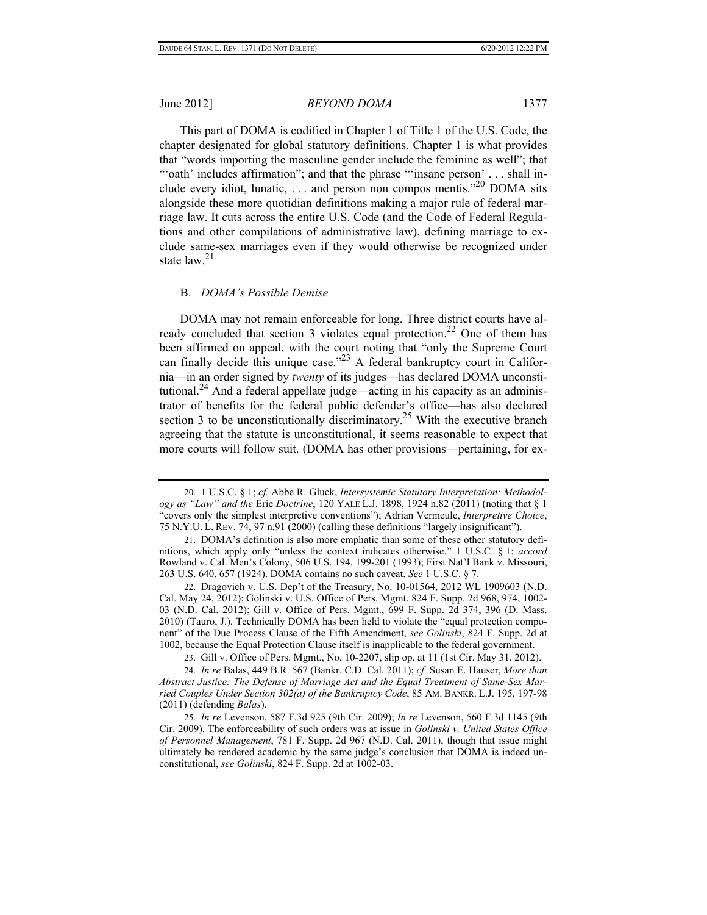This part of DOMA is codified in Chapter 1 of Title 1 of the U.S. Code, the chapter designated for global statutory definitions. Chapter 1 is what provides that "words importing the masculine gender include the feminine as well"; that "'oath' includes affirmation"; and that the phrase "'insane person' . . . shall include every idiot, lunatic, . . . and person non compos mentis."[20] DOMA sits alongside these more quotidian definitions making a major rule of federal marriage law. It cuts across the entire U.S. Code (and the Code of Federal Regulations and other compilations of administrative law), defining marriage to exclude same-sex marriages even if they would otherwise be recognized under state law.[21]

## B. *DOMA's Possible Demise*

DOMA may not remain enforceable for long. Three district courts have already concluded that section 3 violates equal protection.[22] One of them has been affirmed on appeal, with the court noting that "only the Supreme Court can finally decide this unique case."[23] A federal bankruptcy court in California—in an order signed by *twenty* of its judges—has declared DOMA unconstitutional.[24] And a federal appellate judge—acting in his capacity as an administrator of benefits for the federal public defender's office—has also declared section 3 to be unconstitutionally discriminatory.[25] With the executive branch agreeing that the statute is unconstitutional, it seems reasonable to expect that more courts will follow suit. (DOMA has other provisions—pertaining, for ex-

---

20. 1 U.S.C. § 1; *cf.* Abbe R. Gluck, *Intersystemic Statutory Interpretation: Methodology as "Law" and the* Erie *Doctrine*, 120 YALE L.J. 1898, 1924 n.82 (2011) (noting that § 1 "covers only the simplest interpretive conventions"); Adrian Vermeule, *Interpretive Choice*, 75 N.Y.U. L. REV. 74, 97 n.91 (2000) (calling these definitions "largely insignificant").

21. DOMA's definition is also more emphatic than some of these other statutory definitions, which apply only "unless the context indicates otherwise." 1 U.S.C. § 1; *accord* Rowland v. Cal. Men's Colony, 506 U.S. 194, 199-201 (1993); First Nat'l Bank v. Missouri, 263 U.S. 640, 657 (1924). DOMA contains no such caveat. *See* 1 U.S.C. § 7.

22. Dragovich v. U.S. Dep't of the Treasury, No. 10-01564, 2012 WL 1909603 (N.D. Cal. May 24, 2012); Golinski v. U.S. Office of Pers. Mgmt. 824 F. Supp. 2d 968, 974, 1002-03 (N.D. Cal. 2012); Gill v. Office of Pers. Mgmt., 699 F. Supp. 2d 374, 396 (D. Mass. 2010) (Tauro, J.). Technically DOMA has been held to violate the "equal protection component" of the Due Process Clause of the Fifth Amendment, *see Golinski*, 824 F. Supp. 2d at 1002, because the Equal Protection Clause itself is inapplicable to the federal government.

23. Gill v. Office of Pers. Mgmt., No. 10-2207, slip op. at 11 (1st Cir. May 31, 2012).

24. *In re* Balas, 449 B.R. 567 (Bankr. C.D. Cal. 2011); *cf.* Susan E. Hauser, *More than Abstract Justice: The Defense of Marriage Act and the Equal Treatment of Same-Sex Married Couples Under Section 302(a) of the Bankruptcy Code*, 85 AM. BANKR. L.J. 195, 197-98 (2011) (defending *Balas*).

25. *In re* Levenson, 587 F.3d 925 (9th Cir. 2009); *In re* Levenson, 560 F.3d 1145 (9th Cir. 2009). The enforceability of such orders was at issue in *Golinski v. United States Office of Personnel Management*, 781 F. Supp. 2d 967 (N.D. Cal. 2011), though that issue might ultimately be rendered academic by the same judge's conclusion that DOMA is indeed unconstitutional, *see Golinski*, 824 F. Supp. 2d at 1002-03.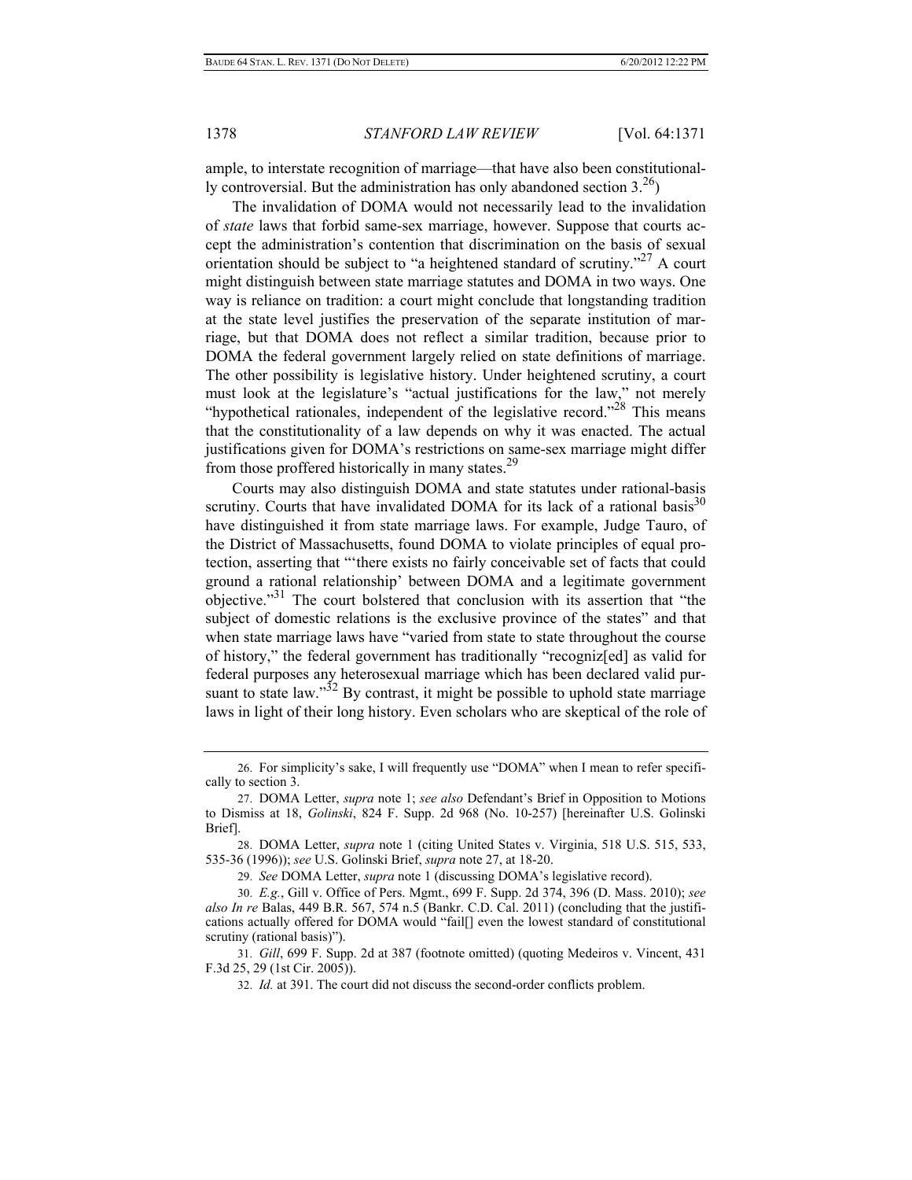ample, to interstate recognition of marriage—that have also been constitutionally controversial. But the administration has only abandoned section 3.[26])

The invalidation of DOMA would not necessarily lead to the invalidation of *state* laws that forbid same-sex marriage, however. Suppose that courts accept the administration's contention that discrimination on the basis of sexual orientation should be subject to "a heightened standard of scrutiny."[27] A court might distinguish between state marriage statutes and DOMA in two ways. One way is reliance on tradition: a court might conclude that longstanding tradition at the state level justifies the preservation of the separate institution of marriage, but that DOMA does not reflect a similar tradition, because prior to DOMA the federal government largely relied on state definitions of marriage. The other possibility is legislative history. Under heightened scrutiny, a court must look at the legislature's "actual justifications for the law," not merely "hypothetical rationales, independent of the legislative record."[28] This means that the constitutionality of a law depends on why it was enacted. The actual justifications given for DOMA's restrictions on same-sex marriage might differ from those proffered historically in many states.[29]

Courts may also distinguish DOMA and state statutes under rational-basis scrutiny. Courts that have invalidated DOMA for its lack of a rational basis[30] have distinguished it from state marriage laws. For example, Judge Tauro, of the District of Massachusetts, found DOMA to violate principles of equal protection, asserting that "'there exists no fairly conceivable set of facts that could ground a rational relationship' between DOMA and a legitimate government objective."[31] The court bolstered that conclusion with its assertion that "the subject of domestic relations is the exclusive province of the states" and that when state marriage laws have "varied from state to state throughout the course of history," the federal government has traditionally "recogniz[ed] as valid for federal purposes any heterosexual marriage which has been declared valid pursuant to state law."[32] By contrast, it might be possible to uphold state marriage laws in light of their long history. Even scholars who are skeptical of the role of

---

26. For simplicity's sake, I will frequently use "DOMA" when I mean to refer specifically to section 3.

27. DOMA Letter, *supra* note 1; *see also* Defendant's Brief in Opposition to Motions to Dismiss at 18, *Golinski*, 824 F. Supp. 2d 968 (No. 10-257) [hereinafter U.S. Golinski Brief].

28. DOMA Letter, *supra* note 1 (citing United States v. Virginia, 518 U.S. 515, 533, 535-36 (1996)); *see* U.S. Golinski Brief, *supra* note 27, at 18-20.

29. *See* DOMA Letter, *supra* note 1 (discussing DOMA's legislative record).

30. *E.g.*, Gill v. Office of Pers. Mgmt., 699 F. Supp. 2d 374, 396 (D. Mass. 2010); *see also In re* Balas, 449 B.R. 567, 574 n.5 (Bankr. C.D. Cal. 2011) (concluding that the justifications actually offered for DOMA would "fail[] even the lowest standard of constitutional scrutiny (rational basis)").

31. *Gill*, 699 F. Supp. 2d at 387 (footnote omitted) (quoting Medeiros v. Vincent, 431 F.3d 25, 29 (1st Cir. 2005)).

32. *Id.* at 391. The court did not discuss the second-order conflicts problem.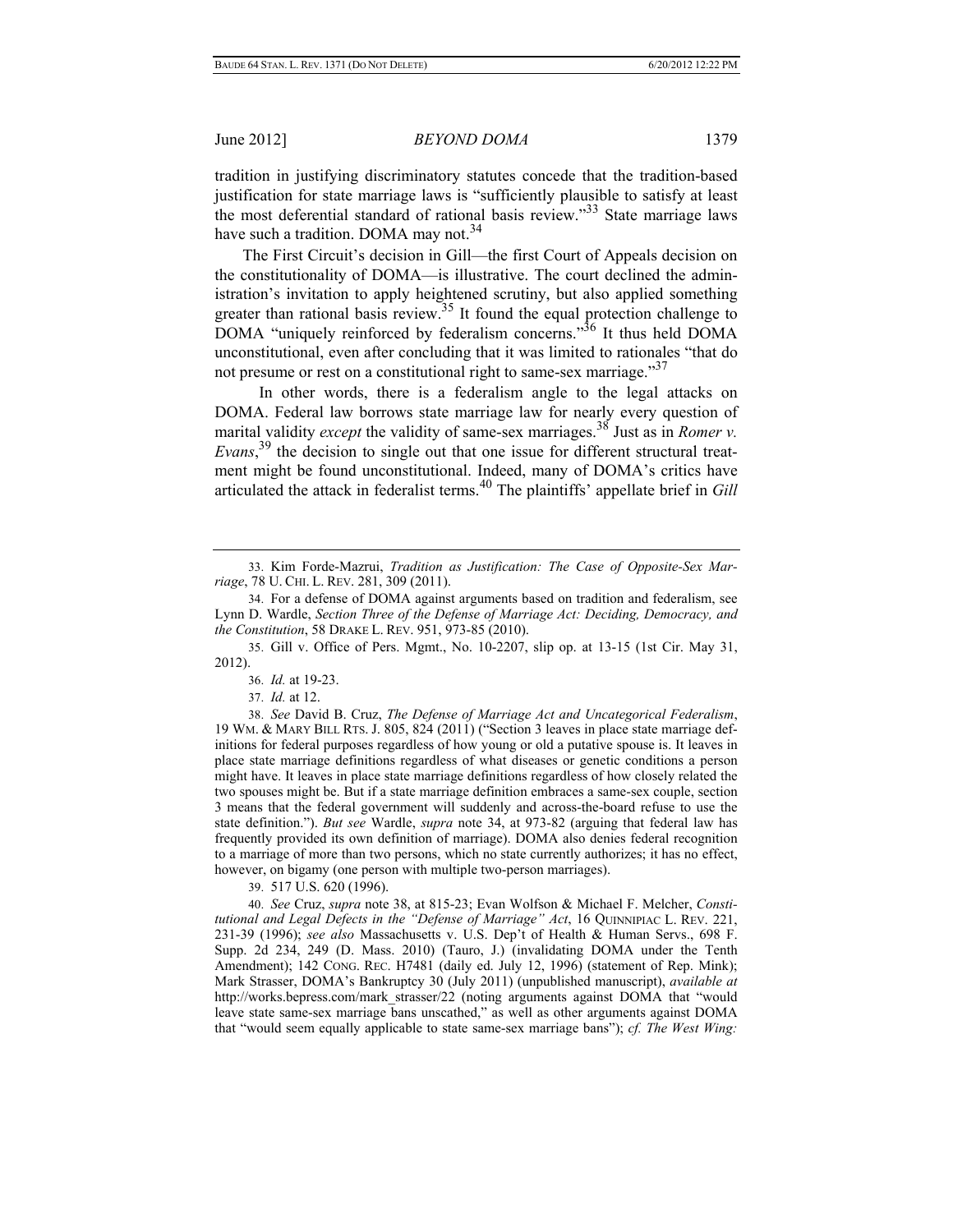tradition in justifying discriminatory statutes concede that the tradition-based justification for state marriage laws is "sufficiently plausible to satisfy at least the most deferential standard of rational basis review."[33] State marriage laws have such a tradition. DOMA may not.[34]

The First Circuit's decision in Gill—the first Court of Appeals decision on the constitutionality of DOMA—is illustrative. The court declined the administration's invitation to apply heightened scrutiny, but also applied something greater than rational basis review.[35] It found the equal protection challenge to DOMA "uniquely reinforced by federalism concerns."[36] It thus held DOMA unconstitutional, even after concluding that it was limited to rationales "that do not presume or rest on a constitutional right to same-sex marriage."[37]

In other words, there is a federalism angle to the legal attacks on DOMA. Federal law borrows state marriage law for nearly every question of marital validity *except* the validity of same-sex marriages.[38] Just as in *Romer v. Evans*,[39] the decision to single out that one issue for different structural treatment might be found unconstitutional. Indeed, many of DOMA's critics have articulated the attack in federalist terms.[40] The plaintiffs' appellate brief in *Gill*

---

33. Kim Forde-Mazrui, *Tradition as Justification: The Case of Opposite-Sex Marriage*, 78 U. CHI. L. REV. 281, 309 (2011).

34. For a defense of DOMA against arguments based on tradition and federalism, see Lynn D. Wardle, *Section Three of the Defense of Marriage Act: Deciding, Democracy, and the Constitution*, 58 DRAKE L. REV. 951, 973-85 (2010).

35. Gill v. Office of Pers. Mgmt., No. 10-2207, slip op. at 13-15 (1st Cir. May 31, 2012).

36. *Id.* at 19-23.

37. *Id.* at 12.

38. *See* David B. Cruz, *The Defense of Marriage Act and Uncategorical Federalism*, 19 WM. & MARY BILL RTS. J. 805, 824 (2011) ("Section 3 leaves in place state marriage definitions for federal purposes regardless of how young or old a putative spouse is. It leaves in place state marriage definitions regardless of what diseases or genetic conditions a person might have. It leaves in place state marriage definitions regardless of how closely related the two spouses might be. But if a state marriage definition embraces a same-sex couple, section 3 means that the federal government will suddenly and across-the-board refuse to use the state definition."). *But see* Wardle, *supra* note 34, at 973-82 (arguing that federal law has frequently provided its own definition of marriage). DOMA also denies federal recognition to a marriage of more than two persons, which no state currently authorizes; it has no effect, however, on bigamy (one person with multiple two-person marriages).

39. 517 U.S. 620 (1996).

40. *See* Cruz, *supra* note 38, at 815-23; Evan Wolfson & Michael F. Melcher, *Constitutional and Legal Defects in the "Defense of Marriage" Act*, 16 QUINNIPIAC L. REV. 221, 231-39 (1996); *see also* Massachusetts v. U.S. Dep't of Health & Human Servs., 698 F. Supp. 2d 234, 249 (D. Mass. 2010) (Tauro, J.) (invalidating DOMA under the Tenth Amendment); 142 CONG. REC. H7481 (daily ed. July 12, 1996) (statement of Rep. Mink); Mark Strasser, DOMA's Bankruptcy 30 (July 2011) (unpublished manuscript), *available at* http://works.bepress.com/mark_strasser/22 (noting arguments against DOMA that "would leave state same-sex marriage bans unscathed," as well as other arguments against DOMA that "would seem equally applicable to state same-sex marriage bans"); *cf. The West Wing:*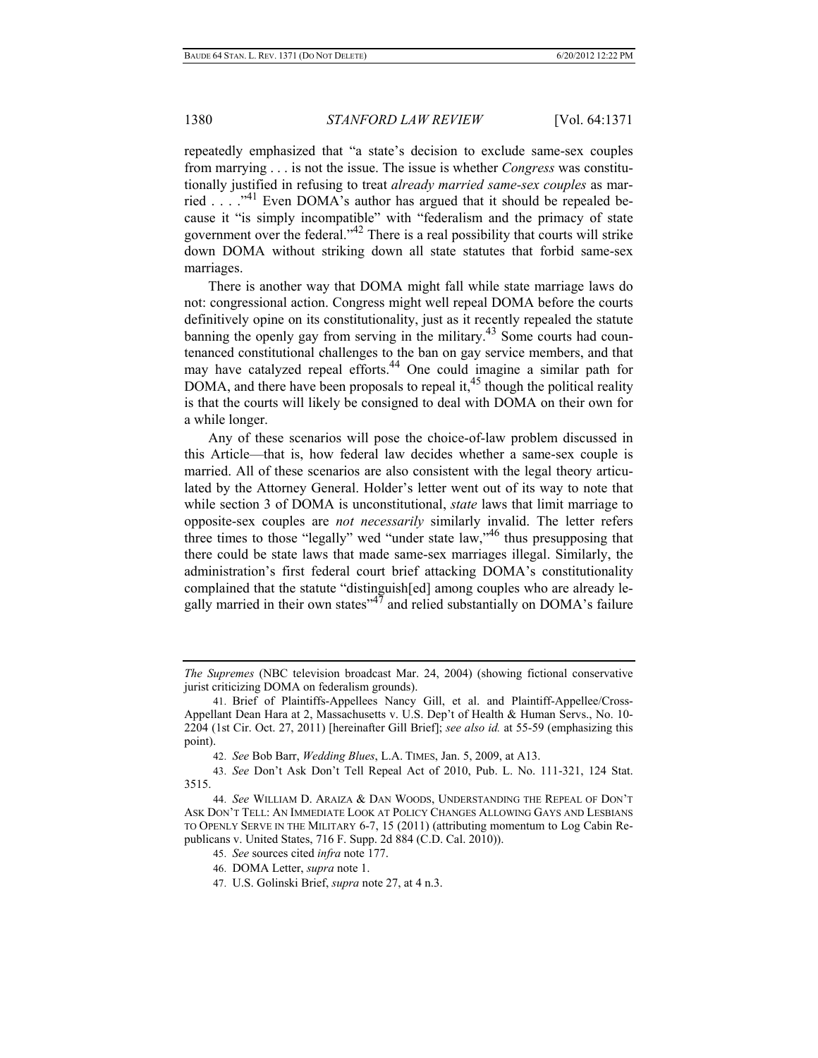repeatedly emphasized that "a state's decision to exclude same-sex couples from marrying . . . is not the issue. The issue is whether *Congress* was constitutionally justified in refusing to treat *already married same-sex couples* as married . . . ."[41] Even DOMA's author has argued that it should be repealed because it "is simply incompatible" with "federalism and the primacy of state government over the federal."[42] There is a real possibility that courts will strike down DOMA without striking down all state statutes that forbid same-sex marriages.

There is another way that DOMA might fall while state marriage laws do not: congressional action. Congress might well repeal DOMA before the courts definitively opine on its constitutionality, just as it recently repealed the statute banning the openly gay from serving in the military.[43] Some courts had countenanced constitutional challenges to the ban on gay service members, and that may have catalyzed repeal efforts.[44] One could imagine a similar path for DOMA, and there have been proposals to repeal it,[45] though the political reality is that the courts will likely be consigned to deal with DOMA on their own for a while longer.

Any of these scenarios will pose the choice-of-law problem discussed in this Article—that is, how federal law decides whether a same-sex couple is married. All of these scenarios are also consistent with the legal theory articulated by the Attorney General. Holder's letter went out of its way to note that while section 3 of DOMA is unconstitutional, *state* laws that limit marriage to opposite-sex couples are *not necessarily* similarly invalid. The letter refers three times to those "legally" wed "under state law,"[46] thus presupposing that there could be state laws that made same-sex marriages illegal. Similarly, the administration's first federal court brief attacking DOMA's constitutionality complained that the statute "distinguish[ed] among couples who are already legally married in their own states"[47] and relied substantially on DOMA's failure

---

*The Supremes* (NBC television broadcast Mar. 24, 2004) (showing fictional conservative jurist criticizing DOMA on federalism grounds).

41. Brief of Plaintiffs-Appellees Nancy Gill, et al. and Plaintiff-Appellee/Cross-Appellant Dean Hara at 2, Massachusetts v. U.S. Dep't of Health & Human Servs., No. 10-2204 (1st Cir. Oct. 27, 2011) [hereinafter Gill Brief]; *see also id.* at 55-59 (emphasizing this point).

42. *See* Bob Barr, *Wedding Blues*, L.A. TIMES, Jan. 5, 2009, at A13.

43. *See* Don't Ask Don't Tell Repeal Act of 2010, Pub. L. No. 111-321, 124 Stat. 3515.

44. *See* WILLIAM D. ARAIZA & DAN WOODS, UNDERSTANDING THE REPEAL OF DON'T ASK DON'T TELL: AN IMMEDIATE LOOK AT POLICY CHANGES ALLOWING GAYS AND LESBIANS TO OPENLY SERVE IN THE MILITARY 6-7, 15 (2011) (attributing momentum to Log Cabin Republicans v. United States, 716 F. Supp. 2d 884 (C.D. Cal. 2010)).

45. *See* sources cited *infra* note 177.

46. DOMA Letter, *supra* note 1.

47. U.S. Golinski Brief, *supra* note 27, at 4 n.3.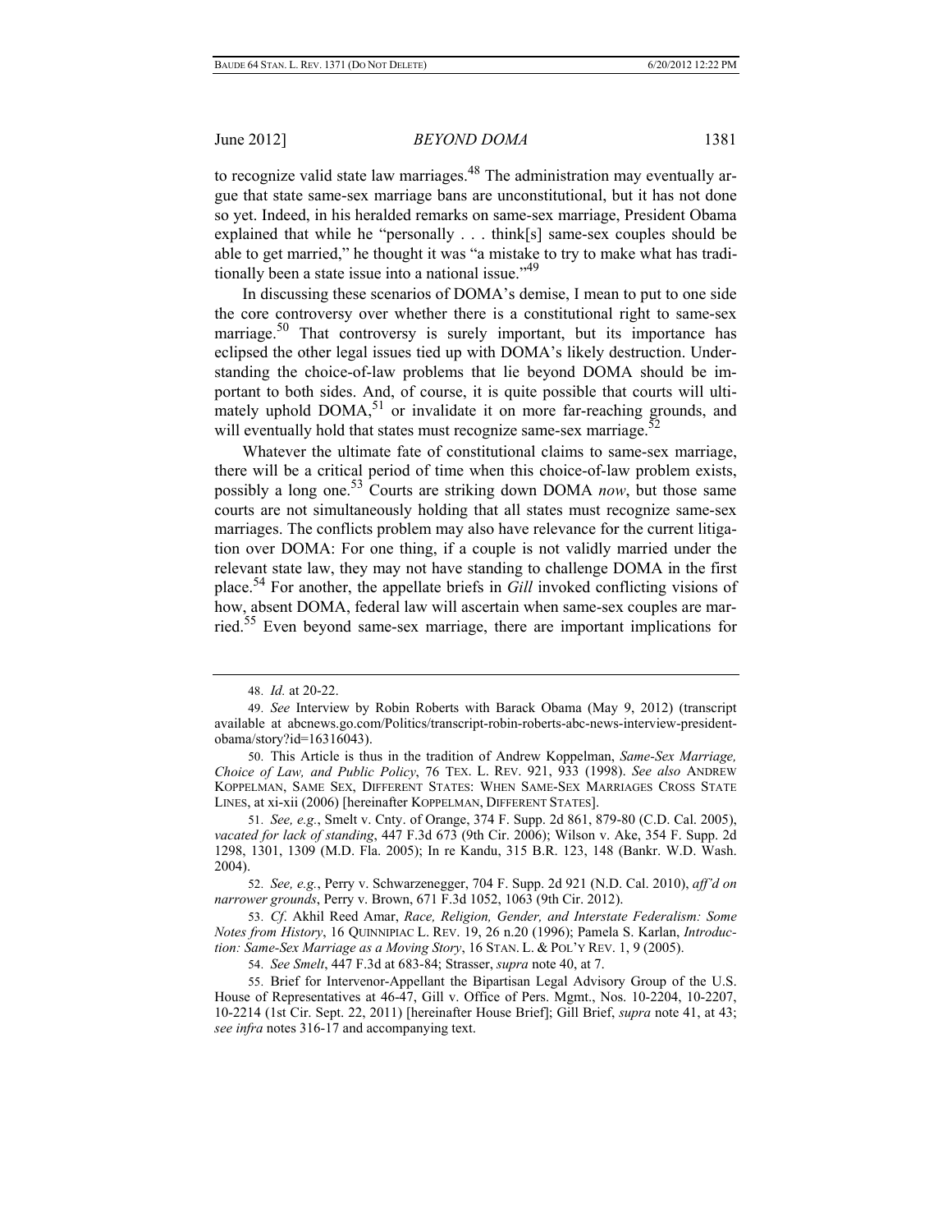to recognize valid state law marriages.[48] The administration may eventually argue that state same-sex marriage bans are unconstitutional, but it has not done so yet. Indeed, in his heralded remarks on same-sex marriage, President Obama explained that while he "personally . . . think[s] same-sex couples should be able to get married," he thought it was "a mistake to try to make what has traditionally been a state issue into a national issue."[49]

In discussing these scenarios of DOMA's demise, I mean to put to one side the core controversy over whether there is a constitutional right to same-sex marriage.[50] That controversy is surely important, but its importance has eclipsed the other legal issues tied up with DOMA's likely destruction. Understanding the choice-of-law problems that lie beyond DOMA should be important to both sides. And, of course, it is quite possible that courts will ultimately uphold DOMA,[51] or invalidate it on more far-reaching grounds, and will eventually hold that states must recognize same-sex marriage.[52]

Whatever the ultimate fate of constitutional claims to same-sex marriage, there will be a critical period of time when this choice-of-law problem exists, possibly a long one.[53] Courts are striking down DOMA *now*, but those same courts are not simultaneously holding that all states must recognize same-sex marriages. The conflicts problem may also have relevance for the current litigation over DOMA: For one thing, if a couple is not validly married under the relevant state law, they may not have standing to challenge DOMA in the first place.[54] For another, the appellate briefs in *Gill* invoked conflicting visions of how, absent DOMA, federal law will ascertain when same-sex couples are married.[55] Even beyond same-sex marriage, there are important implications for

---

48. *Id.* at 20-22.

49. *See* Interview by Robin Roberts with Barack Obama (May 9, 2012) (transcript available at abcnews.go.com/Politics/transcript-robin-roberts-abc-news-interview-president-obama/story?id=16316043).

50. This Article is thus in the tradition of Andrew Koppelman, *Same-Sex Marriage, Choice of Law, and Public Policy*, 76 TEX. L. REV. 921, 933 (1998). *See also* ANDREW KOPPELMAN, SAME SEX, DIFFERENT STATES: WHEN SAME-SEX MARRIAGES CROSS STATE LINES, at xi-xii (2006) [hereinafter KOPPELMAN, DIFFERENT STATES].

51. *See, e.g.*, Smelt v. Cnty. of Orange, 374 F. Supp. 2d 861, 879-80 (C.D. Cal. 2005), *vacated for lack of standing*, 447 F.3d 673 (9th Cir. 2006); Wilson v. Ake, 354 F. Supp. 2d 1298, 1301, 1309 (M.D. Fla. 2005); In re Kandu, 315 B.R. 123, 148 (Bankr. W.D. Wash. 2004).

52. *See, e.g.*, Perry v. Schwarzenegger, 704 F. Supp. 2d 921 (N.D. Cal. 2010), *aff'd on narrower grounds*, Perry v. Brown, 671 F.3d 1052, 1063 (9th Cir. 2012).

53. *Cf.* Akhil Reed Amar, *Race, Religion, Gender, and Interstate Federalism: Some Notes from History*, 16 QUINNIPIAC L. REV. 19, 26 n.20 (1996); Pamela S. Karlan, *Introduction: Same-Sex Marriage as a Moving Story*, 16 STAN. L. & POL'Y REV. 1, 9 (2005).

54. *See Smelt*, 447 F.3d at 683-84; Strasser, *supra* note 40, at 7.

55. Brief for Intervenor-Appellant the Bipartisan Legal Advisory Group of the U.S. House of Representatives at 46-47, Gill v. Office of Pers. Mgmt., Nos. 10-2204, 10-2207, 10-2214 (1st Cir. Sept. 22, 2011) [hereinafter House Brief]; Gill Brief, *supra* note 41, at 43; *see infra* notes 316-17 and accompanying text.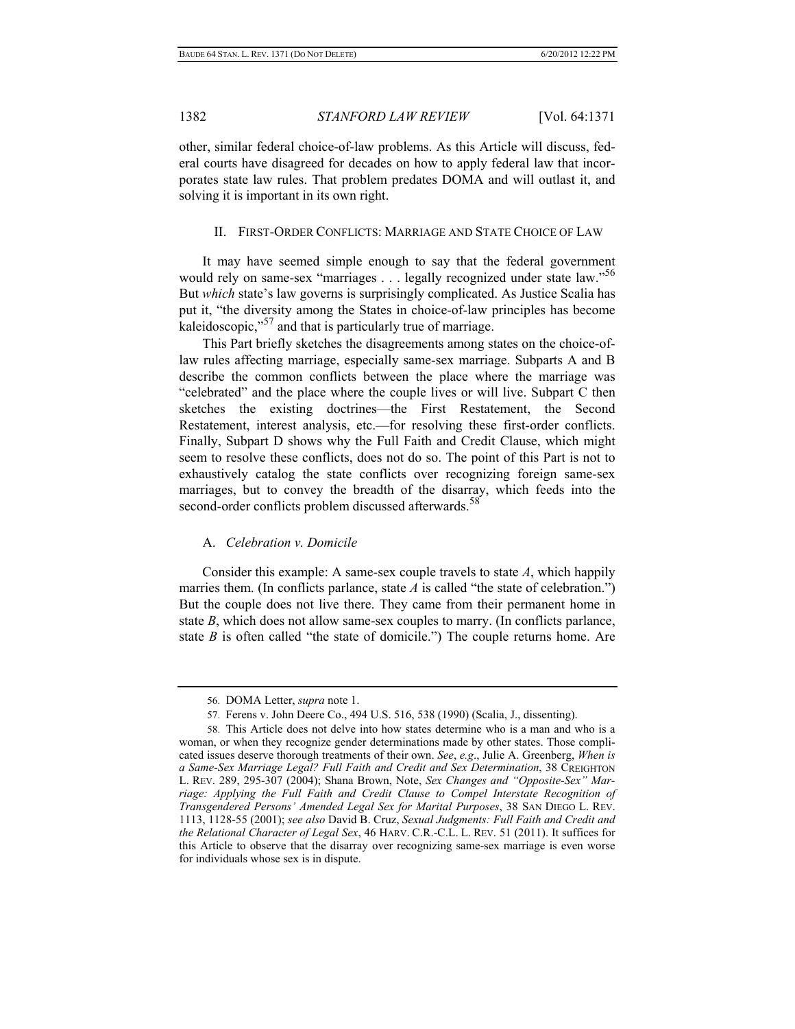other, similar federal choice-of-law problems. As this Article will discuss, federal courts have disagreed for decades on how to apply federal law that incorporates state law rules. That problem predates DOMA and will outlast it, and solving it is important in its own right.

## II. FIRST-ORDER CONFLICTS: MARRIAGE AND STATE CHOICE OF LAW

It may have seemed simple enough to say that the federal government would rely on same-sex "marriages . . . legally recognized under state law."[56] But *which* state's law governs is surprisingly complicated. As Justice Scalia has put it, "the diversity among the States in choice-of-law principles has become kaleidoscopic,"[57] and that is particularly true of marriage.

This Part briefly sketches the disagreements among states on the choice-of-law rules affecting marriage, especially same-sex marriage. Subparts A and B describe the common conflicts between the place where the marriage was "celebrated" and the place where the couple lives or will live. Subpart C then sketches the existing doctrines—the First Restatement, the Second Restatement, interest analysis, etc.—for resolving these first-order conflicts. Finally, Subpart D shows why the Full Faith and Credit Clause, which might seem to resolve these conflicts, does not do so. The point of this Part is not to exhaustively catalog the state conflicts over recognizing foreign same-sex marriages, but to convey the breadth of the disarray, which feeds into the second-order conflicts problem discussed afterwards.[58]

### A. *Celebration v. Domicile*

Consider this example: A same-sex couple travels to state *A*, which happily marries them. (In conflicts parlance, state *A* is called "the state of celebration.") But the couple does not live there. They came from their permanent home in state *B*, which does not allow same-sex couples to marry. (In conflicts parlance, state *B* is often called "the state of domicile.") The couple returns home. Are

---

56. DOMA Letter, *supra* note 1.

57. Ferens v. John Deere Co., 494 U.S. 516, 538 (1990) (Scalia, J., dissenting).

58. This Article does not delve into how states determine who is a man and who is a woman, or when they recognize gender determinations made by other states. Those complicated issues deserve thorough treatments of their own. *See*, *e.g.*, Julie A. Greenberg, *When is a Same-Sex Marriage Legal? Full Faith and Credit and Sex Determination*, 38 CREIGHTON L. REV. 289, 295-307 (2004); Shana Brown, Note, *Sex Changes and "Opposite-Sex" Marriage: Applying the Full Faith and Credit Clause to Compel Interstate Recognition of Transgendered Persons' Amended Legal Sex for Marital Purposes*, 38 SAN DIEGO L. REV. 1113, 1128-55 (2001); *see also* David B. Cruz, *Sexual Judgments: Full Faith and Credit and the Relational Character of Legal Sex*, 46 HARV. C.R.-C.L. L. REV. 51 (2011). It suffices for this Article to observe that the disarray over recognizing same-sex marriage is even worse for individuals whose sex is in dispute.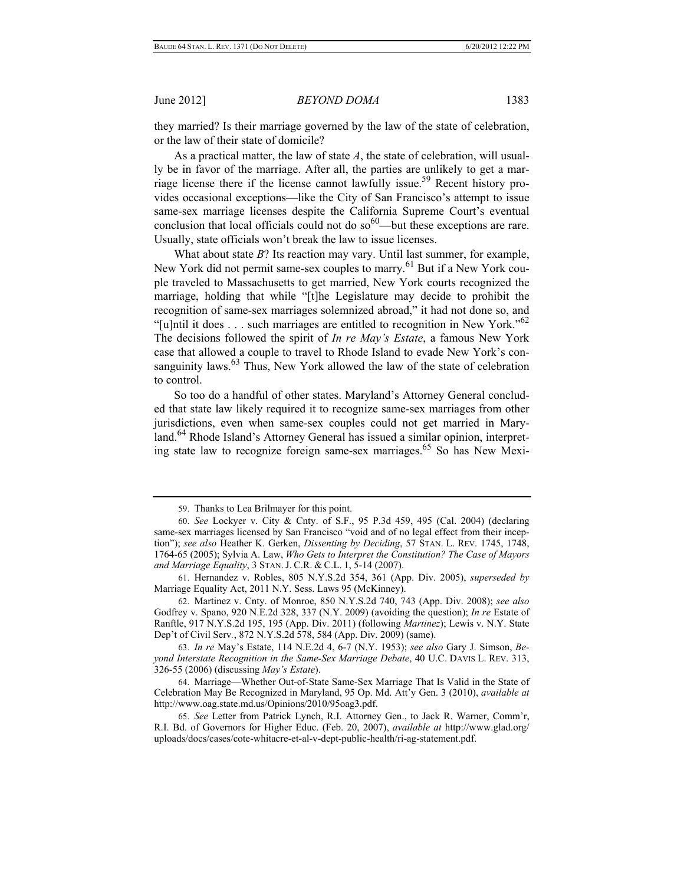they married? Is their marriage governed by the law of the state of celebration, or the law of their state of domicile?

As a practical matter, the law of state *A*, the state of celebration, will usually be in favor of the marriage. After all, the parties are unlikely to get a marriage license there if the license cannot lawfully issue.[59] Recent history provides occasional exceptions—like the City of San Francisco's attempt to issue same-sex marriage licenses despite the California Supreme Court's eventual conclusion that local officials could not do so[60]—but these exceptions are rare. Usually, state officials won't break the law to issue licenses.

What about state *B*? Its reaction may vary. Until last summer, for example, New York did not permit same-sex couples to marry.[61] But if a New York couple traveled to Massachusetts to get married, New York courts recognized the marriage, holding that while "[t]he Legislature may decide to prohibit the recognition of same-sex marriages solemnized abroad," it had not done so, and "[u]ntil it does . . . such marriages are entitled to recognition in New York."[62] The decisions followed the spirit of *In re May's Estate*, a famous New York case that allowed a couple to travel to Rhode Island to evade New York's consanguinity laws.[63] Thus, New York allowed the law of the state of celebration to control.

So too do a handful of other states. Maryland's Attorney General concluded that state law likely required it to recognize same-sex marriages from other jurisdictions, even when same-sex couples could not get married in Maryland.[64] Rhode Island's Attorney General has issued a similar opinion, interpreting state law to recognize foreign same-sex marriages.[65] So has New Mexi-

---

59. Thanks to Lea Brilmayer for this point.

60. *See* Lockyer v. City & Cnty. of S.F., 95 P.3d 459, 495 (Cal. 2004) (declaring same-sex marriages licensed by San Francisco "void and of no legal effect from their inception"); *see also* Heather K. Gerken, *Dissenting by Deciding*, 57 STAN. L. REV. 1745, 1748, 1764-65 (2005); Sylvia A. Law, *Who Gets to Interpret the Constitution? The Case of Mayors and Marriage Equality*, 3 STAN. J. C.R. & C.L. 1, 5-14 (2007).

61. Hernandez v. Robles, 805 N.Y.S.2d 354, 361 (App. Div. 2005), *superseded by* Marriage Equality Act, 2011 N.Y. Sess. Laws 95 (McKinney).

62. Martinez v. Cnty. of Monroe, 850 N.Y.S.2d 740, 743 (App. Div. 2008); *see also* Godfrey v. Spano, 920 N.E.2d 328, 337 (N.Y. 2009) (avoiding the question); *In re* Estate of Ranftle, 917 N.Y.S.2d 195, 195 (App. Div. 2011) (following *Martinez*); Lewis v. N.Y. State Dep't of Civil Serv., 872 N.Y.S.2d 578, 584 (App. Div. 2009) (same).

63. *In re* May's Estate, 114 N.E.2d 4, 6-7 (N.Y. 1953); *see also* Gary J. Simson, *Beyond Interstate Recognition in the Same-Sex Marriage Debate*, 40 U.C. DAVIS L. REV. 313, 326-55 (2006) (discussing *May's Estate*).

64. Marriage—Whether Out-of-State Same-Sex Marriage That Is Valid in the State of Celebration May Be Recognized in Maryland, 95 Op. Md. Att'y Gen. 3 (2010), *available at* http://www.oag.state.md.us/Opinions/2010/95oag3.pdf.

65. *See* Letter from Patrick Lynch, R.I. Attorney Gen., to Jack R. Warner, Comm'r, R.I. Bd. of Governors for Higher Educ. (Feb. 20, 2007), *available at* http://www.glad.org/uploads/docs/cases/cote-whitacre-et-al-v-dept-public-health/ri-ag-statement.pdf.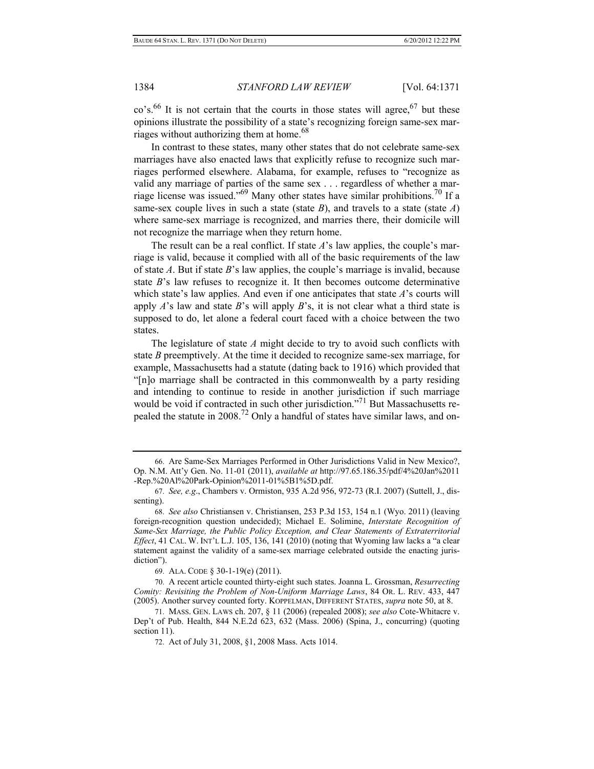co's.[66] It is not certain that the courts in those states will agree,[67] but these opinions illustrate the possibility of a state's recognizing foreign same-sex marriages without authorizing them at home.[68]

In contrast to these states, many other states that do not celebrate same-sex marriages have also enacted laws that explicitly refuse to recognize such marriages performed elsewhere. Alabama, for example, refuses to "recognize as valid any marriage of parties of the same sex . . . regardless of whether a marriage license was issued."[69] Many other states have similar prohibitions.[70] If a same-sex couple lives in such a state (state *B*), and travels to a state (state *A*) where same-sex marriage is recognized, and marries there, their domicile will not recognize the marriage when they return home.

The result can be a real conflict. If state *A*'s law applies, the couple's marriage is valid, because it complied with all of the basic requirements of the law of state *A*. But if state *B*'s law applies, the couple's marriage is invalid, because state *B*'s law refuses to recognize it. It then becomes outcome determinative which state's law applies. And even if one anticipates that state *A*'s courts will apply *A*'s law and state *B*'s will apply *B*'s, it is not clear what a third state is supposed to do, let alone a federal court faced with a choice between the two states.

The legislature of state *A* might decide to try to avoid such conflicts with state *B* preemptively. At the time it decided to recognize same-sex marriage, for example, Massachusetts had a statute (dating back to 1916) which provided that "[n]o marriage shall be contracted in this commonwealth by a party residing and intending to continue to reside in another jurisdiction if such marriage would be void if contracted in such other jurisdiction."[71] But Massachusetts repealed the statute in 2008.[72] Only a handful of states have similar laws, and on-

---

66. Are Same-Sex Marriages Performed in Other Jurisdictions Valid in New Mexico?, Op. N.M. Att'y Gen. No. 11-01 (2011), *available at* http://97.65.186.35/pdf/4%20Jan%2011-Rep.%20Al%20Park-Opinion%2011-01%5B1%5D.pdf.

67. *See, e.g.*, Chambers v. Ormiston, 935 A.2d 956, 972-73 (R.I. 2007) (Suttell, J., dissenting).

68. *See also* Christiansen v. Christiansen, 253 P.3d 153, 154 n.1 (Wyo. 2011) (leaving foreign-recognition question undecided); Michael E. Solimine, *Interstate Recognition of Same-Sex Marriage, the Public Policy Exception, and Clear Statements of Extraterritorial Effect*, 41 CAL. W. INT'L L.J. 105, 136, 141 (2010) (noting that Wyoming law lacks a "a clear statement against the validity of a same-sex marriage celebrated outside the enacting jurisdiction").

69. ALA. CODE § 30-1-19(e) (2011).

70. A recent article counted thirty-eight such states. Joanna L. Grossman, *Resurrecting Comity: Revisiting the Problem of Non-Uniform Marriage Laws*, 84 OR. L. REV. 433, 447 (2005). Another survey counted forty. KOPPELMAN, DIFFERENT STATES, *supra* note 50, at 8.

71. MASS. GEN. LAWS ch. 207, § 11 (2006) (repealed 2008); *see also* Cote-Whitacre v. Dep't of Pub. Health, 844 N.E.2d 623, 632 (Mass. 2006) (Spina, J., concurring) (quoting section 11).

72. Act of July 31, 2008, §1, 2008 Mass. Acts 1014.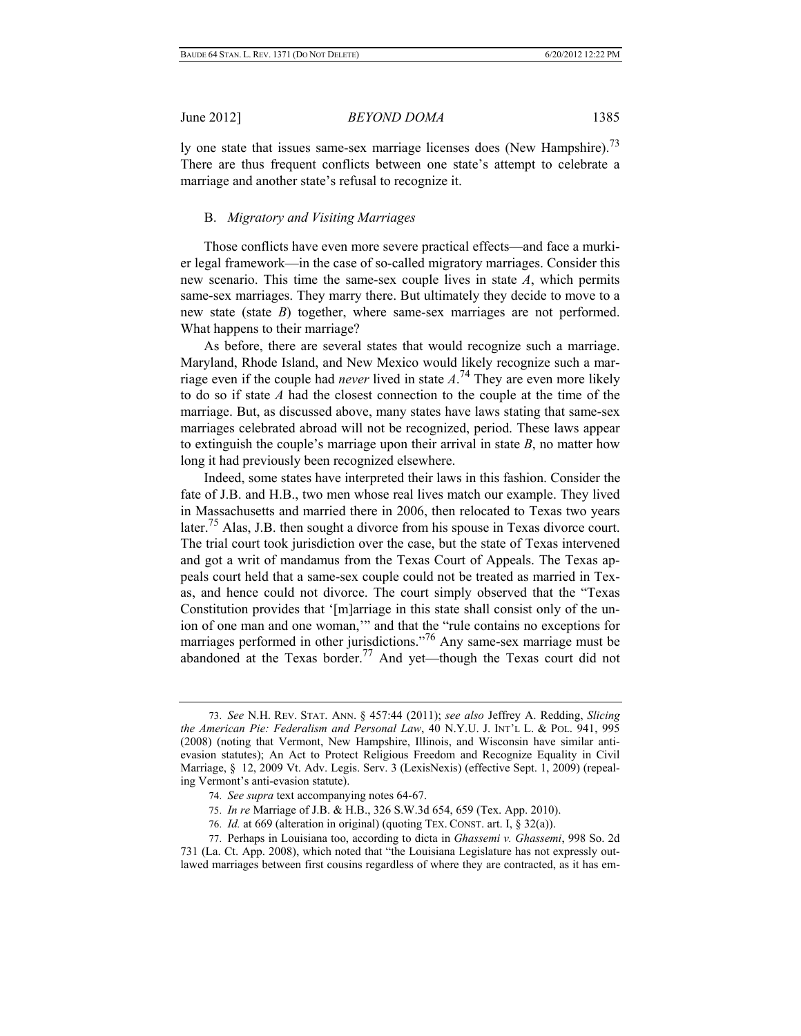ly one state that issues same-sex marriage licenses does (New Hampshire).[73] There are thus frequent conflicts between one state's attempt to celebrate a marriage and another state's refusal to recognize it.

### B. *Migratory and Visiting Marriages*

Those conflicts have even more severe practical effects—and face a murkier legal framework—in the case of so-called migratory marriages. Consider this new scenario. This time the same-sex couple lives in state *A*, which permits same-sex marriages. They marry there. But ultimately they decide to move to a new state (state *B*) together, where same-sex marriages are not performed. What happens to their marriage?

As before, there are several states that would recognize such a marriage. Maryland, Rhode Island, and New Mexico would likely recognize such a marriage even if the couple had *never* lived in state *A*.[74] They are even more likely to do so if state *A* had the closest connection to the couple at the time of the marriage. But, as discussed above, many states have laws stating that same-sex marriages celebrated abroad will not be recognized, period. These laws appear to extinguish the couple's marriage upon their arrival in state *B*, no matter how long it had previously been recognized elsewhere.

Indeed, some states have interpreted their laws in this fashion. Consider the fate of J.B. and H.B., two men whose real lives match our example. They lived in Massachusetts and married there in 2006, then relocated to Texas two years later.[75] Alas, J.B. then sought a divorce from his spouse in Texas divorce court. The trial court took jurisdiction over the case, but the state of Texas intervened and got a writ of mandamus from the Texas Court of Appeals. The Texas appeals court held that a same-sex couple could not be treated as married in Texas, and hence could not divorce. The court simply observed that the "Texas Constitution provides that '[m]arriage in this state shall consist only of the union of one man and one woman,'" and that the "rule contains no exceptions for marriages performed in other jurisdictions."[76] Any same-sex marriage must be abandoned at the Texas border.[77] And yet—though the Texas court did not

---

73. *See* N.H. REV. STAT. ANN. § 457:44 (2011); *see also* Jeffrey A. Redding, *Slicing the American Pie: Federalism and Personal Law*, 40 N.Y.U. J. INT'L L. & POL. 941, 995 (2008) (noting that Vermont, New Hampshire, Illinois, and Wisconsin have similar anti-evasion statutes); An Act to Protect Religious Freedom and Recognize Equality in Civil Marriage, § 12, 2009 Vt. Adv. Legis. Serv. 3 (LexisNexis) (effective Sept. 1, 2009) (repealing Vermont's anti-evasion statute).

74. *See supra* text accompanying notes 64-67.

75. *In re* Marriage of J.B. & H.B., 326 S.W.3d 654, 659 (Tex. App. 2010).

76. *Id.* at 669 (alteration in original) (quoting TEX. CONST. art. I, § 32(a)).

77. Perhaps in Louisiana too, according to dicta in *Ghassemi v. Ghassemi*, 998 So. 2d 731 (La. Ct. App. 2008), which noted that "the Louisiana Legislature has not expressly outlawed marriages between first cousins regardless of where they are contracted, as it has em-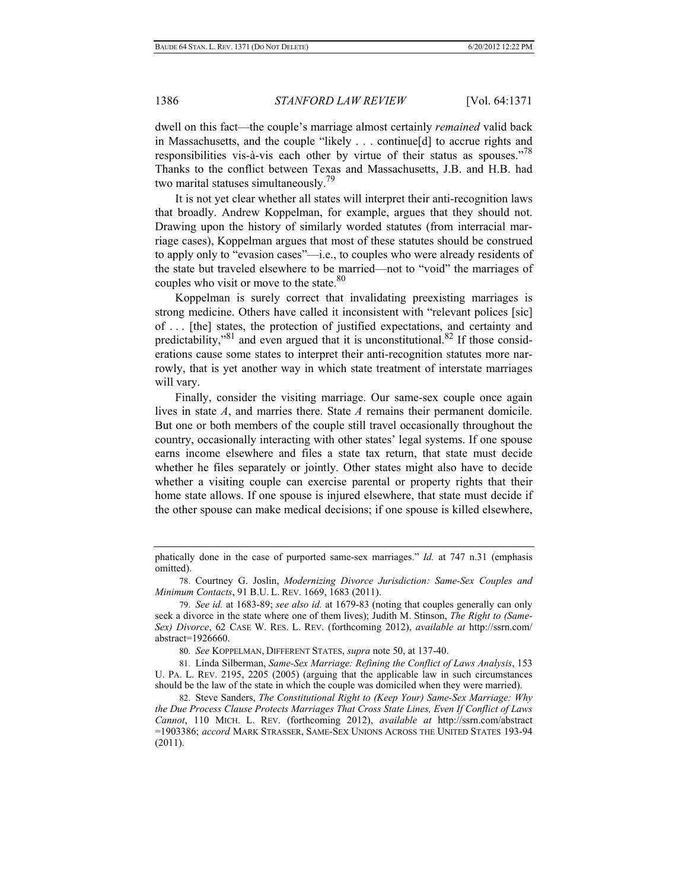dwell on this fact—the couple's marriage almost certainly *remained* valid back in Massachusetts, and the couple "likely . . . continue[d] to accrue rights and responsibilities vis-à-vis each other by virtue of their status as spouses."[78] Thanks to the conflict between Texas and Massachusetts, J.B. and H.B. had two marital statuses simultaneously.[79]

It is not yet clear whether all states will interpret their anti-recognition laws that broadly. Andrew Koppelman, for example, argues that they should not. Drawing upon the history of similarly worded statutes (from interracial marriage cases), Koppelman argues that most of these statutes should be construed to apply only to "evasion cases"—i.e., to couples who were already residents of the state but traveled elsewhere to be married—not to "void" the marriages of couples who visit or move to the state.[80]

Koppelman is surely correct that invalidating preexisting marriages is strong medicine. Others have called it inconsistent with "relevant polices [sic] of . . . [the] states, the protection of justified expectations, and certainty and predictability,"[81] and even argued that it is unconstitutional.[82] If those considerations cause some states to interpret their anti-recognition statutes more narrowly, that is yet another way in which state treatment of interstate marriages will vary.

Finally, consider the visiting marriage. Our same-sex couple once again lives in state *A*, and marries there. State *A* remains their permanent domicile. But one or both members of the couple still travel occasionally throughout the country, occasionally interacting with other states' legal systems. If one spouse earns income elsewhere and files a state tax return, that state must decide whether he files separately or jointly. Other states might also have to decide whether a visiting couple can exercise parental or property rights that their home state allows. If one spouse is injured elsewhere, that state must decide if the other spouse can make medical decisions; if one spouse is killed elsewhere,

---

phatically done in the case of purported same-sex marriages." *Id.* at 747 n.31 (emphasis omitted).

78. Courtney G. Joslin, *Modernizing Divorce Jurisdiction: Same-Sex Couples and Minimum Contacts*, 91 B.U. L. REV. 1669, 1683 (2011).

79. *See id.* at 1683-89; *see also id.* at 1679-83 (noting that couples generally can only seek a divorce in the state where one of them lives); Judith M. Stinson, *The Right to (Same-Sex) Divorce*, 62 CASE W. RES. L. REV. (forthcoming 2012), *available at* http://ssrn.com/abstract=1926660.

80. *See* KOPPELMAN, DIFFERENT STATES, *supra* note 50, at 137-40.

81. Linda Silberman, *Same-Sex Marriage: Refining the Conflict of Laws Analysis*, 153 U. PA. L. REV. 2195, 2205 (2005) (arguing that the applicable law in such circumstances should be the law of the state in which the couple was domiciled when they were married).

82. Steve Sanders, *The Constitutional Right to (Keep Your) Same-Sex Marriage: Why the Due Process Clause Protects Marriages That Cross State Lines, Even If Conflict of Laws Cannot*, 110 MICH. L. REV. (forthcoming 2012), *available at* http://ssrn.com/abstract=1903386; *accord* MARK STRASSER, SAME-SEX UNIONS ACROSS THE UNITED STATES 193-94 (2011).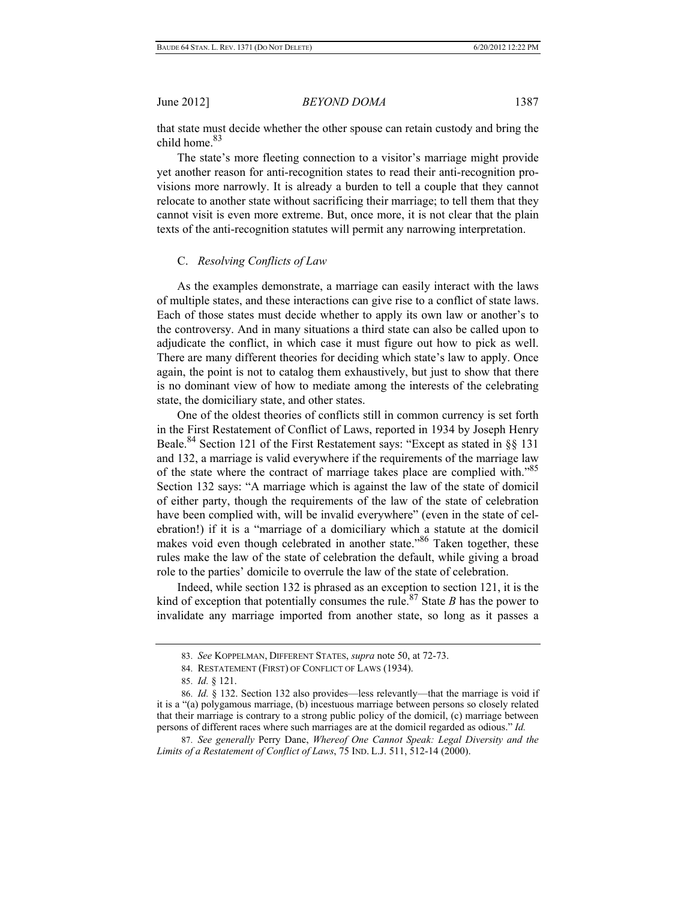that state must decide whether the other spouse can retain custody and bring the child home.[83]

The state's more fleeting connection to a visitor's marriage might provide yet another reason for anti-recognition states to read their anti-recognition provisions more narrowly. It is already a burden to tell a couple that they cannot relocate to another state without sacrificing their marriage; to tell them that they cannot visit is even more extreme. But, once more, it is not clear that the plain texts of the anti-recognition statutes will permit any narrowing interpretation.

### C. *Resolving Conflicts of Law*

As the examples demonstrate, a marriage can easily interact with the laws of multiple states, and these interactions can give rise to a conflict of state laws. Each of those states must decide whether to apply its own law or another's to the controversy. And in many situations a third state can also be called upon to adjudicate the conflict, in which case it must figure out how to pick as well. There are many different theories for deciding which state's law to apply. Once again, the point is not to catalog them exhaustively, but just to show that there is no dominant view of how to mediate among the interests of the celebrating state, the domiciliary state, and other states.

One of the oldest theories of conflicts still in common currency is set forth in the First Restatement of Conflict of Laws, reported in 1934 by Joseph Henry Beale.[84] Section 121 of the First Restatement says: "Except as stated in §§ 131 and 132, a marriage is valid everywhere if the requirements of the marriage law of the state where the contract of marriage takes place are complied with."[85] Section 132 says: "A marriage which is against the law of the state of domicil of either party, though the requirements of the law of the state of celebration have been complied with, will be invalid everywhere" (even in the state of celebration!) if it is a "marriage of a domiciliary which a statute at the domicil makes void even though celebrated in another state."[86] Taken together, these rules make the law of the state of celebration the default, while giving a broad role to the parties' domicile to overrule the law of the state of celebration.

Indeed, while section 132 is phrased as an exception to section 121, it is the kind of exception that potentially consumes the rule.[87] State *B* has the power to invalidate any marriage imported from another state, so long as it passes a

---

83. *See* KOPPELMAN, DIFFERENT STATES, *supra* note 50, at 72-73.

84. RESTATEMENT (FIRST) OF CONFLICT OF LAWS (1934).

85. *Id.* § 121.

86. *Id.* § 132. Section 132 also provides—less relevantly—that the marriage is void if it is a "(a) polygamous marriage, (b) incestuous marriage between persons so closely related that their marriage is contrary to a strong public policy of the domicil, (c) marriage between persons of different races where such marriages are at the domicil regarded as odious." *Id.*

87. *See generally* Perry Dane, *Whereof One Cannot Speak: Legal Diversity and the Limits of a Restatement of Conflict of Laws*, 75 IND. L.J. 511, 512-14 (2000).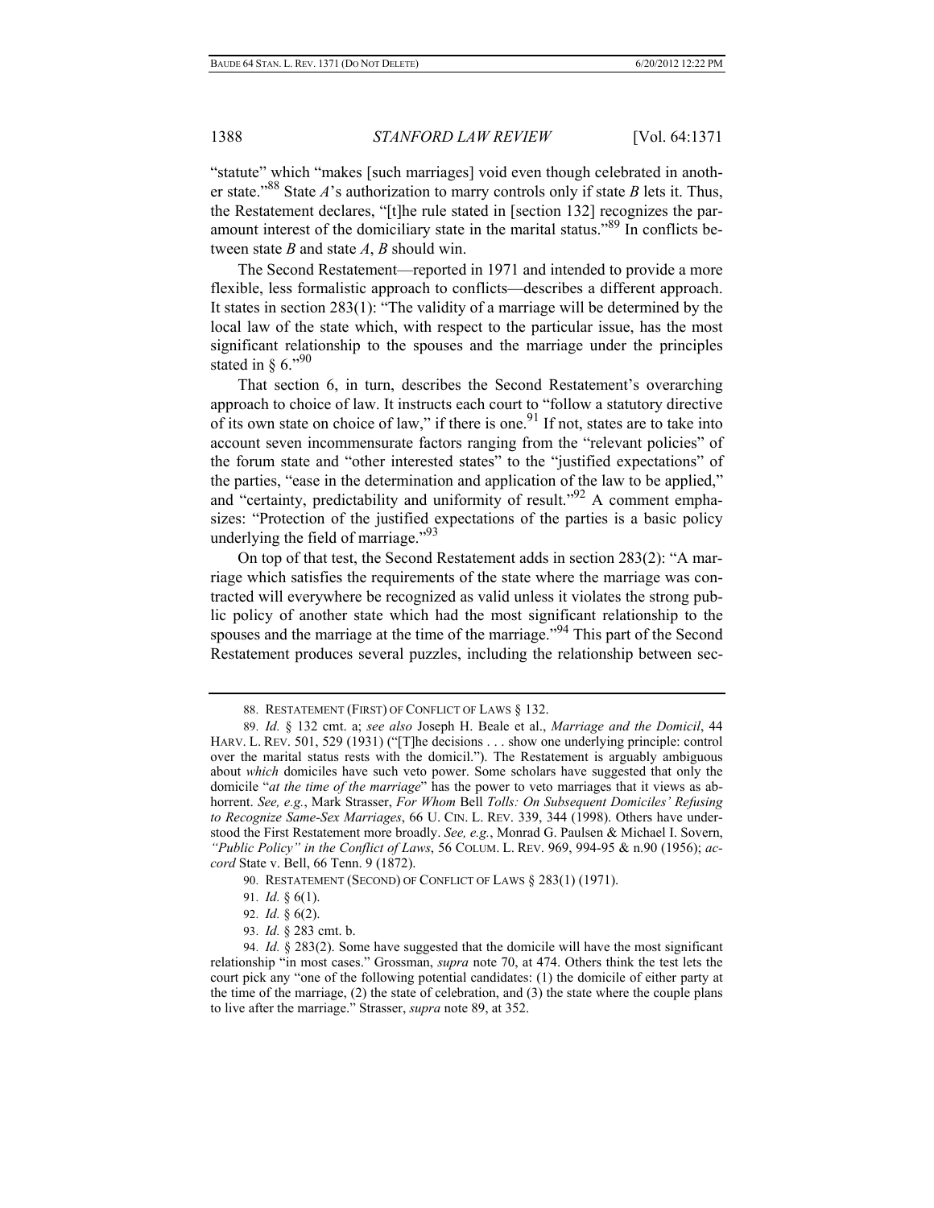"statute" which "makes [such marriages] void even though celebrated in another state."[88] State *A*'s authorization to marry controls only if state *B* lets it. Thus, the Restatement declares, "[t]he rule stated in [section 132] recognizes the paramount interest of the domiciliary state in the marital status."[89] In conflicts between state *B* and state *A*, *B* should win.

The Second Restatement—reported in 1971 and intended to provide a more flexible, less formalistic approach to conflicts—describes a different approach. It states in section 283(1): "The validity of a marriage will be determined by the local law of the state which, with respect to the particular issue, has the most significant relationship to the spouses and the marriage under the principles stated in § 6."[90]

That section 6, in turn, describes the Second Restatement's overarching approach to choice of law. It instructs each court to "follow a statutory directive of its own state on choice of law," if there is one.[91] If not, states are to take into account seven incommensurate factors ranging from the "relevant policies" of the forum state and "other interested states" to the "justified expectations" of the parties, "ease in the determination and application of the law to be applied," and "certainty, predictability and uniformity of result."[92] A comment emphasizes: "Protection of the justified expectations of the parties is a basic policy underlying the field of marriage."[93]

On top of that test, the Second Restatement adds in section 283(2): "A marriage which satisfies the requirements of the state where the marriage was contracted will everywhere be recognized as valid unless it violates the strong public policy of another state which had the most significant relationship to the spouses and the marriage at the time of the marriage."[94] This part of the Second Restatement produces several puzzles, including the relationship between sec-

---

88. RESTATEMENT (FIRST) OF CONFLICT OF LAWS § 132.

89. *Id.* § 132 cmt. a; *see also* Joseph H. Beale et al., *Marriage and the Domicil*, 44 HARV. L. REV. 501, 529 (1931) ("[T]he decisions . . . show one underlying principle: control over the marital status rests with the domicil."). The Restatement is arguably ambiguous about *which* domiciles have such veto power. Some scholars have suggested that only the domicile "*at the time of the marriage*" has the power to veto marriages that it views as abhorrent. *See, e.g.*, Mark Strasser, *For Whom* Bell *Tolls: On Subsequent Domiciles' Refusing to Recognize Same-Sex Marriages*, 66 U. CIN. L. REV. 339, 344 (1998). Others have understood the First Restatement more broadly. *See, e.g.*, Monrad G. Paulsen & Michael I. Sovern, *"Public Policy" in the Conflict of Laws*, 56 COLUM. L. REV. 969, 994-95 & n.90 (1956); *accord* State v. Bell, 66 Tenn. 9 (1872).

90. RESTATEMENT (SECOND) OF CONFLICT OF LAWS § 283(1) (1971).

91. *Id.* § 6(1).

92. *Id.* § 6(2).

93. *Id.* § 283 cmt. b.

94. *Id.* § 283(2). Some have suggested that the domicile will have the most significant relationship "in most cases." Grossman, *supra* note 70, at 474. Others think the test lets the court pick any "one of the following potential candidates: (1) the domicile of either party at the time of the marriage, (2) the state of celebration, and (3) the state where the couple plans to live after the marriage." Strasser, *supra* note 89, at 352.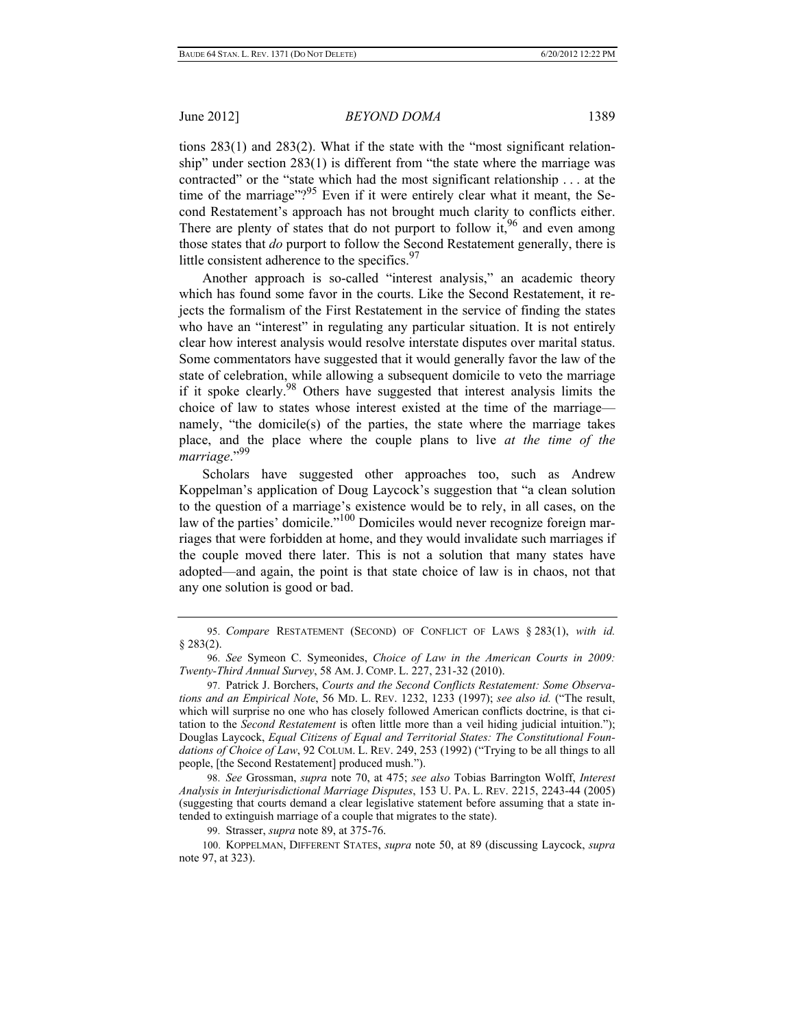tions 283(1) and 283(2). What if the state with the "most significant relationship" under section 283(1) is different from "the state where the marriage was contracted" or the "state which had the most significant relationship . . . at the time of the marriage"?[95] Even if it were entirely clear what it meant, the Second Restatement's approach has not brought much clarity to conflicts either. There are plenty of states that do not purport to follow it,[96] and even among those states that *do* purport to follow the Second Restatement generally, there is little consistent adherence to the specifics.[97]

Another approach is so-called "interest analysis," an academic theory which has found some favor in the courts. Like the Second Restatement, it rejects the formalism of the First Restatement in the service of finding the states who have an "interest" in regulating any particular situation. It is not entirely clear how interest analysis would resolve interstate disputes over marital status. Some commentators have suggested that it would generally favor the law of the state of celebration, while allowing a subsequent domicile to veto the marriage if it spoke clearly.[98] Others have suggested that interest analysis limits the choice of law to states whose interest existed at the time of the marriage—namely, "the domicile(s) of the parties, the state where the marriage takes place, and the place where the couple plans to live *at the time of the marriage*."[99]

Scholars have suggested other approaches too, such as Andrew Koppelman's application of Doug Laycock's suggestion that "a clean solution to the question of a marriage's existence would be to rely, in all cases, on the law of the parties' domicile."[100] Domiciles would never recognize foreign marriages that were forbidden at home, and they would invalidate such marriages if the couple moved there later. This is not a solution that many states have adopted—and again, the point is that state choice of law is in chaos, not that any one solution is good or bad.

---

95. *Compare* RESTATEMENT (SECOND) OF CONFLICT OF LAWS § 283(1), *with id.* § 283(2).

96. *See* Symeon C. Symeonides, *Choice of Law in the American Courts in 2009: Twenty-Third Annual Survey*, 58 AM. J. COMP. L. 227, 231-32 (2010).

97. Patrick J. Borchers, *Courts and the Second Conflicts Restatement: Some Observations and an Empirical Note*, 56 MD. L. REV. 1232, 1233 (1997); *see also id.* ("The result, which will surprise no one who has closely followed American conflicts doctrine, is that citation to the *Second Restatement* is often little more than a veil hiding judicial intuition."); Douglas Laycock, *Equal Citizens of Equal and Territorial States: The Constitutional Foundations of Choice of Law*, 92 COLUM. L. REV. 249, 253 (1992) ("Trying to be all things to all people, [the Second Restatement] produced mush.").

98. *See* Grossman, *supra* note 70, at 475; *see also* Tobias Barrington Wolff, *Interest Analysis in Interjurisdictional Marriage Disputes*, 153 U. PA. L. REV. 2215, 2243-44 (2005) (suggesting that courts demand a clear legislative statement before assuming that a state intended to extinguish marriage of a couple that migrates to the state).

99. Strasser, *supra* note 89, at 375-76.

100. KOPPELMAN, DIFFERENT STATES, *supra* note 50, at 89 (discussing Laycock, *supra* note 97, at 323).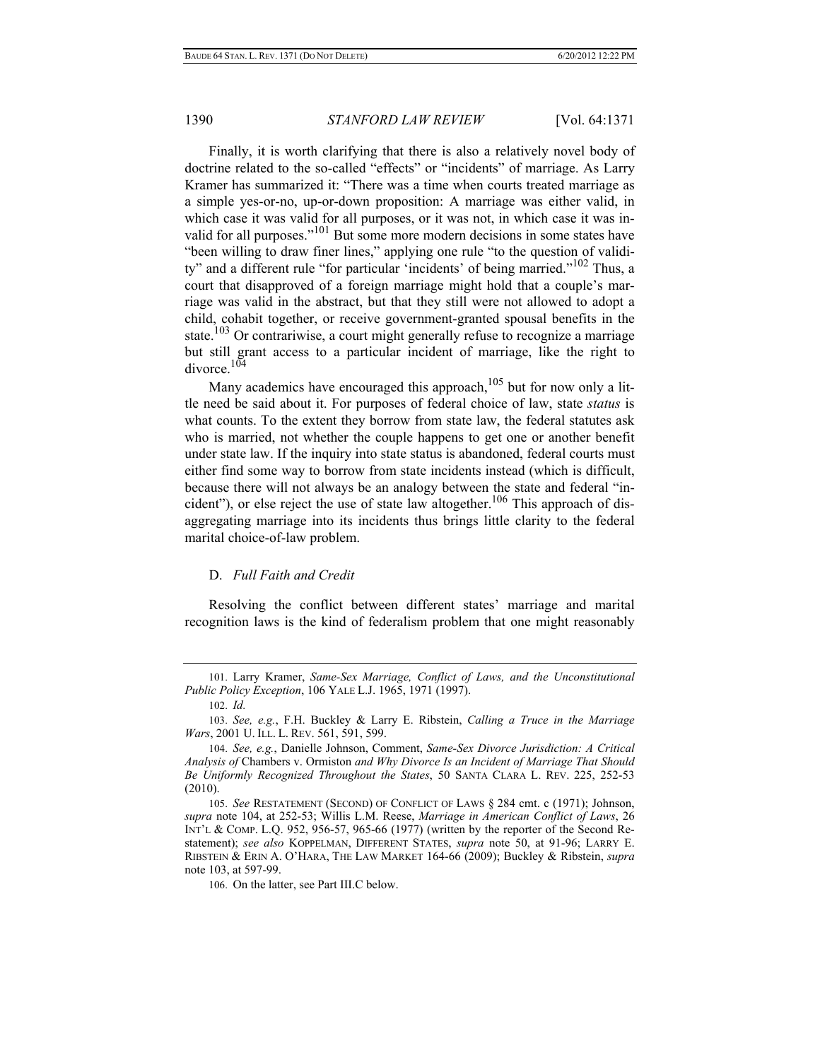Finally, it is worth clarifying that there is also a relatively novel body of doctrine related to the so-called "effects" or "incidents" of marriage. As Larry Kramer has summarized it: "There was a time when courts treated marriage as a simple yes-or-no, up-or-down proposition: A marriage was either valid, in which case it was valid for all purposes, or it was not, in which case it was invalid for all purposes."[101] But some more modern decisions in some states have "been willing to draw finer lines," applying one rule "to the question of validity" and a different rule "for particular 'incidents' of being married."[102] Thus, a court that disapproved of a foreign marriage might hold that a couple's marriage was valid in the abstract, but that they still were not allowed to adopt a child, cohabit together, or receive government-granted spousal benefits in the state.[103] Or contrariwise, a court might generally refuse to recognize a marriage but still grant access to a particular incident of marriage, like the right to divorce.[104]

Many academics have encouraged this approach,[105] but for now only a little need be said about it. For purposes of federal choice of law, state *status* is what counts. To the extent they borrow from state law, the federal statutes ask who is married, not whether the couple happens to get one or another benefit under state law. If the inquiry into state status is abandoned, federal courts must either find some way to borrow from state incidents instead (which is difficult, because there will not always be an analogy between the state and federal "incident"), or else reject the use of state law altogether.[106] This approach of disaggregating marriage into its incidents thus brings little clarity to the federal marital choice-of-law problem.

### D. *Full Faith and Credit*

Resolving the conflict between different states' marriage and marital recognition laws is the kind of federalism problem that one might reasonably

---

101. Larry Kramer, *Same-Sex Marriage, Conflict of Laws, and the Unconstitutional Public Policy Exception*, 106 YALE L.J. 1965, 1971 (1997).

102. *Id.*

103. *See, e.g.*, F.H. Buckley & Larry E. Ribstein, *Calling a Truce in the Marriage Wars*, 2001 U. ILL. L. REV. 561, 591, 599.

104. *See, e.g.*, Danielle Johnson, Comment, *Same-Sex Divorce Jurisdiction: A Critical Analysis of* Chambers v. Ormiston *and Why Divorce Is an Incident of Marriage That Should Be Uniformly Recognized Throughout the States*, 50 SANTA CLARA L. REV. 225, 252-53 (2010).

105. *See* RESTATEMENT (SECOND) OF CONFLICT OF LAWS § 284 cmt. c (1971); Johnson, *supra* note 104, at 252-53; Willis L.M. Reese, *Marriage in American Conflict of Laws*, 26 INT'L & COMP. L.Q. 952, 956-57, 965-66 (1977) (written by the reporter of the Second Restatement); *see also* KOPPELMAN, DIFFERENT STATES, *supra* note 50, at 91-96; LARRY E. RIBSTEIN & ERIN A. O'HARA, THE LAW MARKET 164-66 (2009); Buckley & Ribstein, *supra* note 103, at 597-99.

106. On the latter, see Part III.C below.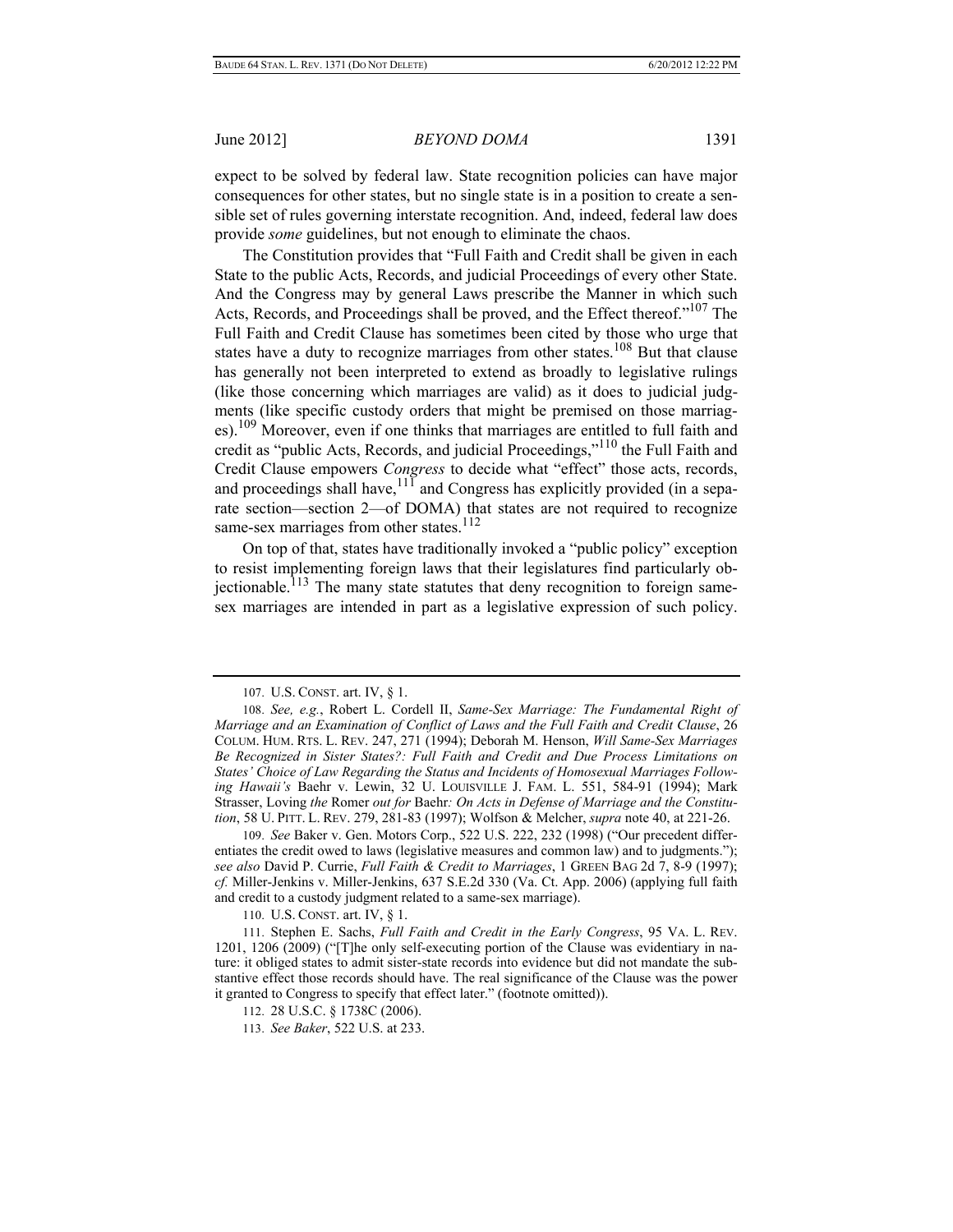expect to be solved by federal law. State recognition policies can have major consequences for other states, but no single state is in a position to create a sensible set of rules governing interstate recognition. And, indeed, federal law does provide *some* guidelines, but not enough to eliminate the chaos.

The Constitution provides that "Full Faith and Credit shall be given in each State to the public Acts, Records, and judicial Proceedings of every other State. And the Congress may by general Laws prescribe the Manner in which such Acts, Records, and Proceedings shall be proved, and the Effect thereof."[107] The Full Faith and Credit Clause has sometimes been cited by those who urge that states have a duty to recognize marriages from other states.[108] But that clause has generally not been interpreted to extend as broadly to legislative rulings (like those concerning which marriages are valid) as it does to judicial judgments (like specific custody orders that might be premised on those marriages).[109] Moreover, even if one thinks that marriages are entitled to full faith and credit as "public Acts, Records, and judicial Proceedings,"[110] the Full Faith and Credit Clause empowers *Congress* to decide what "effect" those acts, records, and proceedings shall have,[111] and Congress has explicitly provided (in a separate section—section 2—of DOMA) that states are not required to recognize same-sex marriages from other states.[112]

On top of that, states have traditionally invoked a "public policy" exception to resist implementing foreign laws that their legislatures find particularly objectionable.[113] The many state statutes that deny recognition to foreign same-sex marriages are intended in part as a legislative expression of such policy.

---

107. U.S. CONST. art. IV, § 1.

108. *See, e.g.*, Robert L. Cordell II, *Same-Sex Marriage: The Fundamental Right of Marriage and an Examination of Conflict of Laws and the Full Faith and Credit Clause*, 26 COLUM. HUM. RTS. L. REV. 247, 271 (1994); Deborah M. Henson, *Will Same-Sex Marriages Be Recognized in Sister States?: Full Faith and Credit and Due Process Limitations on States' Choice of Law Regarding the Status and Incidents of Homosexual Marriages Following Hawaii's* Baehr v. Lewin, 32 U. LOUISVILLE J. FAM. L. 551, 584-91 (1994); Mark Strasser, Loving *the* Romer *out for* Baehr*: On Acts in Defense of Marriage and the Constitution*, 58 U. PITT. L. REV. 279, 281-83 (1997); Wolfson & Melcher, *supra* note 40, at 221-26.

109. *See* Baker v. Gen. Motors Corp., 522 U.S. 222, 232 (1998) ("Our precedent differentiates the credit owed to laws (legislative measures and common law) and to judgments."); *see also* David P. Currie, *Full Faith & Credit to Marriages*, 1 GREEN BAG 2d 7, 8-9 (1997); *cf.* Miller-Jenkins v. Miller-Jenkins, 637 S.E.2d 330 (Va. Ct. App. 2006) (applying full faith and credit to a custody judgment related to a same-sex marriage).

110. U.S. CONST. art. IV, § 1.

111. Stephen E. Sachs, *Full Faith and Credit in the Early Congress*, 95 VA. L. REV. 1201, 1206 (2009) ("[T]he only self-executing portion of the Clause was evidentiary in nature: it obliged states to admit sister-state records into evidence but did not mandate the substantive effect those records should have. The real significance of the Clause was the power it granted to Congress to specify that effect later." (footnote omitted)).

112. 28 U.S.C. § 1738C (2006).

113. *See Baker*, 522 U.S. at 233.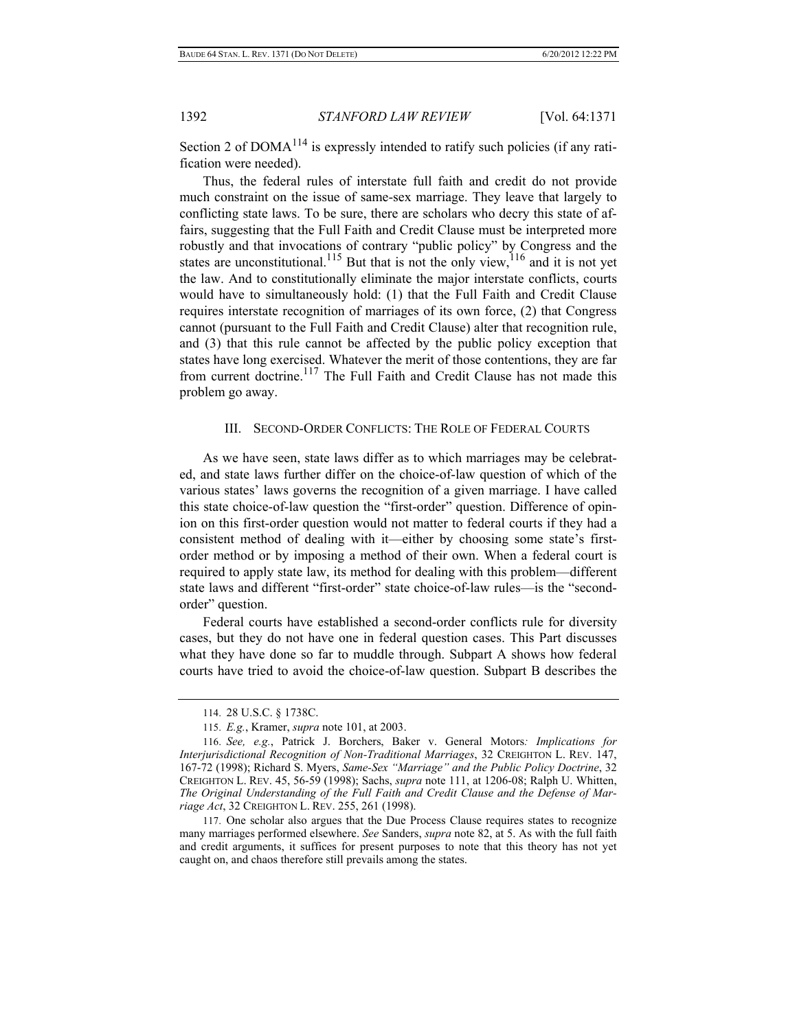Section 2 of DOMA[114] is expressly intended to ratify such policies (if any ratification were needed).

Thus, the federal rules of interstate full faith and credit do not provide much constraint on the issue of same-sex marriage. They leave that largely to conflicting state laws. To be sure, there are scholars who decry this state of affairs, suggesting that the Full Faith and Credit Clause must be interpreted more robustly and that invocations of contrary "public policy" by Congress and the states are unconstitutional.[115] But that is not the only view,[116] and it is not yet the law. And to constitutionally eliminate the major interstate conflicts, courts would have to simultaneously hold: (1) that the Full Faith and Credit Clause requires interstate recognition of marriages of its own force, (2) that Congress cannot (pursuant to the Full Faith and Credit Clause) alter that recognition rule, and (3) that this rule cannot be affected by the public policy exception that states have long exercised. Whatever the merit of those contentions, they are far from current doctrine.[117] The Full Faith and Credit Clause has not made this problem go away.

## III. SECOND-ORDER CONFLICTS: THE ROLE OF FEDERAL COURTS

As we have seen, state laws differ as to which marriages may be celebrated, and state laws further differ on the choice-of-law question of which of the various states' laws governs the recognition of a given marriage. I have called this state choice-of-law question the "first-order" question. Difference of opinion on this first-order question would not matter to federal courts if they had a consistent method of dealing with it—either by choosing some state's first-order method or by imposing a method of their own. When a federal court is required to apply state law, its method for dealing with this problem—different state laws and different "first-order" state choice-of-law rules—is the "second-order" question.

Federal courts have established a second-order conflicts rule for diversity cases, but they do not have one in federal question cases. This Part discusses what they have done so far to muddle through. Subpart A shows how federal courts have tried to avoid the choice-of-law question. Subpart B describes the

---

114. 28 U.S.C. § 1738C.

115. *E.g.*, Kramer, *supra* note 101, at 2003.

116. *See, e.g.*, Patrick J. Borchers, *Baker* v. *General Motors: Implications for Interjurisdictional Recognition of Non-Traditional Marriages*, 32 CREIGHTON L. REV. 147, 167-72 (1998); Richard S. Myers, *Same-Sex "Marriage" and the Public Policy Doctrine*, 32 CREIGHTON L. REV. 45, 56-59 (1998); Sachs, *supra* note 111, at 1206-08; Ralph U. Whitten, *The Original Understanding of the Full Faith and Credit Clause and the Defense of Marriage Act*, 32 CREIGHTON L. REV. 255, 261 (1998).

117. One scholar also argues that the Due Process Clause requires states to recognize many marriages performed elsewhere. *See* Sanders, *supra* note 82, at 5. As with the full faith and credit arguments, it suffices for present purposes to note that this theory has not yet caught on, and chaos therefore still prevails among the states.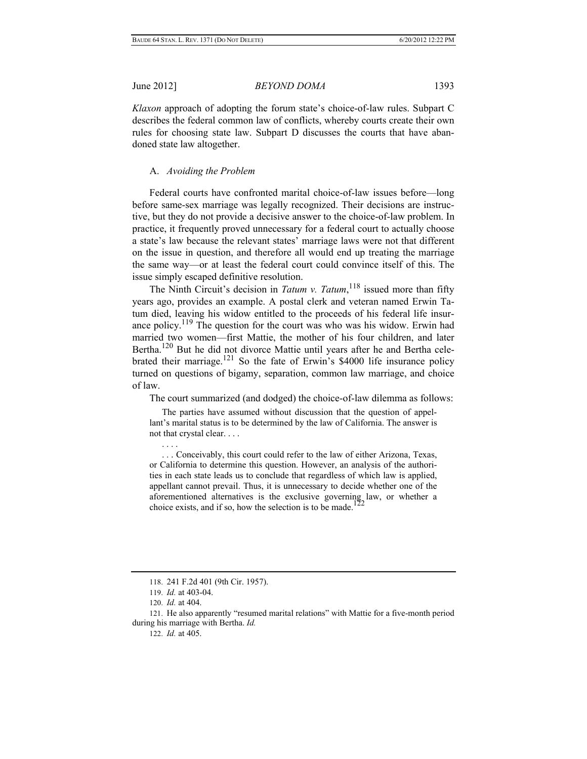*Klaxon* approach of adopting the forum state's choice-of-law rules. Subpart C describes the federal common law of conflicts, whereby courts create their own rules for choosing state law. Subpart D discusses the courts that have abandoned state law altogether.

### A. *Avoiding the Problem*

Federal courts have confronted marital choice-of-law issues before—long before same-sex marriage was legally recognized. Their decisions are instructive, but they do not provide a decisive answer to the choice-of-law problem. In practice, it frequently proved unnecessary for a federal court to actually choose a state's law because the relevant states' marriage laws were not that different on the issue in question, and therefore all would end up treating the marriage the same way—or at least the federal court could convince itself of this. The issue simply escaped definitive resolution.

The Ninth Circuit's decision in *Tatum v. Tatum*,[118] issued more than fifty years ago, provides an example. A postal clerk and veteran named Erwin Tatum died, leaving his widow entitled to the proceeds of his federal life insurance policy.[119] The question for the court was who was his widow. Erwin had married two women—first Mattie, the mother of his four children, and later Bertha.[120] But he did not divorce Mattie until years after he and Bertha celebrated their marriage.[121] So the fate of Erwin's $4000 life insurance policy turned on questions of bigamy, separation, common law marriage, and choice of law.

The court summarized (and dodged) the choice-of-law dilemma as follows:

> The parties have assumed without discussion that the question of appellant's marital status is to be determined by the law of California. The answer is not that crystal clear. . . .
>
> . . . .
>
> . . . Conceivably, this court could refer to the law of either Arizona, Texas, or California to determine this question. However, an analysis of the authorities in each state leads us to conclude that regardless of which law is applied, appellant cannot prevail. Thus, it is unnecessary to decide whether one of the aforementioned alternatives is the exclusive governing law, or whether a choice exists, and if so, how the selection is to be made.[122]

---

118. 241 F.2d 401 (9th Cir. 1957).

119. *Id.* at 403-04.

120. *Id.* at 404.

121. He also apparently "resumed marital relations" with Mattie for a five-month period during his marriage with Bertha. *Id.*

122. *Id.* at 405.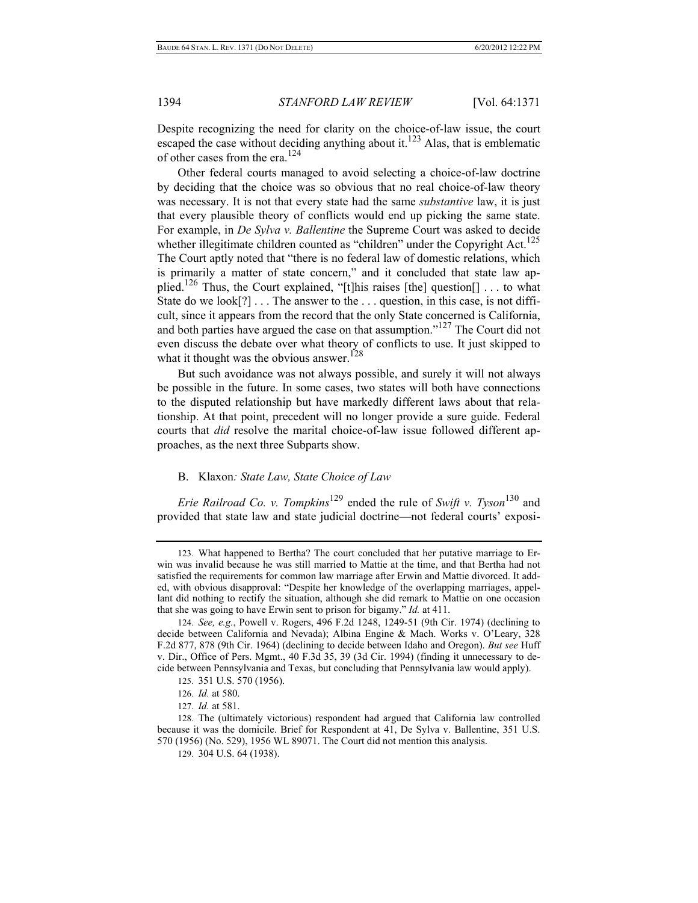Despite recognizing the need for clarity on the choice-of-law issue, the court escaped the case without deciding anything about it.[123] Alas, that is emblematic of other cases from the era.[124]

Other federal courts managed to avoid selecting a choice-of-law doctrine by deciding that the choice was so obvious that no real choice-of-law theory was necessary. It is not that every state had the same *substantive* law, it is just that every plausible theory of conflicts would end up picking the same state. For example, in *De Sylva v. Ballentine* the Supreme Court was asked to decide whether illegitimate children counted as "children" under the Copyright Act.[125] The Court aptly noted that "there is no federal law of domestic relations, which is primarily a matter of state concern," and it concluded that state law applied.[126] Thus, the Court explained, "[t]his raises [the] question[] . . . to what State do we look[?] . . . The answer to the . . . question, in this case, is not difficult, since it appears from the record that the only State concerned is California, and both parties have argued the case on that assumption."[127] The Court did not even discuss the debate over what theory of conflicts to use. It just skipped to what it thought was the obvious answer.[128]

But such avoidance was not always possible, and surely it will not always be possible in the future. In some cases, two states will both have connections to the disputed relationship but have markedly different laws about that relationship. At that point, precedent will no longer provide a sure guide. Federal courts that *did* resolve the marital choice-of-law issue followed different approaches, as the next three Subparts show.

### B. *Klaxon: State Law, State Choice of Law*

*Erie Railroad Co. v. Tompkins*[129] ended the rule of *Swift v. Tyson*[130] and provided that state law and state judicial doctrine—not federal courts' exposi-

---

123. What happened to Bertha? The court concluded that her putative marriage to Erwin was invalid because he was still married to Mattie at the time, and that Bertha had not satisfied the requirements for common law marriage after Erwin and Mattie divorced. It added, with obvious disapproval: "Despite her knowledge of the overlapping marriages, appellant did nothing to rectify the situation, although she did remark to Mattie on one occasion that she was going to have Erwin sent to prison for bigamy." *Id.* at 411.

124. *See, e.g.*, Powell v. Rogers, 496 F.2d 1248, 1249-51 (9th Cir. 1974) (declining to decide between California and Nevada); Albina Engine & Mach. Works v. O'Leary, 328 F.2d 877, 878 (9th Cir. 1964) (declining to decide between Idaho and Oregon). *But see* Huff v. Dir., Office of Pers. Mgmt., 40 F.3d 35, 39 (3d Cir. 1994) (finding it unnecessary to decide between Pennsylvania and Texas, but concluding that Pennsylvania law would apply).

125. 351 U.S. 570 (1956).

126. *Id.* at 580.

127. *Id.* at 581.

128. The (ultimately victorious) respondent had argued that California law controlled because it was the domicile. Brief for Respondent at 41, De Sylva v. Ballentine, 351 U.S. 570 (1956) (No. 529), 1956 WL 89071. The Court did not mention this analysis.

129. 304 U.S. 64 (1938).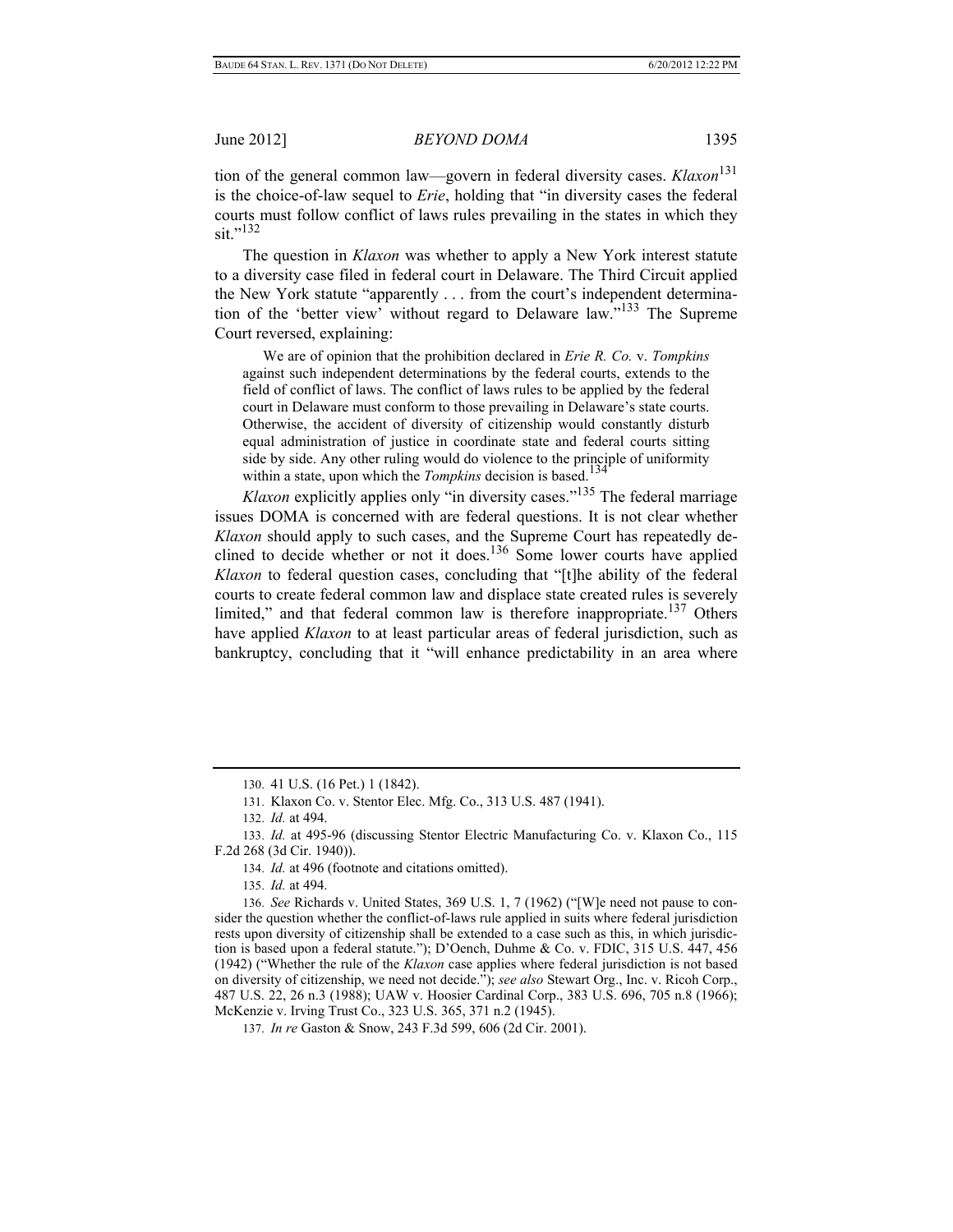tion of the general common law—govern in federal diversity cases. *Klaxon*[131] is the choice-of-law sequel to *Erie*, holding that "in diversity cases the federal courts must follow conflict of laws rules prevailing in the states in which they sit."[132]

The question in *Klaxon* was whether to apply a New York interest statute to a diversity case filed in federal court in Delaware. The Third Circuit applied the New York statute "apparently . . . from the court's independent determination of the 'better view' without regard to Delaware law."[133] The Supreme Court reversed, explaining:

> We are of opinion that the prohibition declared in *Erie R. Co.* v. *Tompkins* against such independent determinations by the federal courts, extends to the field of conflict of laws. The conflict of laws rules to be applied by the federal court in Delaware must conform to those prevailing in Delaware's state courts. Otherwise, the accident of diversity of citizenship would constantly disturb equal administration of justice in coordinate state and federal courts sitting side by side. Any other ruling would do violence to the principle of uniformity within a state, upon which the *Tompkins* decision is based.[134]

*Klaxon* explicitly applies only "in diversity cases."[135] The federal marriage issues DOMA is concerned with are federal questions. It is not clear whether *Klaxon* should apply to such cases, and the Supreme Court has repeatedly declined to decide whether or not it does.[136] Some lower courts have applied *Klaxon* to federal question cases, concluding that "[t]he ability of the federal courts to create federal common law and displace state created rules is severely limited," and that federal common law is therefore inappropriate.[137] Others have applied *Klaxon* to at least particular areas of federal jurisdiction, such as bankruptcy, concluding that it "will enhance predictability in an area where

---

130. 41 U.S. (16 Pet.) 1 (1842).

131. Klaxon Co. v. Stentor Elec. Mfg. Co., 313 U.S. 487 (1941).

132. *Id.* at 494.

133. *Id.* at 495-96 (discussing Stentor Electric Manufacturing Co. v. Klaxon Co., 115 F.2d 268 (3d Cir. 1940)).

134. *Id.* at 496 (footnote and citations omitted).

135. *Id.* at 494.

136. *See* Richards v. United States, 369 U.S. 1, 7 (1962) ("[W]e need not pause to consider the question whether the conflict-of-laws rule applied in suits where federal jurisdiction rests upon diversity of citizenship shall be extended to a case such as this, in which jurisdiction is based upon a federal statute."); D'Oench, Duhme & Co. v. FDIC, 315 U.S. 447, 456 (1942) ("Whether the rule of the *Klaxon* case applies where federal jurisdiction is not based on diversity of citizenship, we need not decide."); *see also* Stewart Org., Inc. v. Ricoh Corp., 487 U.S. 22, 26 n.3 (1988); UAW v. Hoosier Cardinal Corp., 383 U.S. 696, 705 n.8 (1966); McKenzie v. Irving Trust Co., 323 U.S. 365, 371 n.2 (1945).

137. *In re* Gaston & Snow, 243 F.3d 599, 606 (2d Cir. 2001).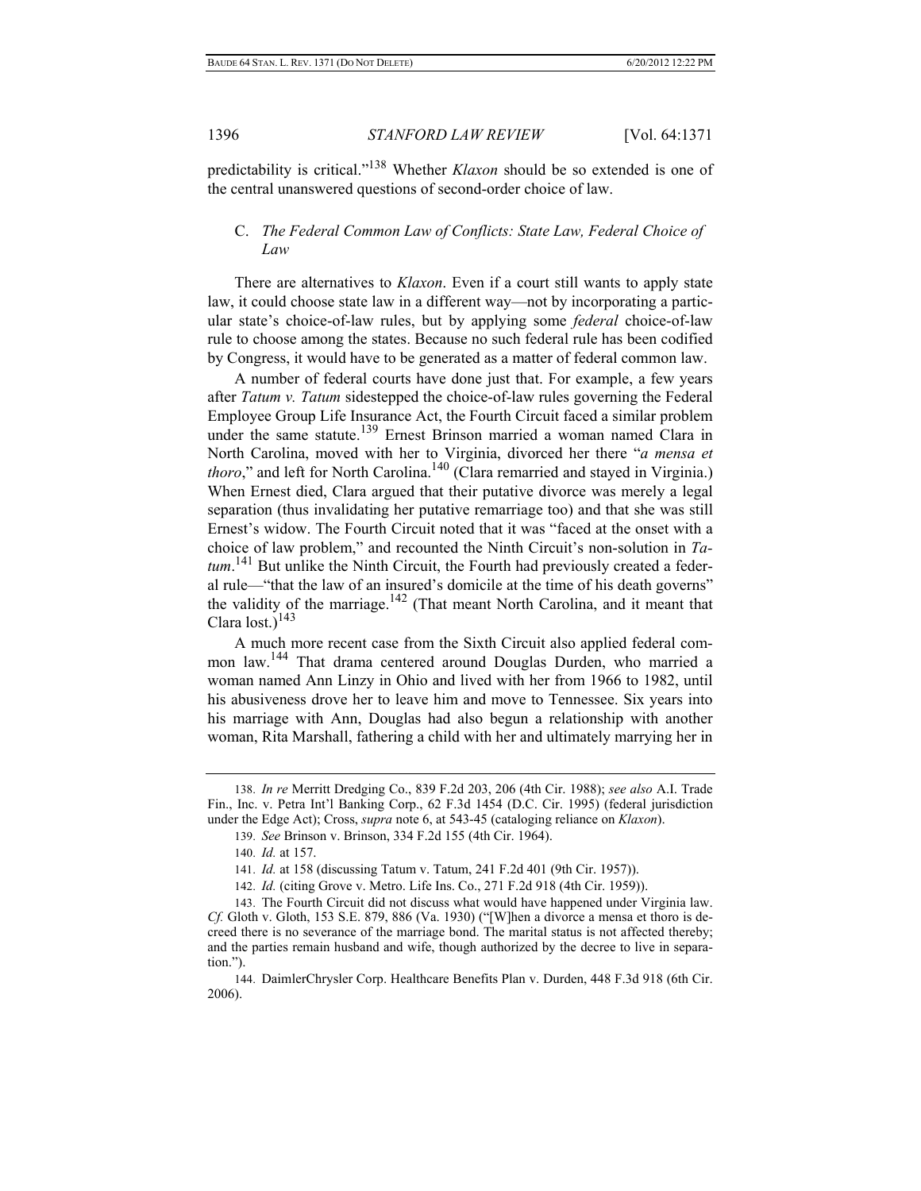predictability is critical."[138] Whether *Klaxon* should be so extended is one of the central unanswered questions of second-order choice of law.

### C. *The Federal Common Law of Conflicts: State Law, Federal Choice of Law*

There are alternatives to *Klaxon*. Even if a court still wants to apply state law, it could choose state law in a different way—not by incorporating a particular state's choice-of-law rules, but by applying some *federal* choice-of-law rule to choose among the states. Because no such federal rule has been codified by Congress, it would have to be generated as a matter of federal common law.

A number of federal courts have done just that. For example, a few years after *Tatum v. Tatum* sidestepped the choice-of-law rules governing the Federal Employee Group Life Insurance Act, the Fourth Circuit faced a similar problem under the same statute.[139] Ernest Brinson married a woman named Clara in North Carolina, moved with her to Virginia, divorced her there "*a mensa et thoro*," and left for North Carolina.[140] (Clara remarried and stayed in Virginia.) When Ernest died, Clara argued that their putative divorce was merely a legal separation (thus invalidating her putative remarriage too) and that she was still Ernest's widow. The Fourth Circuit noted that it was "faced at the onset with a choice of law problem," and recounted the Ninth Circuit's non-solution in *Tatum*.[141] But unlike the Ninth Circuit, the Fourth had previously created a federal rule—"that the law of an insured's domicile at the time of his death governs" the validity of the marriage.[142] (That meant North Carolina, and it meant that Clara lost.)[143]

A much more recent case from the Sixth Circuit also applied federal common law.[144] That drama centered around Douglas Durden, who married a woman named Ann Linzy in Ohio and lived with her from 1966 to 1982, until his abusiveness drove her to leave him and move to Tennessee. Six years into his marriage with Ann, Douglas had also begun a relationship with another woman, Rita Marshall, fathering a child with her and ultimately marrying her in

---

138. *In re* Merritt Dredging Co., 839 F.2d 203, 206 (4th Cir. 1988); *see also* A.I. Trade Fin., Inc. v. Petra Int'l Banking Corp., 62 F.3d 1454 (D.C. Cir. 1995) (federal jurisdiction under the Edge Act); Cross, *supra* note 6, at 543-45 (cataloging reliance on *Klaxon*).

139. *See* Brinson v. Brinson, 334 F.2d 155 (4th Cir. 1964).

140. *Id.* at 157.

141. *Id.* at 158 (discussing Tatum v. Tatum, 241 F.2d 401 (9th Cir. 1957)).

142. *Id.* (citing Grove v. Metro. Life Ins. Co., 271 F.2d 918 (4th Cir. 1959)).

143. The Fourth Circuit did not discuss what would have happened under Virginia law. *Cf.* Gloth v. Gloth, 153 S.E. 879, 886 (Va. 1930) ("[W]hen a divorce a mensa et thoro is decreed there is no severance of the marriage bond. The marital status is not affected thereby; and the parties remain husband and wife, though authorized by the decree to live in separation.").

144. DaimlerChrysler Corp. Healthcare Benefits Plan v. Durden, 448 F.3d 918 (6th Cir. 2006).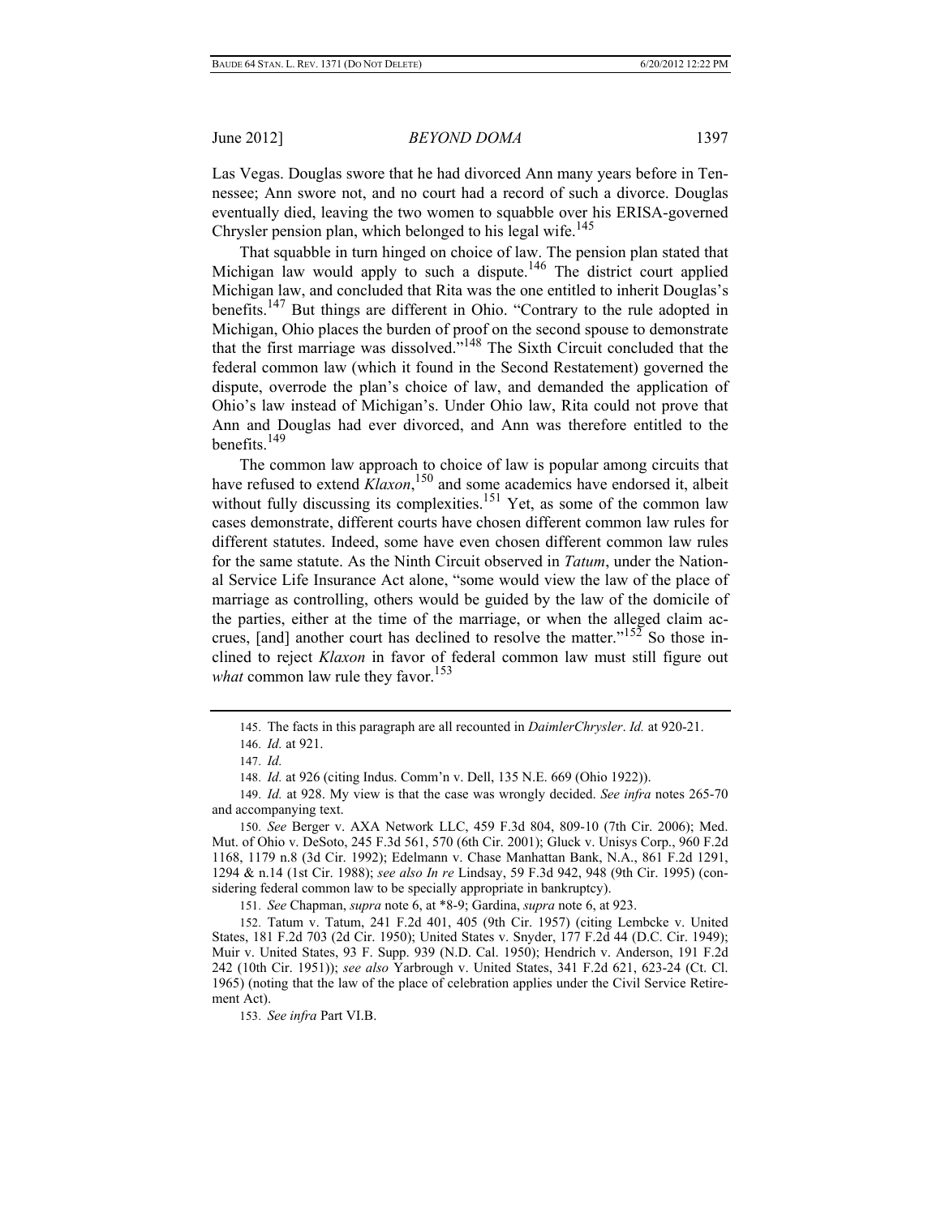Las Vegas. Douglas swore that he had divorced Ann many years before in Tennessee; Ann swore not, and no court had a record of such a divorce. Douglas eventually died, leaving the two women to squabble over his ERISA-governed Chrysler pension plan, which belonged to his legal wife.[145]

That squabble in turn hinged on choice of law. The pension plan stated that Michigan law would apply to such a dispute.[146] The district court applied Michigan law, and concluded that Rita was the one entitled to inherit Douglas's benefits.[147] But things are different in Ohio. "Contrary to the rule adopted in Michigan, Ohio places the burden of proof on the second spouse to demonstrate that the first marriage was dissolved."[148] The Sixth Circuit concluded that the federal common law (which it found in the Second Restatement) governed the dispute, overrode the plan's choice of law, and demanded the application of Ohio's law instead of Michigan's. Under Ohio law, Rita could not prove that Ann and Douglas had ever divorced, and Ann was therefore entitled to the benefits.[149]

The common law approach to choice of law is popular among circuits that have refused to extend *Klaxon*,[150] and some academics have endorsed it, albeit without fully discussing its complexities.[151] Yet, as some of the common law cases demonstrate, different courts have chosen different common law rules for different statutes. Indeed, some have even chosen different common law rules for the same statute. As the Ninth Circuit observed in *Tatum*, under the National Service Life Insurance Act alone, "some would view the law of the place of marriage as controlling, others would be guided by the law of the domicile of the parties, either at the time of the marriage, or when the alleged claim accrues, [and] another court has declined to resolve the matter."[152] So those inclined to reject *Klaxon* in favor of federal common law must still figure out *what* common law rule they favor.[153]

---

145. The facts in this paragraph are all recounted in *DaimlerChrysler*. *Id.* at 920-21.

146. *Id.* at 921.

147. *Id.*

148. *Id.* at 926 (citing Indus. Comm'n v. Dell, 135 N.E. 669 (Ohio 1922)).

149. *Id.* at 928. My view is that the case was wrongly decided. *See infra* notes 265-70 and accompanying text.

150. *See* Berger v. AXA Network LLC, 459 F.3d 804, 809-10 (7th Cir. 2006); Med. Mut. of Ohio v. DeSoto, 245 F.3d 561, 570 (6th Cir. 2001); Gluck v. Unisys Corp., 960 F.2d 1168, 1179 n.8 (3d Cir. 1992); Edelmann v. Chase Manhattan Bank, N.A., 861 F.2d 1291, 1294 & n.14 (1st Cir. 1988); *see also In re* Lindsay, 59 F.3d 942, 948 (9th Cir. 1995) (considering federal common law to be specially appropriate in bankruptcy).

151. *See* Chapman, *supra* note 6, at *8-9; Gardina, *supra* note 6, at 923.

152. Tatum v. Tatum, 241 F.2d 401, 405 (9th Cir. 1957) (citing Lembcke v. United States, 181 F.2d 703 (2d Cir. 1950); United States v. Snyder, 177 F.2d 44 (D.C. Cir. 1949); Muir v. United States, 93 F. Supp. 939 (N.D. Cal. 1950); Hendrich v. Anderson, 191 F.2d 242 (10th Cir. 1951)); *see also* Yarbrough v. United States, 341 F.2d 621, 623-24 (Ct. Cl. 1965) (noting that the law of the place of celebration applies under the Civil Service Retirement Act).

153. *See infra* Part VI.B.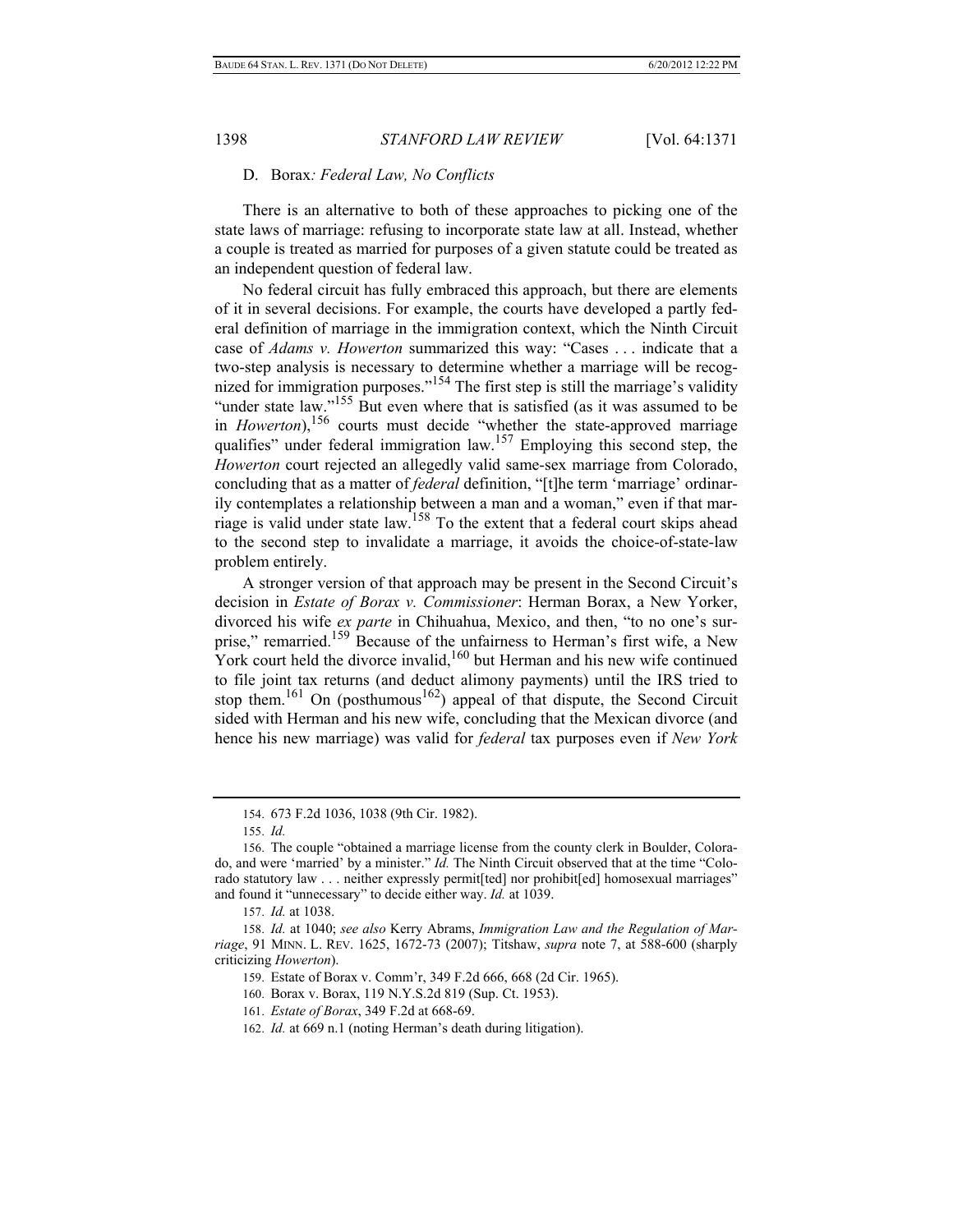### D. *Borax: Federal Law, No Conflicts*

There is an alternative to both of these approaches to picking one of the state laws of marriage: refusing to incorporate state law at all. Instead, whether a couple is treated as married for purposes of a given statute could be treated as an independent question of federal law.

No federal circuit has fully embraced this approach, but there are elements of it in several decisions. For example, the courts have developed a partly federal definition of marriage in the immigration context, which the Ninth Circuit case of *Adams v. Howerton* summarized this way: "Cases . . . indicate that a two-step analysis is necessary to determine whether a marriage will be recognized for immigration purposes."[154] The first step is still the marriage's validity "under state law."[155] But even where that is satisfied (as it was assumed to be in *Howerton*),[156] courts must decide "whether the state-approved marriage qualifies" under federal immigration law.[157] Employing this second step, the *Howerton* court rejected an allegedly valid same-sex marriage from Colorado, concluding that as a matter of *federal* definition, "[t]he term 'marriage' ordinarily contemplates a relationship between a man and a woman," even if that marriage is valid under state law.[158] To the extent that a federal court skips ahead to the second step to invalidate a marriage, it avoids the choice-of-state-law problem entirely.

A stronger version of that approach may be present in the Second Circuit's decision in *Estate of Borax v. Commissioner*: Herman Borax, a New Yorker, divorced his wife *ex parte* in Chihuahua, Mexico, and then, "to no one's surprise," remarried.[159] Because of the unfairness to Herman's first wife, a New York court held the divorce invalid,[160] but Herman and his new wife continued to file joint tax returns (and deduct alimony payments) until the IRS tried to stop them.[161] On (posthumous[162]) appeal of that dispute, the Second Circuit sided with Herman and his new wife, concluding that the Mexican divorce (and hence his new marriage) was valid for *federal* tax purposes even if *New York*

---

154. 673 F.2d 1036, 1038 (9th Cir. 1982).

155. *Id.*

156. The couple "obtained a marriage license from the county clerk in Boulder, Colorado, and were 'married' by a minister." *Id.* The Ninth Circuit observed that at the time "Colorado statutory law . . . neither expressly permit[ted] nor prohibit[ed] homosexual marriages" and found it "unnecessary" to decide either way. *Id.* at 1039.

157. *Id.* at 1038.

158. *Id.* at 1040; *see also* Kerry Abrams, *Immigration Law and the Regulation of Marriage*, 91 MINN. L. REV. 1625, 1672-73 (2007); Titshaw, *supra* note 7, at 588-600 (sharply criticizing *Howerton*).

159. Estate of Borax v. Comm'r, 349 F.2d 666, 668 (2d Cir. 1965).

160. Borax v. Borax, 119 N.Y.S.2d 819 (Sup. Ct. 1953).

161. *Estate of Borax*, 349 F.2d at 668-69.

162. *Id.* at 669 n.1 (noting Herman's death during litigation).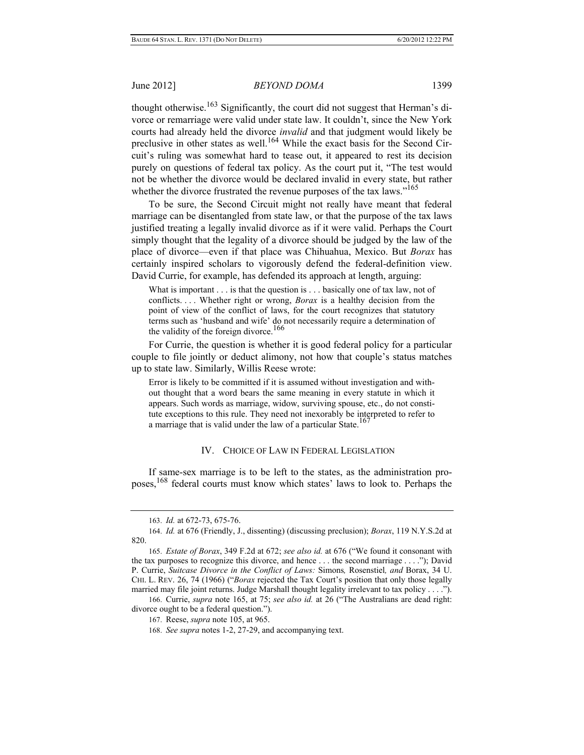thought otherwise.[163] Significantly, the court did not suggest that Herman's divorce or remarriage were valid under state law. It couldn't, since the New York courts had already held the divorce *invalid* and that judgment would likely be preclusive in other states as well.[164] While the exact basis for the Second Circuit's ruling was somewhat hard to tease out, it appeared to rest its decision purely on questions of federal tax policy. As the court put it, "The test would not be whether the divorce would be declared invalid in every state, but rather whether the divorce frustrated the revenue purposes of the tax laws."[165]

To be sure, the Second Circuit might not really have meant that federal marriage can be disentangled from state law, or that the purpose of the tax laws justified treating a legally invalid divorce as if it were valid. Perhaps the Court simply thought that the legality of a divorce should be judged by the law of the place of divorce—even if that place was Chihuahua, Mexico. But *Borax* has certainly inspired scholars to vigorously defend the federal-definition view. David Currie, for example, has defended its approach at length, arguing:

> What is important . . . is that the question is . . . basically one of tax law, not of conflicts. . . . Whether right or wrong, *Borax* is a healthy decision from the point of view of the conflict of laws, for the court recognizes that statutory terms such as 'husband and wife' do not necessarily require a determination of the validity of the foreign divorce.[166]

For Currie, the question is whether it is good federal policy for a particular couple to file jointly or deduct alimony, not how that couple's status matches up to state law. Similarly, Willis Reese wrote:

> Error is likely to be committed if it is assumed without investigation and without thought that a word bears the same meaning in every statute in which it appears. Such words as marriage, widow, surviving spouse, etc., do not constitute exceptions to this rule. They need not inexorably be interpreted to refer to a marriage that is valid under the law of a particular State.[167]

## IV. Choice of Law in Federal Legislation

If same-sex marriage is to be left to the states, as the administration proposes,[168] federal courts must know which states' laws to look to. Perhaps the

---

163. *Id.* at 672-73, 675-76.

164. *Id.* at 676 (Friendly, J., dissenting) (discussing preclusion); *Borax*, 119 N.Y.S.2d at 820.

165. *Estate of Borax*, 349 F.2d at 672; *see also id.* at 676 ("We found it consonant with the tax purposes to recognize this divorce, and hence . . . the second marriage . . . ."); David P. Currie, *Suitcase Divorce in the Conflict of Laws:* Simons*,* Rosenstiel*, and* Borax, 34 U. Chi. L. Rev. 26, 74 (1966) ("*Borax* rejected the Tax Court's position that only those legally married may file joint returns. Judge Marshall thought legality irrelevant to tax policy . . . .").

166. Currie, *supra* note 165, at 75; *see also id.* at 26 ("The Australians are dead right: divorce ought to be a federal question.").

167. Reese, *supra* note 105, at 965.

168. *See supra* notes 1-2, 27-29, and accompanying text.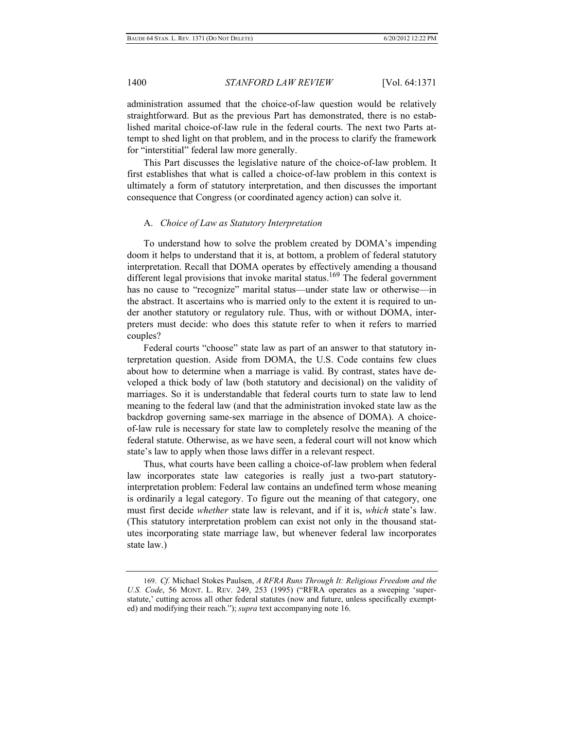administration assumed that the choice-of-law question would be relatively straightforward. But as the previous Part has demonstrated, there is no established marital choice-of-law rule in the federal courts. The next two Parts attempt to shed light on that problem, and in the process to clarify the framework for "interstitial" federal law more generally.

This Part discusses the legislative nature of the choice-of-law problem. It first establishes that what is called a choice-of-law problem in this context is ultimately a form of statutory interpretation, and then discusses the important consequence that Congress (or coordinated agency action) can solve it.

### A. *Choice of Law as Statutory Interpretation*

To understand how to solve the problem created by DOMA's impending doom it helps to understand that it is, at bottom, a problem of federal statutory interpretation. Recall that DOMA operates by effectively amending a thousand different legal provisions that invoke marital status.[169] The federal government has no cause to "recognize" marital status—under state law or otherwise—in the abstract. It ascertains who is married only to the extent it is required to under another statutory or regulatory rule. Thus, with or without DOMA, interpreters must decide: who does this statute refer to when it refers to married couples?

Federal courts "choose" state law as part of an answer to that statutory interpretation question. Aside from DOMA, the U.S. Code contains few clues about how to determine when a marriage is valid. By contrast, states have developed a thick body of law (both statutory and decisional) on the validity of marriages. So it is understandable that federal courts turn to state law to lend meaning to the federal law (and that the administration invoked state law as the backdrop governing same-sex marriage in the absence of DOMA). A choice-of-law rule is necessary for state law to completely resolve the meaning of the federal statute. Otherwise, as we have seen, a federal court will not know which state's law to apply when those laws differ in a relevant respect.

Thus, what courts have been calling a choice-of-law problem when federal law incorporates state law categories is really just a two-part statutory-interpretation problem: Federal law contains an undefined term whose meaning is ordinarily a legal category. To figure out the meaning of that category, one must first decide *whether* state law is relevant, and if it is, *which* state's law. (This statutory interpretation problem can exist not only in the thousand statutes incorporating state marriage law, but whenever federal law incorporates state law.)

---

169. *Cf.* Michael Stokes Paulsen, *A RFRA Runs Through It: Religious Freedom and the U.S. Code*, 56 MONT. L. REV. 249, 253 (1995) ("RFRA operates as a sweeping 'super-statute,' cutting across all other federal statutes (now and future, unless specifically exempted) and modifying their reach."); *supra* text accompanying note 16.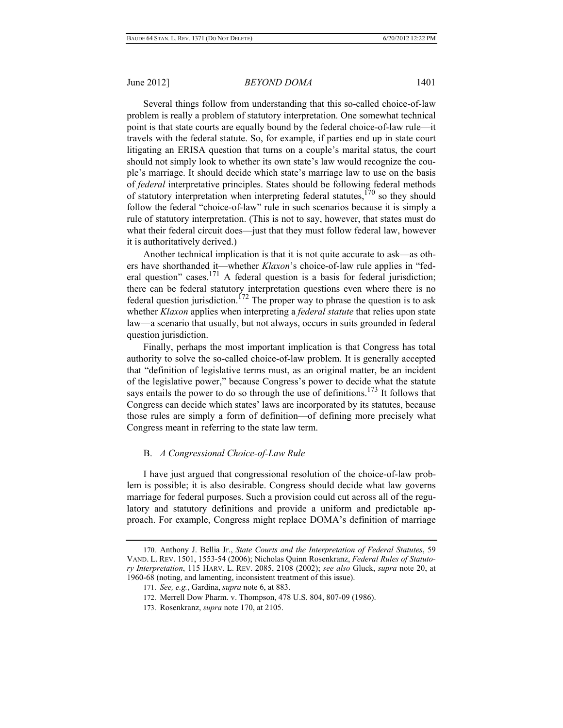Several things follow from understanding that this so-called choice-of-law problem is really a problem of statutory interpretation. One somewhat technical point is that state courts are equally bound by the federal choice-of-law rule—it travels with the federal statute. So, for example, if parties end up in state court litigating an ERISA question that turns on a couple's marital status, the court should not simply look to whether its own state's law would recognize the couple's marriage. It should decide which state's marriage law to use on the basis of *federal* interpretative principles. States should be following federal methods of statutory interpretation when interpreting federal statutes,[170] so they should follow the federal "choice-of-law" rule in such scenarios because it is simply a rule of statutory interpretation. (This is not to say, however, that states must do what their federal circuit does—just that they must follow federal law, however it is authoritatively derived.)

Another technical implication is that it is not quite accurate to ask—as others have shorthanded it—whether *Klaxon*'s choice-of-law rule applies in "federal question" cases.[171] A federal question is a basis for federal jurisdiction; there can be federal statutory interpretation questions even where there is no federal question jurisdiction.[172] The proper way to phrase the question is to ask whether *Klaxon* applies when interpreting a *federal statute* that relies upon state law—a scenario that usually, but not always, occurs in suits grounded in federal question jurisdiction.

Finally, perhaps the most important implication is that Congress has total authority to solve the so-called choice-of-law problem. It is generally accepted that "definition of legislative terms must, as an original matter, be an incident of the legislative power," because Congress's power to decide what the statute says entails the power to do so through the use of definitions.[173] It follows that Congress can decide which states' laws are incorporated by its statutes, because those rules are simply a form of definition—of defining more precisely what Congress meant in referring to the state law term.

### B. *A Congressional Choice-of-Law Rule*

I have just argued that congressional resolution of the choice-of-law problem is possible; it is also desirable. Congress should decide what law governs marriage for federal purposes. Such a provision could cut across all of the regulatory and statutory definitions and provide a uniform and predictable approach. For example, Congress might replace DOMA's definition of marriage

---

170. Anthony J. Bellia Jr., *State Courts and the Interpretation of Federal Statutes*, 59 VAND. L. REV. 1501, 1553-54 (2006); Nicholas Quinn Rosenkranz, *Federal Rules of Statutory Interpretation*, 115 HARV. L. REV. 2085, 2108 (2002); *see also* Gluck, *supra* note 20, at 1960-68 (noting, and lamenting, inconsistent treatment of this issue).

171. *See, e.g.*, Gardina, *supra* note 6, at 883.

172. Merrell Dow Pharm. v. Thompson, 478 U.S. 804, 807-09 (1986).

173. Rosenkranz, *supra* note 170, at 2105.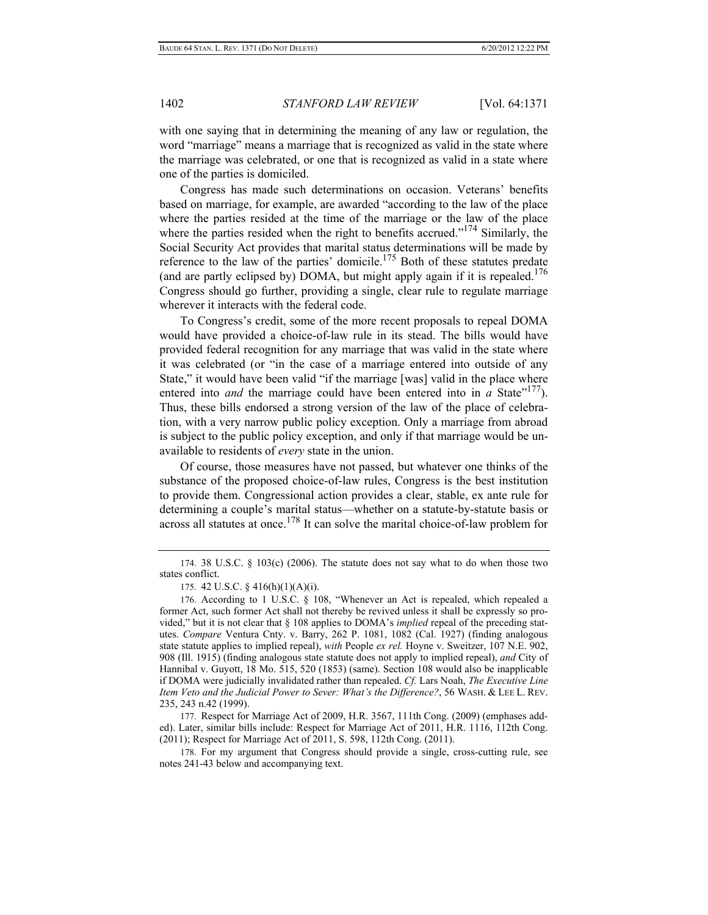with one saying that in determining the meaning of any law or regulation, the word "marriage" means a marriage that is recognized as valid in the state where the marriage was celebrated, or one that is recognized as valid in a state where one of the parties is domiciled.

Congress has made such determinations on occasion. Veterans' benefits based on marriage, for example, are awarded "according to the law of the place where the parties resided at the time of the marriage or the law of the place where the parties resided when the right to benefits accrued."[174] Similarly, the Social Security Act provides that marital status determinations will be made by reference to the law of the parties' domicile.[175] Both of these statutes predate (and are partly eclipsed by) DOMA, but might apply again if it is repealed.[176] Congress should go further, providing a single, clear rule to regulate marriage wherever it interacts with the federal code.

To Congress's credit, some of the more recent proposals to repeal DOMA would have provided a choice-of-law rule in its stead. The bills would have provided federal recognition for any marriage that was valid in the state where it was celebrated (or "in the case of a marriage entered into outside of any State," it would have been valid "if the marriage [was] valid in the place where entered into *and* the marriage could have been entered into in *a* State"[177]). Thus, these bills endorsed a strong version of the law of the place of celebration, with a very narrow public policy exception. Only a marriage from abroad is subject to the public policy exception, and only if that marriage would be unavailable to residents of *every* state in the union.

Of course, those measures have not passed, but whatever one thinks of the substance of the proposed choice-of-law rules, Congress is the best institution to provide them. Congressional action provides a clear, stable, ex ante rule for determining a couple's marital status—whether on a statute-by-statute basis or across all statutes at once.[178] It can solve the marital choice-of-law problem for

---

174. 38 U.S.C. § 103(c) (2006). The statute does not say what to do when those two states conflict.

175. 42 U.S.C. § 416(h)(1)(A)(i).

176. According to 1 U.S.C. § 108, "Whenever an Act is repealed, which repealed a former Act, such former Act shall not thereby be revived unless it shall be expressly so provided," but it is not clear that § 108 applies to DOMA's *implied* repeal of the preceding statutes. *Compare* Ventura Cnty. v. Barry, 262 P. 1081, 1082 (Cal. 1927) (finding analogous state statute applies to implied repeal), *with* People *ex rel.* Hoyne v. Sweitzer, 107 N.E. 902, 908 (Ill. 1915) (finding analogous state statute does not apply to implied repeal), *and* City of Hannibal v. Guyott, 18 Mo. 515, 520 (1853) (same). Section 108 would also be inapplicable if DOMA were judicially invalidated rather than repealed. *Cf.* Lars Noah, *The Executive Line Item Veto and the Judicial Power to Sever: What's the Difference?*, 56 WASH. & LEE L. REV. 235, 243 n.42 (1999).

177. Respect for Marriage Act of 2009, H.R. 3567, 111th Cong. (2009) (emphases added). Later, similar bills include: Respect for Marriage Act of 2011, H.R. 1116, 112th Cong. (2011); Respect for Marriage Act of 2011, S. 598, 112th Cong. (2011).

178. For my argument that Congress should provide a single, cross-cutting rule, see notes 241-43 below and accompanying text.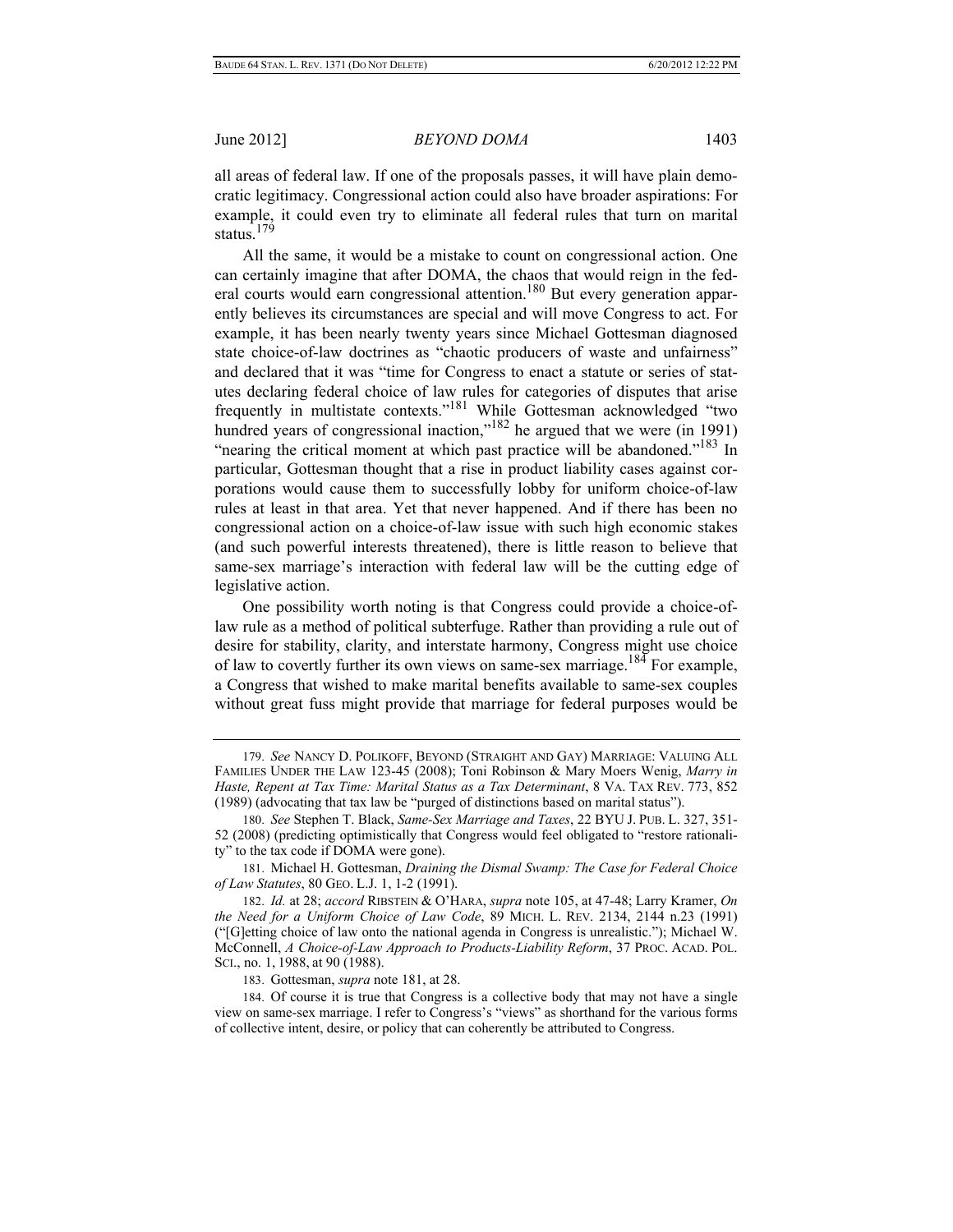all areas of federal law. If one of the proposals passes, it will have plain democratic legitimacy. Congressional action could also have broader aspirations: For example, it could even try to eliminate all federal rules that turn on marital status.[179]

All the same, it would be a mistake to count on congressional action. One can certainly imagine that after DOMA, the chaos that would reign in the federal courts would earn congressional attention.[180] But every generation apparently believes its circumstances are special and will move Congress to act. For example, it has been nearly twenty years since Michael Gottesman diagnosed state choice-of-law doctrines as "chaotic producers of waste and unfairness" and declared that it was "time for Congress to enact a statute or series of statutes declaring federal choice of law rules for categories of disputes that arise frequently in multistate contexts."[181] While Gottesman acknowledged "two hundred years of congressional inaction,"[182] he argued that we were (in 1991) "nearing the critical moment at which past practice will be abandoned."[183] In particular, Gottesman thought that a rise in product liability cases against corporations would cause them to successfully lobby for uniform choice-of-law rules at least in that area. Yet that never happened. And if there has been no congressional action on a choice-of-law issue with such high economic stakes (and such powerful interests threatened), there is little reason to believe that same-sex marriage's interaction with federal law will be the cutting edge of legislative action.

One possibility worth noting is that Congress could provide a choice-of-law rule as a method of political subterfuge. Rather than providing a rule out of desire for stability, clarity, and interstate harmony, Congress might use choice of law to covertly further its own views on same-sex marriage.[184] For example, a Congress that wished to make marital benefits available to same-sex couples without great fuss might provide that marriage for federal purposes would be

---

179. *See* NANCY D. POLIKOFF, BEYOND (STRAIGHT AND GAY) MARRIAGE: VALUING ALL FAMILIES UNDER THE LAW 123-45 (2008); Toni Robinson & Mary Moers Wenig, *Marry in Haste, Repent at Tax Time: Marital Status as a Tax Determinant*, 8 VA. TAX REV. 773, 852 (1989) (advocating that tax law be "purged of distinctions based on marital status").

180. *See* Stephen T. Black, *Same-Sex Marriage and Taxes*, 22 BYU J. PUB. L. 327, 351-52 (2008) (predicting optimistically that Congress would feel obligated to "restore rationality" to the tax code if DOMA were gone).

181. Michael H. Gottesman, *Draining the Dismal Swamp: The Case for Federal Choice of Law Statutes*, 80 GEO. L.J. 1, 1-2 (1991).

182. *Id.* at 28; *accord* RIBSTEIN & O'HARA, *supra* note 105, at 47-48; Larry Kramer, *On the Need for a Uniform Choice of Law Code*, 89 MICH. L. REV. 2134, 2144 n.23 (1991) ("[G]etting choice of law onto the national agenda in Congress is unrealistic."); Michael W. McConnell, *A Choice-of-Law Approach to Products-Liability Reform*, 37 PROC. ACAD. POL. SCI., no. 1, 1988, at 90 (1988).

183. Gottesman, *supra* note 181, at 28.

184. Of course it is true that Congress is a collective body that may not have a single view on same-sex marriage. I refer to Congress's "views" as shorthand for the various forms of collective intent, desire, or policy that can coherently be attributed to Congress.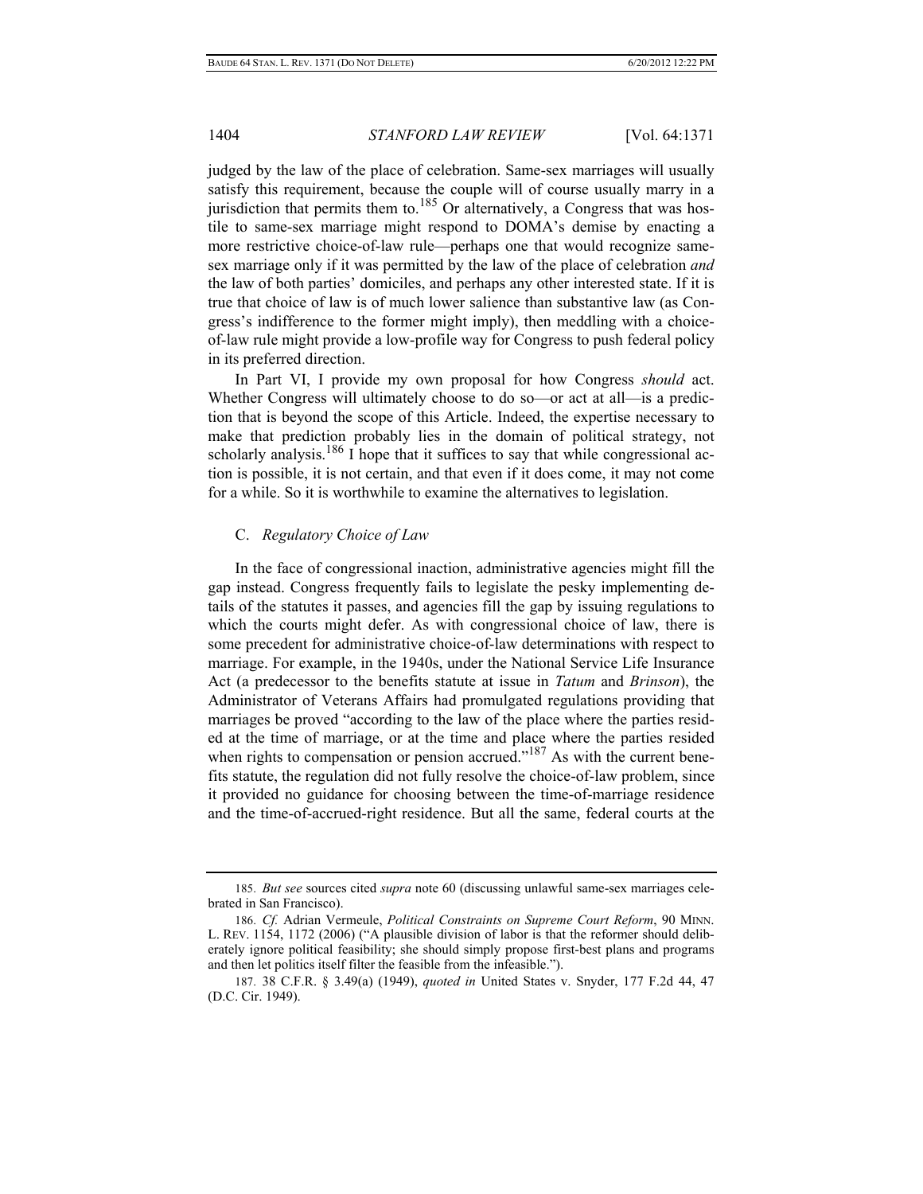judged by the law of the place of celebration. Same-sex marriages will usually satisfy this requirement, because the couple will of course usually marry in a jurisdiction that permits them to.[185] Or alternatively, a Congress that was hostile to same-sex marriage might respond to DOMA's demise by enacting a more restrictive choice-of-law rule—perhaps one that would recognize same-sex marriage only if it was permitted by the law of the place of celebration *and* the law of both parties' domiciles, and perhaps any other interested state. If it is true that choice of law is of much lower salience than substantive law (as Congress's indifference to the former might imply), then meddling with a choice-of-law rule might provide a low-profile way for Congress to push federal policy in its preferred direction.

In Part VI, I provide my own proposal for how Congress *should* act. Whether Congress will ultimately choose to do so—or act at all—is a prediction that is beyond the scope of this Article. Indeed, the expertise necessary to make that prediction probably lies in the domain of political strategy, not scholarly analysis.[186] I hope that it suffices to say that while congressional action is possible, it is not certain, and that even if it does come, it may not come for a while. So it is worthwhile to examine the alternatives to legislation.

### C. *Regulatory Choice of Law*

In the face of congressional inaction, administrative agencies might fill the gap instead. Congress frequently fails to legislate the pesky implementing details of the statutes it passes, and agencies fill the gap by issuing regulations to which the courts might defer. As with congressional choice of law, there is some precedent for administrative choice-of-law determinations with respect to marriage. For example, in the 1940s, under the National Service Life Insurance Act (a predecessor to the benefits statute at issue in *Tatum* and *Brinson*), the Administrator of Veterans Affairs had promulgated regulations providing that marriages be proved "according to the law of the place where the parties resided at the time of marriage, or at the time and place where the parties resided when rights to compensation or pension accrued."[187] As with the current benefits statute, the regulation did not fully resolve the choice-of-law problem, since it provided no guidance for choosing between the time-of-marriage residence and the time-of-accrued-right residence. But all the same, federal courts at the

---

185. *But see* sources cited *supra* note 60 (discussing unlawful same-sex marriages celebrated in San Francisco).

186. *Cf.* Adrian Vermeule, *Political Constraints on Supreme Court Reform*, 90 MINN. L. REV. 1154, 1172 (2006) ("A plausible division of labor is that the reformer should deliberately ignore political feasibility; she should simply propose first-best plans and programs and then let politics itself filter the feasible from the infeasible.").

187. 38 C.F.R. § 3.49(a) (1949), *quoted in* United States v. Snyder, 177 F.2d 44, 47 (D.C. Cir. 1949).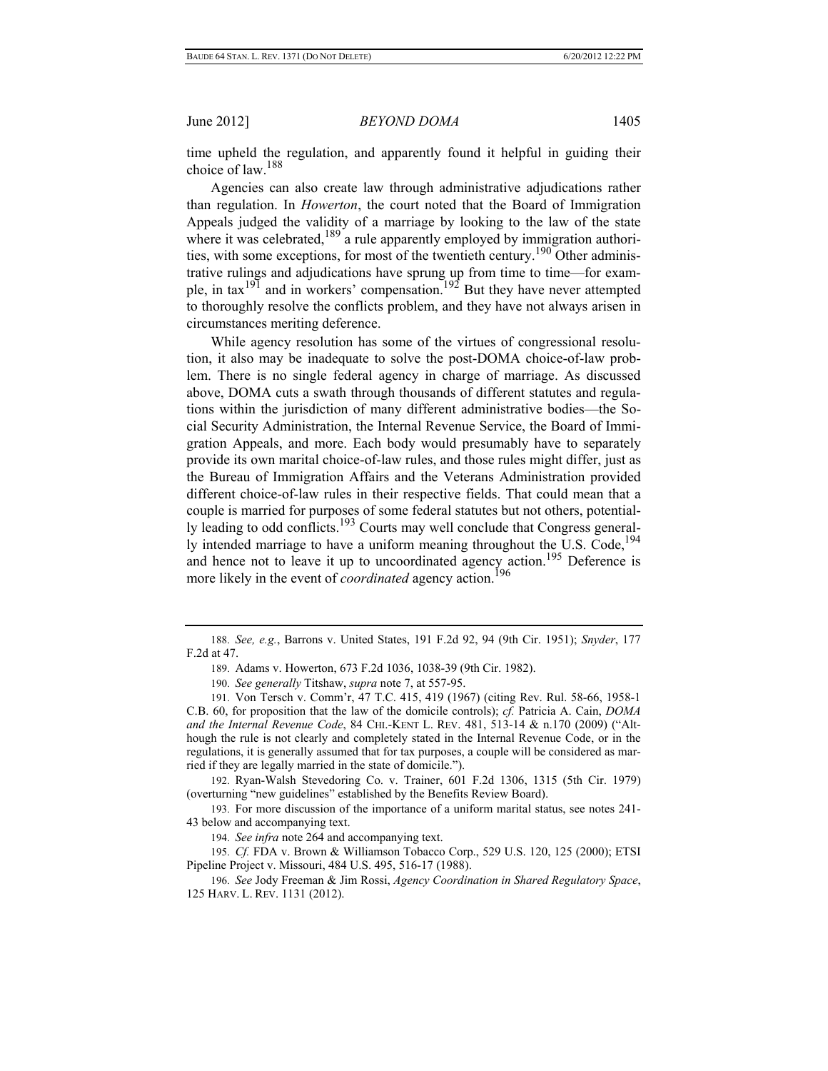time upheld the regulation, and apparently found it helpful in guiding their choice of law.[188]

Agencies can also create law through administrative adjudications rather than regulation. In *Howerton*, the court noted that the Board of Immigration Appeals judged the validity of a marriage by looking to the law of the state where it was celebrated,[189] a rule apparently employed by immigration authorities, with some exceptions, for most of the twentieth century.[190] Other administrative rulings and adjudications have sprung up from time to time—for example, in tax[191] and in workers' compensation.[192] But they have never attempted to thoroughly resolve the conflicts problem, and they have not always arisen in circumstances meriting deference.

While agency resolution has some of the virtues of congressional resolution, it also may be inadequate to solve the post-DOMA choice-of-law problem. There is no single federal agency in charge of marriage. As discussed above, DOMA cuts a swath through thousands of different statutes and regulations within the jurisdiction of many different administrative bodies—the Social Security Administration, the Internal Revenue Service, the Board of Immigration Appeals, and more. Each body would presumably have to separately provide its own marital choice-of-law rules, and those rules might differ, just as the Bureau of Immigration Affairs and the Veterans Administration provided different choice-of-law rules in their respective fields. That could mean that a couple is married for purposes of some federal statutes but not others, potentially leading to odd conflicts.[193] Courts may well conclude that Congress generally intended marriage to have a uniform meaning throughout the U.S. Code,[194] and hence not to leave it up to uncoordinated agency action.[195] Deference is more likely in the event of *coordinated* agency action.[196]

---

188. *See, e.g.*, Barrons v. United States, 191 F.2d 92, 94 (9th Cir. 1951); *Snyder*, 177 F.2d at 47.

189. Adams v. Howerton, 673 F.2d 1036, 1038-39 (9th Cir. 1982).

190. *See generally* Titshaw, *supra* note 7, at 557-95.

191. Von Tersch v. Comm'r, 47 T.C. 415, 419 (1967) (citing Rev. Rul. 58-66, 1958-1 C.B. 60, for proposition that the law of the domicile controls); *cf.* Patricia A. Cain, *DOMA and the Internal Revenue Code*, 84 CHI.-KENT L. REV. 481, 513-14 & n.170 (2009) ("Although the rule is not clearly and completely stated in the Internal Revenue Code, or in the regulations, it is generally assumed that for tax purposes, a couple will be considered as married if they are legally married in the state of domicile.").

192. Ryan-Walsh Stevedoring Co. v. Trainer, 601 F.2d 1306, 1315 (5th Cir. 1979) (overturning "new guidelines" established by the Benefits Review Board).

193. For more discussion of the importance of a uniform marital status, see notes 241-43 below and accompanying text.

194. *See infra* note 264 and accompanying text.

195. *Cf.* FDA v. Brown & Williamson Tobacco Corp., 529 U.S. 120, 125 (2000); ETSI Pipeline Project v. Missouri, 484 U.S. 495, 516-17 (1988).

196. *See* Jody Freeman & Jim Rossi, *Agency Coordination in Shared Regulatory Space*, 125 HARV. L. REV. 1131 (2012).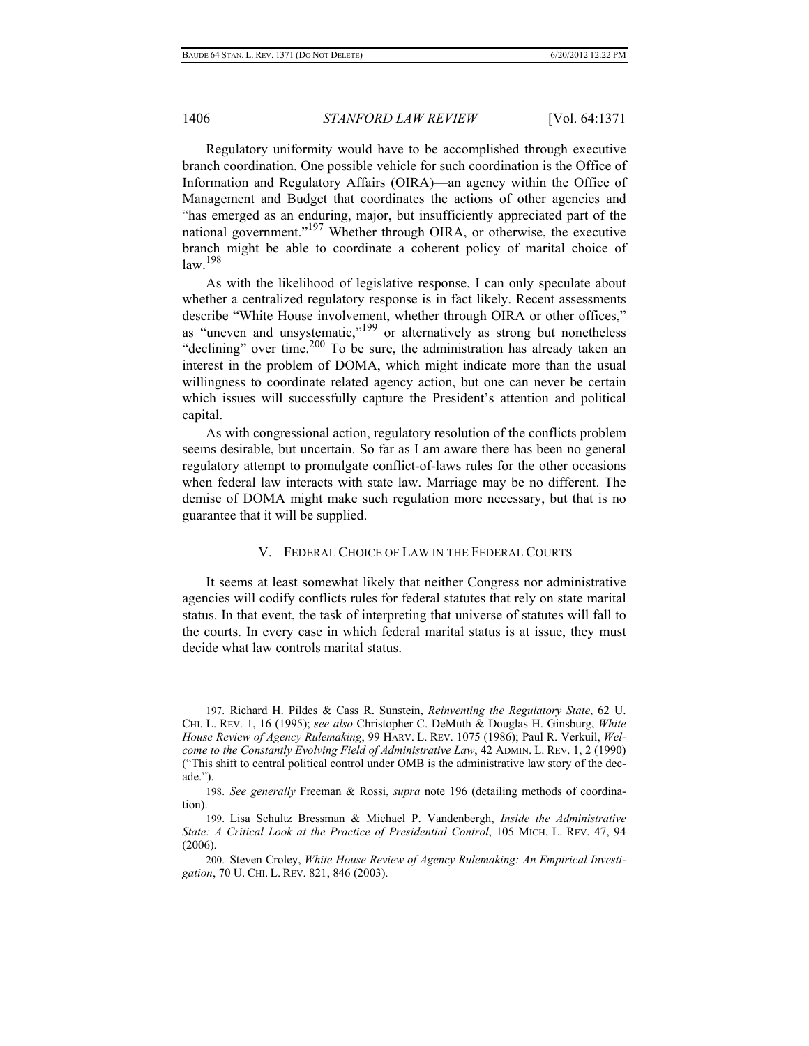Regulatory uniformity would have to be accomplished through executive branch coordination. One possible vehicle for such coordination is the Office of Information and Regulatory Affairs (OIRA)—an agency within the Office of Management and Budget that coordinates the actions of other agencies and "has emerged as an enduring, major, but insufficiently appreciated part of the national government."[197] Whether through OIRA, or otherwise, the executive branch might be able to coordinate a coherent policy of marital choice of law.[198]

As with the likelihood of legislative response, I can only speculate about whether a centralized regulatory response is in fact likely. Recent assessments describe "White House involvement, whether through OIRA or other offices," as "uneven and unsystematic,"[199] or alternatively as strong but nonetheless "declining" over time.[200] To be sure, the administration has already taken an interest in the problem of DOMA, which might indicate more than the usual willingness to coordinate related agency action, but one can never be certain which issues will successfully capture the President's attention and political capital.

As with congressional action, regulatory resolution of the conflicts problem seems desirable, but uncertain. So far as I am aware there has been no general regulatory attempt to promulgate conflict-of-laws rules for the other occasions when federal law interacts with state law. Marriage may be no different. The demise of DOMA might make such regulation more necessary, but that is no guarantee that it will be supplied.

## V. FEDERAL CHOICE OF LAW IN THE FEDERAL COURTS

It seems at least somewhat likely that neither Congress nor administrative agencies will codify conflicts rules for federal statutes that rely on state marital status. In that event, the task of interpreting that universe of statutes will fall to the courts. In every case in which federal marital status is at issue, they must decide what law controls marital status.

---

197. Richard H. Pildes & Cass R. Sunstein, *Reinventing the Regulatory State*, 62 U. CHI. L. REV. 1, 16 (1995); *see also* Christopher C. DeMuth & Douglas H. Ginsburg, *White House Review of Agency Rulemaking*, 99 HARV. L. REV. 1075 (1986); Paul R. Verkuil, *Welcome to the Constantly Evolving Field of Administrative Law*, 42 ADMIN. L. REV. 1, 2 (1990) ("This shift to central political control under OMB is the administrative law story of the decade.").

198. *See generally* Freeman & Rossi, *supra* note 196 (detailing methods of coordination).

199. Lisa Schultz Bressman & Michael P. Vandenbergh, *Inside the Administrative State: A Critical Look at the Practice of Presidential Control*, 105 MICH. L. REV. 47, 94 (2006).

200. Steven Croley, *White House Review of Agency Rulemaking: An Empirical Investigation*, 70 U. CHI. L. REV. 821, 846 (2003).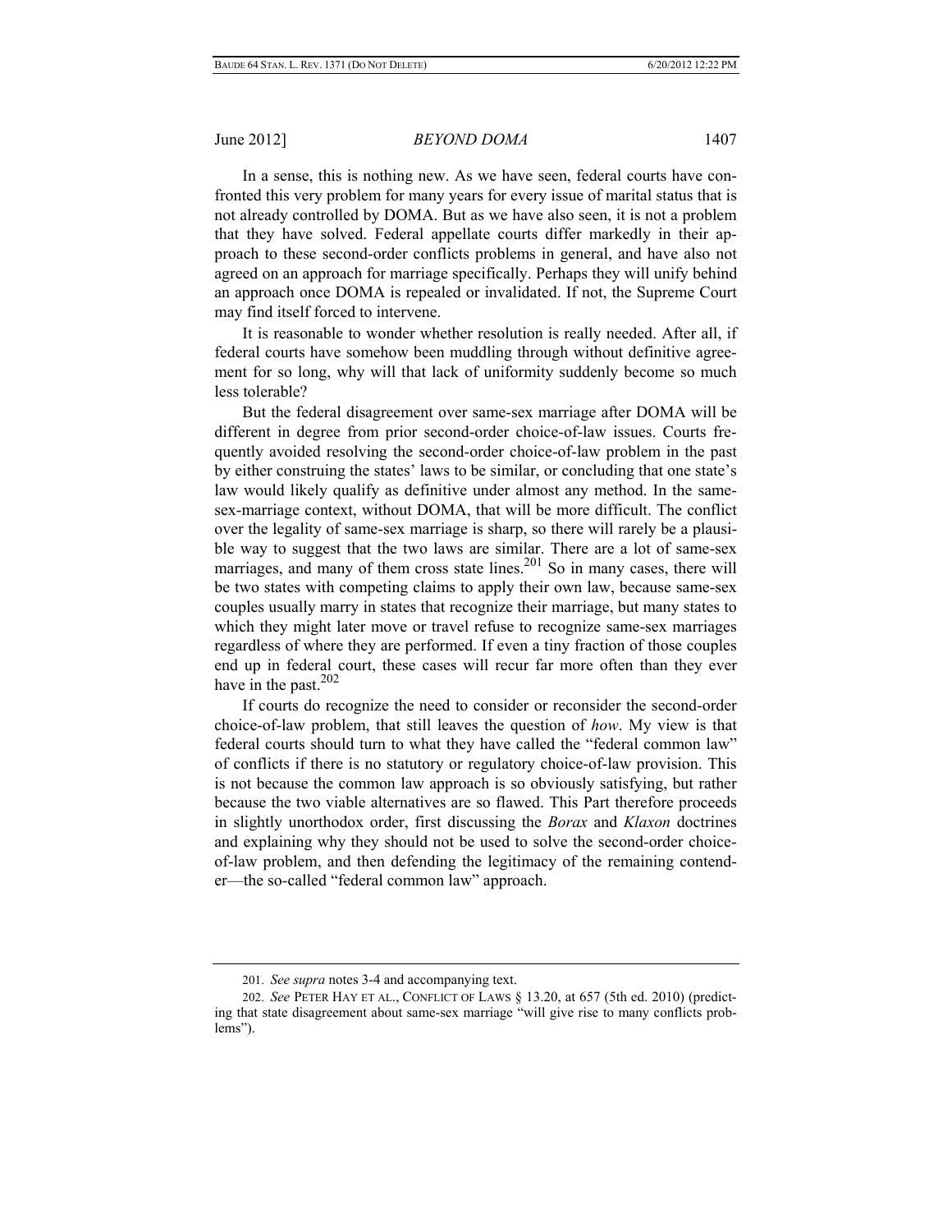In a sense, this is nothing new. As we have seen, federal courts have confronted this very problem for many years for every issue of marital status that is not already controlled by DOMA. But as we have also seen, it is not a problem that they have solved. Federal appellate courts differ markedly in their approach to these second-order conflicts problems in general, and have also not agreed on an approach for marriage specifically. Perhaps they will unify behind an approach once DOMA is repealed or invalidated. If not, the Supreme Court may find itself forced to intervene.

It is reasonable to wonder whether resolution is really needed. After all, if federal courts have somehow been muddling through without definitive agreement for so long, why will that lack of uniformity suddenly become so much less tolerable?

But the federal disagreement over same-sex marriage after DOMA will be different in degree from prior second-order choice-of-law issues. Courts frequently avoided resolving the second-order choice-of-law problem in the past by either construing the states' laws to be similar, or concluding that one state's law would likely qualify as definitive under almost any method. In the same-sex-marriage context, without DOMA, that will be more difficult. The conflict over the legality of same-sex marriage is sharp, so there will rarely be a plausible way to suggest that the two laws are similar. There are a lot of same-sex marriages, and many of them cross state lines.[201] So in many cases, there will be two states with competing claims to apply their own law, because same-sex couples usually marry in states that recognize their marriage, but many states to which they might later move or travel refuse to recognize same-sex marriages regardless of where they are performed. If even a tiny fraction of those couples end up in federal court, these cases will recur far more often than they ever have in the past.[202]

If courts do recognize the need to consider or reconsider the second-order choice-of-law problem, that still leaves the question of *how*. My view is that federal courts should turn to what they have called the "federal common law" of conflicts if there is no statutory or regulatory choice-of-law provision. This is not because the common law approach is so obviously satisfying, but rather because the two viable alternatives are so flawed. This Part therefore proceeds in slightly unorthodox order, first discussing the *Borax* and *Klaxon* doctrines and explaining why they should not be used to solve the second-order choice-of-law problem, and then defending the legitimacy of the remaining contender—the so-called "federal common law" approach.

---

201. *See supra* notes 3-4 and accompanying text.

202. *See* PETER HAY ET AL., CONFLICT OF LAWS § 13.20, at 657 (5th ed. 2010) (predicting that state disagreement about same-sex marriage "will give rise to many conflicts problems").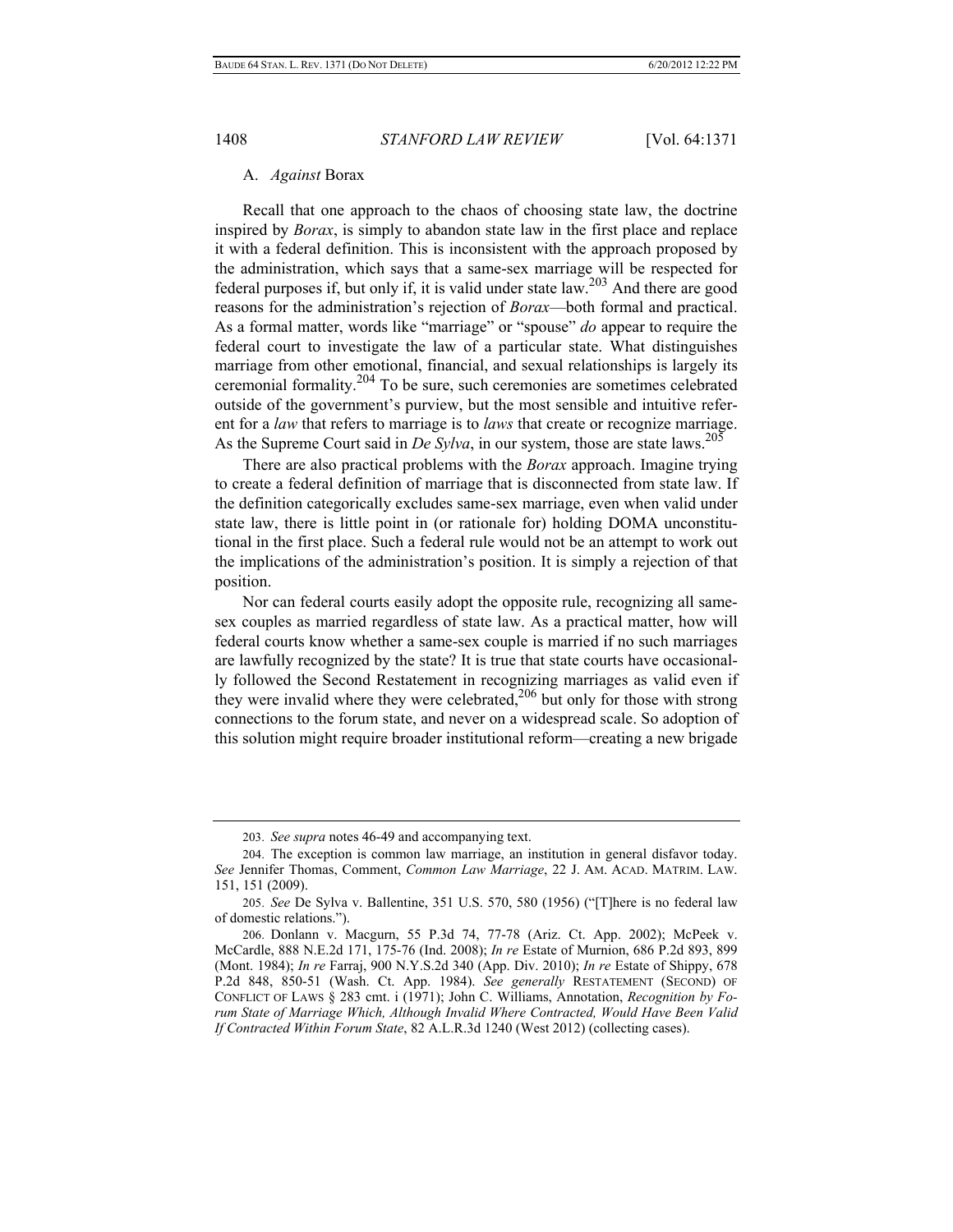### A. *Against* Borax

Recall that one approach to the chaos of choosing state law, the doctrine inspired by *Borax*, is simply to abandon state law in the first place and replace it with a federal definition. This is inconsistent with the approach proposed by the administration, which says that a same-sex marriage will be respected for federal purposes if, but only if, it is valid under state law.[203] And there are good reasons for the administration's rejection of *Borax*—both formal and practical. As a formal matter, words like "marriage" or "spouse" *do* appear to require the federal court to investigate the law of a particular state. What distinguishes marriage from other emotional, financial, and sexual relationships is largely its ceremonial formality.[204] To be sure, such ceremonies are sometimes celebrated outside of the government's purview, but the most sensible and intuitive referent for a *law* that refers to marriage is to *laws* that create or recognize marriage. As the Supreme Court said in *De Sylva*, in our system, those are state laws.[205]

There are also practical problems with the *Borax* approach. Imagine trying to create a federal definition of marriage that is disconnected from state law. If the definition categorically excludes same-sex marriage, even when valid under state law, there is little point in (or rationale for) holding DOMA unconstitutional in the first place. Such a federal rule would not be an attempt to work out the implications of the administration's position. It is simply a rejection of that position.

Nor can federal courts easily adopt the opposite rule, recognizing all same-sex couples as married regardless of state law. As a practical matter, how will federal courts know whether a same-sex couple is married if no such marriages are lawfully recognized by the state? It is true that state courts have occasionally followed the Second Restatement in recognizing marriages as valid even if they were invalid where they were celebrated,[206] but only for those with strong connections to the forum state, and never on a widespread scale. So adoption of this solution might require broader institutional reform—creating a new brigade

---

203. *See supra* notes 46-49 and accompanying text.

204. The exception is common law marriage, an institution in general disfavor today. *See* Jennifer Thomas, Comment, *Common Law Marriage*, 22 J. AM. ACAD. MATRIM. LAW. 151, 151 (2009).

205. *See* De Sylva v. Ballentine, 351 U.S. 570, 580 (1956) ("[T]here is no federal law of domestic relations.").

206. Donlann v. Macgurn, 55 P.3d 74, 77-78 (Ariz. Ct. App. 2002); McPeek v. McCardle, 888 N.E.2d 171, 175-76 (Ind. 2008); *In re* Estate of Murnion, 686 P.2d 893, 899 (Mont. 1984); *In re* Farraj, 900 N.Y.S.2d 340 (App. Div. 2010); *In re* Estate of Shippy, 678 P.2d 848, 850-51 (Wash. Ct. App. 1984). *See generally* RESTATEMENT (SECOND) OF CONFLICT OF LAWS § 283 cmt. i (1971); John C. Williams, Annotation, *Recognition by Forum State of Marriage Which, Although Invalid Where Contracted, Would Have Been Valid If Contracted Within Forum State*, 82 A.L.R.3d 1240 (West 2012) (collecting cases).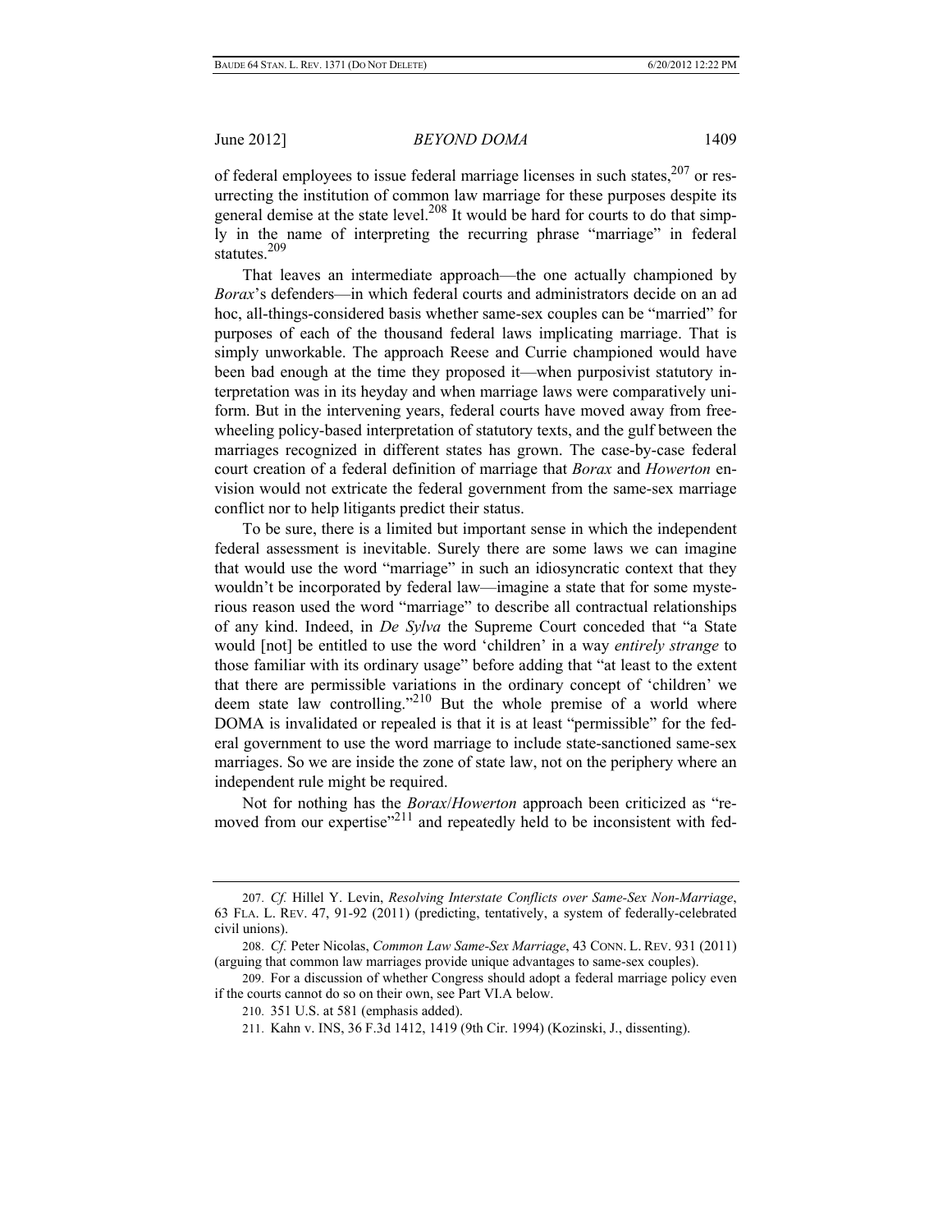of federal employees to issue federal marriage licenses in such states,[207] or resurrecting the institution of common law marriage for these purposes despite its general demise at the state level.[208] It would be hard for courts to do that simply in the name of interpreting the recurring phrase "marriage" in federal statutes.[209]

That leaves an intermediate approach—the one actually championed by *Borax*'s defenders—in which federal courts and administrators decide on an ad hoc, all-things-considered basis whether same-sex couples can be "married" for purposes of each of the thousand federal laws implicating marriage. That is simply unworkable. The approach Reese and Currie championed would have been bad enough at the time they proposed it—when purposivist statutory interpretation was in its heyday and when marriage laws were comparatively uniform. But in the intervening years, federal courts have moved away from freewheeling policy-based interpretation of statutory texts, and the gulf between the marriages recognized in different states has grown. The case-by-case federal court creation of a federal definition of marriage that *Borax* and *Howerton* envision would not extricate the federal government from the same-sex marriage conflict nor to help litigants predict their status.

To be sure, there is a limited but important sense in which the independent federal assessment is inevitable. Surely there are some laws we can imagine that would use the word "marriage" in such an idiosyncratic context that they wouldn't be incorporated by federal law—imagine a state that for some mysterious reason used the word "marriage" to describe all contractual relationships of any kind. Indeed, in *De Sylva* the Supreme Court conceded that "a State would [not] be entitled to use the word 'children' in a way *entirely strange* to those familiar with its ordinary usage" before adding that "at least to the extent that there are permissible variations in the ordinary concept of 'children' we deem state law controlling."[210] But the whole premise of a world where DOMA is invalidated or repealed is that it is at least "permissible" for the federal government to use the word marriage to include state-sanctioned same-sex marriages. So we are inside the zone of state law, not on the periphery where an independent rule might be required.

Not for nothing has the *Borax*/*Howerton* approach been criticized as "removed from our expertise"[211] and repeatedly held to be inconsistent with fed-

---

207. *Cf.* Hillel Y. Levin, *Resolving Interstate Conflicts over Same-Sex Non-Marriage*, 63 FLA. L. REV. 47, 91-92 (2011) (predicting, tentatively, a system of federally-celebrated civil unions).

208. *Cf.* Peter Nicolas, *Common Law Same-Sex Marriage*, 43 CONN. L. REV. 931 (2011) (arguing that common law marriages provide unique advantages to same-sex couples).

209. For a discussion of whether Congress should adopt a federal marriage policy even if the courts cannot do so on their own, see Part VI.A below.

210. 351 U.S. at 581 (emphasis added).

211. Kahn v. INS, 36 F.3d 1412, 1419 (9th Cir. 1994) (Kozinski, J., dissenting).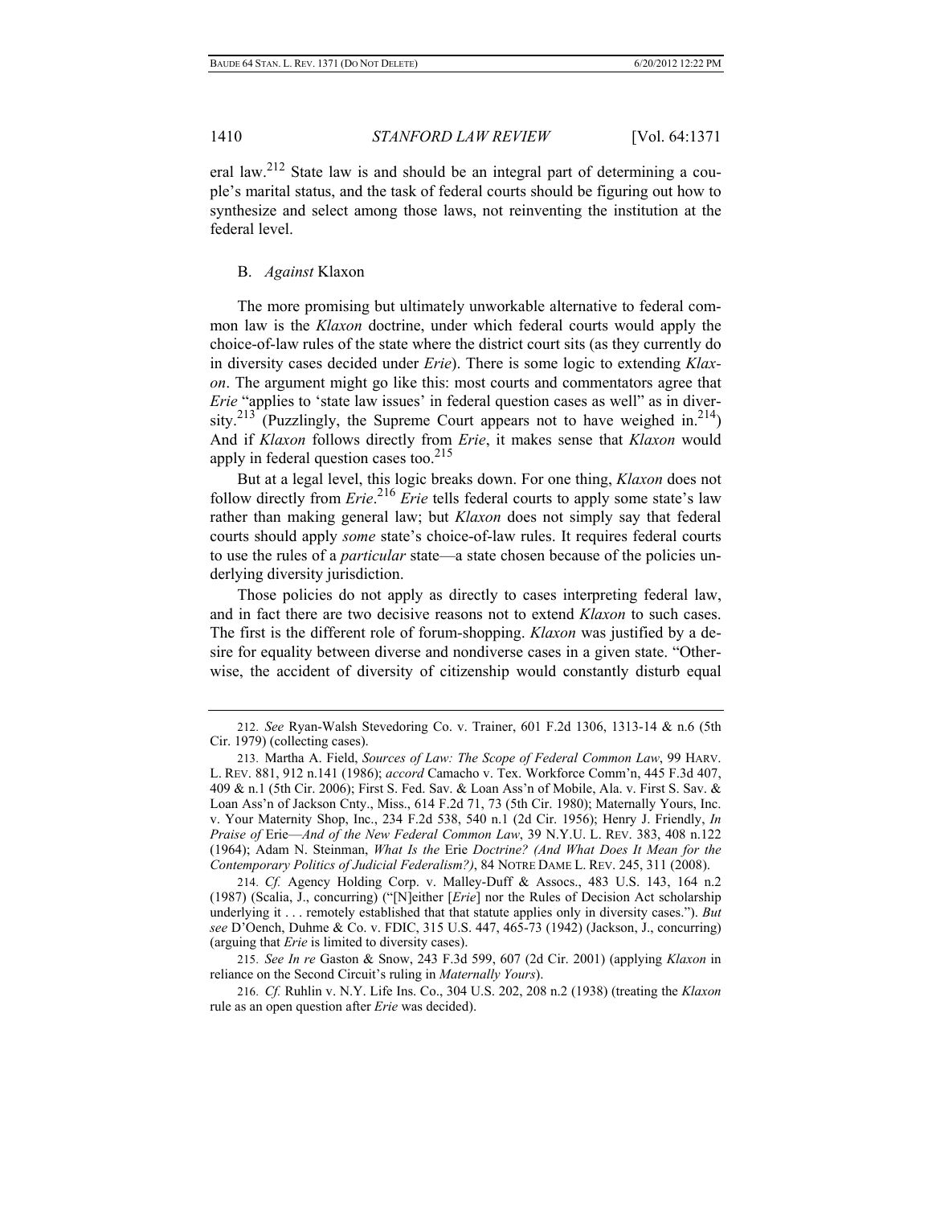eral law.[212] State law is and should be an integral part of determining a couple's marital status, and the task of federal courts should be figuring out how to synthesize and select among those laws, not reinventing the institution at the federal level.

### B. *Against* Klaxon

The more promising but ultimately unworkable alternative to federal common law is the *Klaxon* doctrine, under which federal courts would apply the choice-of-law rules of the state where the district court sits (as they currently do in diversity cases decided under *Erie*). There is some logic to extending *Klaxon*. The argument might go like this: most courts and commentators agree that *Erie* "applies to 'state law issues' in federal question cases as well" as in diversity.[213] (Puzzlingly, the Supreme Court appears not to have weighed in.[214]) And if *Klaxon* follows directly from *Erie*, it makes sense that *Klaxon* would apply in federal question cases too.[215]

But at a legal level, this logic breaks down. For one thing, *Klaxon* does not follow directly from *Erie*.[216] *Erie* tells federal courts to apply some state's law rather than making general law; but *Klaxon* does not simply say that federal courts should apply *some* state's choice-of-law rules. It requires federal courts to use the rules of a *particular* state—a state chosen because of the policies underlying diversity jurisdiction.

Those policies do not apply as directly to cases interpreting federal law, and in fact there are two decisive reasons not to extend *Klaxon* to such cases. The first is the different role of forum-shopping. *Klaxon* was justified by a desire for equality between diverse and nondiverse cases in a given state. "Otherwise, the accident of diversity of citizenship would constantly disturb equal

---

212. *See* Ryan-Walsh Stevedoring Co. v. Trainer, 601 F.2d 1306, 1313-14 & n.6 (5th Cir. 1979) (collecting cases).

213. Martha A. Field, *Sources of Law: The Scope of Federal Common Law*, 99 HARV. L. REV. 881, 912 n.141 (1986); *accord* Camacho v. Tex. Workforce Comm'n, 445 F.3d 407, 409 & n.1 (5th Cir. 2006); First S. Fed. Sav. & Loan Ass'n of Mobile, Ala. v. First S. Sav. & Loan Ass'n of Jackson Cnty., Miss., 614 F.2d 71, 73 (5th Cir. 1980); Maternally Yours, Inc. v. Your Maternity Shop, Inc., 234 F.2d 538, 540 n.1 (2d Cir. 1956); Henry J. Friendly, *In Praise of* Erie—*And of the New Federal Common Law*, 39 N.Y.U. L. REV. 383, 408 n.122 (1964); Adam N. Steinman, *What Is the* Erie *Doctrine? (And What Does It Mean for the Contemporary Politics of Judicial Federalism?)*, 84 NOTRE DAME L. REV. 245, 311 (2008).

214. *Cf.* Agency Holding Corp. v. Malley-Duff & Assocs., 483 U.S. 143, 164 n.2 (1987) (Scalia, J., concurring) ("[N]either [*Erie*] nor the Rules of Decision Act scholarship underlying it . . . remotely established that that statute applies only in diversity cases."). *But see* D'Oench, Duhme & Co. v. FDIC, 315 U.S. 447, 465-73 (1942) (Jackson, J., concurring) (arguing that *Erie* is limited to diversity cases).

215. *See In re* Gaston & Snow, 243 F.3d 599, 607 (2d Cir. 2001) (applying *Klaxon* in reliance on the Second Circuit's ruling in *Maternally Yours*).

216. *Cf.* Ruhlin v. N.Y. Life Ins. Co., 304 U.S. 202, 208 n.2 (1938) (treating the *Klaxon* rule as an open question after *Erie* was decided).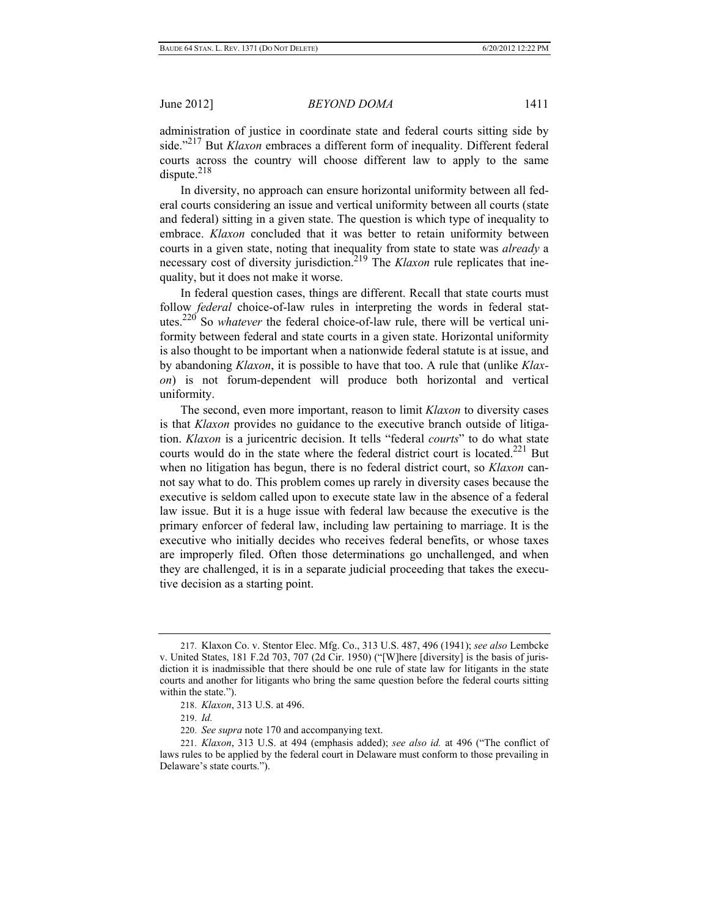administration of justice in coordinate state and federal courts sitting side by side."[217] But *Klaxon* embraces a different form of inequality. Different federal courts across the country will choose different law to apply to the same dispute.[218]

In diversity, no approach can ensure horizontal uniformity between all federal courts considering an issue and vertical uniformity between all courts (state and federal) sitting in a given state. The question is which type of inequality to embrace. *Klaxon* concluded that it was better to retain uniformity between courts in a given state, noting that inequality from state to state was *already* a necessary cost of diversity jurisdiction.[219] The *Klaxon* rule replicates that inequality, but it does not make it worse.

In federal question cases, things are different. Recall that state courts must follow *federal* choice-of-law rules in interpreting the words in federal statutes.[220] So *whatever* the federal choice-of-law rule, there will be vertical uniformity between federal and state courts in a given state. Horizontal uniformity is also thought to be important when a nationwide federal statute is at issue, and by abandoning *Klaxon*, it is possible to have that too. A rule that (unlike *Klaxon*) is not forum-dependent will produce both horizontal and vertical uniformity.

The second, even more important, reason to limit *Klaxon* to diversity cases is that *Klaxon* provides no guidance to the executive branch outside of litigation. *Klaxon* is a juricentric decision. It tells "federal *courts*" to do what state courts would do in the state where the federal district court is located.[221] But when no litigation has begun, there is no federal district court, so *Klaxon* cannot say what to do. This problem comes up rarely in diversity cases because the executive is seldom called upon to execute state law in the absence of a federal law issue. But it is a huge issue with federal law because the executive is the primary enforcer of federal law, including law pertaining to marriage. It is the executive who initially decides who receives federal benefits, or whose taxes are improperly filed. Often those determinations go unchallenged, and when they are challenged, it is in a separate judicial proceeding that takes the executive decision as a starting point.

---

217. Klaxon Co. v. Stentor Elec. Mfg. Co., 313 U.S. 487, 496 (1941); *see also* Lembcke v. United States, 181 F.2d 703, 707 (2d Cir. 1950) ("[W]here [diversity] is the basis of jurisdiction it is inadmissible that there should be one rule of state law for litigants in the state courts and another for litigants who bring the same question before the federal courts sitting within the state.").

218. *Klaxon*, 313 U.S. at 496.

219. *Id.*

220. *See supra* note 170 and accompanying text.

221. *Klaxon*, 313 U.S. at 494 (emphasis added); *see also id.* at 496 ("The conflict of laws rules to be applied by the federal court in Delaware must conform to those prevailing in Delaware's state courts.").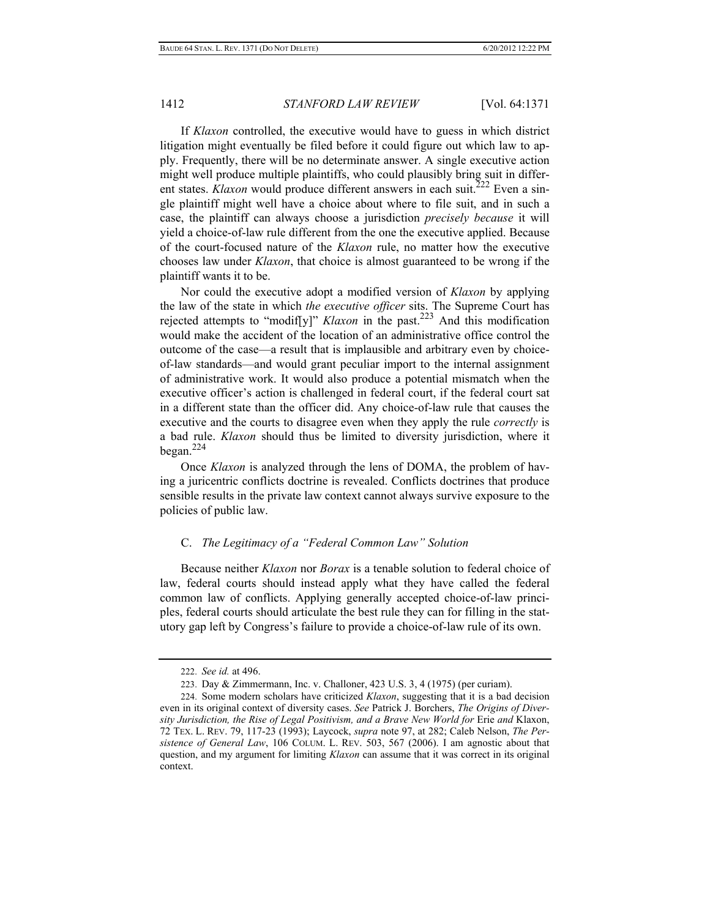If *Klaxon* controlled, the executive would have to guess in which district litigation might eventually be filed before it could figure out which law to apply. Frequently, there will be no determinate answer. A single executive action might well produce multiple plaintiffs, who could plausibly bring suit in different states. *Klaxon* would produce different answers in each suit.[222] Even a single plaintiff might well have a choice about where to file suit, and in such a case, the plaintiff can always choose a jurisdiction *precisely because* it will yield a choice-of-law rule different from the one the executive applied. Because of the court-focused nature of the *Klaxon* rule, no matter how the executive chooses law under *Klaxon*, that choice is almost guaranteed to be wrong if the plaintiff wants it to be.

Nor could the executive adopt a modified version of *Klaxon* by applying the law of the state in which *the executive officer* sits. The Supreme Court has rejected attempts to "modif[y]" *Klaxon* in the past.[223] And this modification would make the accident of the location of an administrative office control the outcome of the case—a result that is implausible and arbitrary even by choice-of-law standards—and would grant peculiar import to the internal assignment of administrative work. It would also produce a potential mismatch when the executive officer's action is challenged in federal court, if the federal court sat in a different state than the officer did. Any choice-of-law rule that causes the executive and the courts to disagree even when they apply the rule *correctly* is a bad rule. *Klaxon* should thus be limited to diversity jurisdiction, where it began.[224]

Once *Klaxon* is analyzed through the lens of DOMA, the problem of having a juricentric conflicts doctrine is revealed. Conflicts doctrines that produce sensible results in the private law context cannot always survive exposure to the policies of public law.

### C. *The Legitimacy of a "Federal Common Law" Solution*

Because neither *Klaxon* nor *Borax* is a tenable solution to federal choice of law, federal courts should instead apply what they have called the federal common law of conflicts. Applying generally accepted choice-of-law principles, federal courts should articulate the best rule they can for filling in the statutory gap left by Congress's failure to provide a choice-of-law rule of its own.

---

222. *See id.* at 496.

223. Day & Zimmermann, Inc. v. Challoner, 423 U.S. 3, 4 (1975) (per curiam).

224. Some modern scholars have criticized *Klaxon*, suggesting that it is a bad decision even in its original context of diversity cases. *See* Patrick J. Borchers, *The Origins of Diversity Jurisdiction, the Rise of Legal Positivism, and a Brave New World for* Erie *and* Klaxon, 72 TEX. L. REV. 79, 117-23 (1993); Laycock, *supra* note 97, at 282; Caleb Nelson, *The Persistence of General Law*, 106 COLUM. L. REV. 503, 567 (2006). I am agnostic about that question, and my argument for limiting *Klaxon* can assume that it was correct in its original context.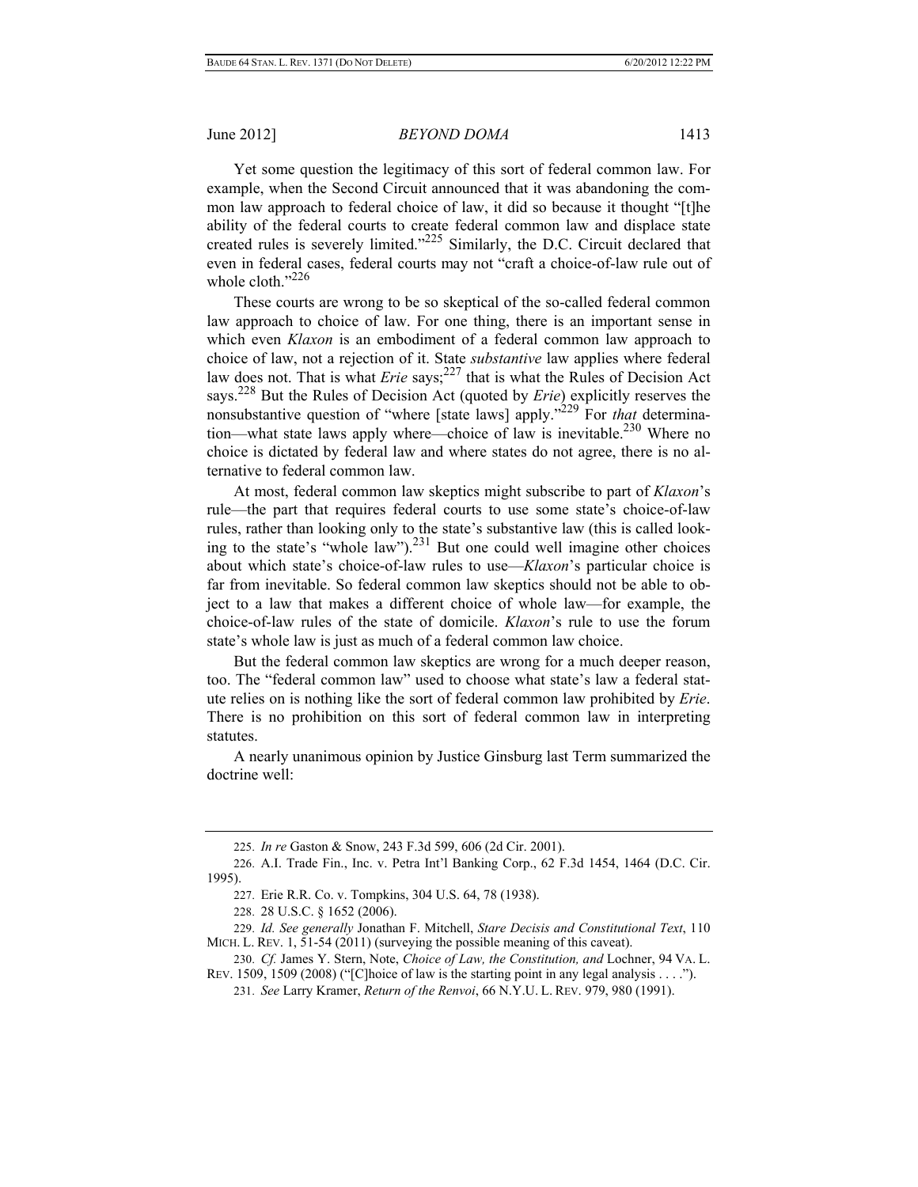Yet some question the legitimacy of this sort of federal common law. For example, when the Second Circuit announced that it was abandoning the common law approach to federal choice of law, it did so because it thought "[t]he ability of the federal courts to create federal common law and displace state created rules is severely limited."[225] Similarly, the D.C. Circuit declared that even in federal cases, federal courts may not "craft a choice-of-law rule out of whole cloth."[226]

These courts are wrong to be so skeptical of the so-called federal common law approach to choice of law. For one thing, there is an important sense in which even *Klaxon* is an embodiment of a federal common law approach to choice of law, not a rejection of it. State *substantive* law applies where federal law does not. That is what *Erie* says;[227] that is what the Rules of Decision Act says.[228] But the Rules of Decision Act (quoted by *Erie*) explicitly reserves the nonsubstantive question of "where [state laws] apply."[229] For *that* determination—what state laws apply where—choice of law is inevitable.[230] Where no choice is dictated by federal law and where states do not agree, there is no alternative to federal common law.

At most, federal common law skeptics might subscribe to part of *Klaxon*'s rule—the part that requires federal courts to use some state's choice-of-law rules, rather than looking only to the state's substantive law (this is called looking to the state's "whole law").[231] But one could well imagine other choices about which state's choice-of-law rules to use—*Klaxon*'s particular choice is far from inevitable. So federal common law skeptics should not be able to object to a law that makes a different choice of whole law—for example, the choice-of-law rules of the state of domicile. *Klaxon*'s rule to use the forum state's whole law is just as much of a federal common law choice.

But the federal common law skeptics are wrong for a much deeper reason, too. The "federal common law" used to choose what state's law a federal statute relies on is nothing like the sort of federal common law prohibited by *Erie*. There is no prohibition on this sort of federal common law in interpreting statutes.

A nearly unanimous opinion by Justice Ginsburg last Term summarized the doctrine well:

---

225. *In re* Gaston & Snow, 243 F.3d 599, 606 (2d Cir. 2001).

226. A.I. Trade Fin., Inc. v. Petra Int'l Banking Corp., 62 F.3d 1454, 1464 (D.C. Cir. 1995).

227. Erie R.R. Co. v. Tompkins, 304 U.S. 64, 78 (1938).

228. 28 U.S.C. § 1652 (2006).

229. *Id. See generally* Jonathan F. Mitchell, *Stare Decisis and Constitutional Text*, 110 MICH. L. REV. 1, 51-54 (2011) (surveying the possible meaning of this caveat).

230. *Cf.* James Y. Stern, Note, *Choice of Law, the Constitution, and* Lochner, 94 VA. L. REV. 1509, 1509 (2008) ("[C]hoice of law is the starting point in any legal analysis . . . .").

231. *See* Larry Kramer, *Return of the Renvoi*, 66 N.Y.U. L. REV. 979, 980 (1991).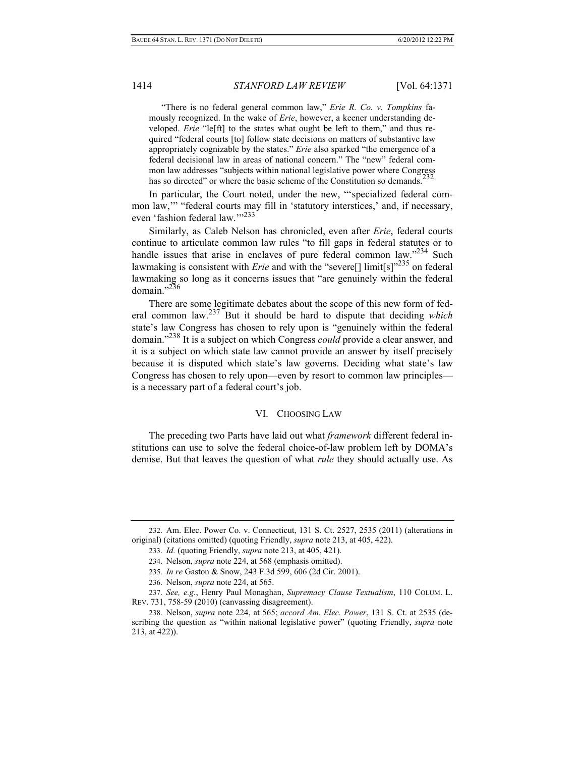> "There is no federal general common law," *Erie R. Co. v. Tompkins* famously recognized. In the wake of *Erie*, however, a keener understanding developed. *Erie* "le[ft] to the states what ought be left to them," and thus required "federal courts [to] follow state decisions on matters of substantive law appropriately cognizable by the states." *Erie* also sparked "the emergence of a federal decisional law in areas of national concern." The "new" federal common law addresses "subjects within national legislative power where Congress has so directed" or where the basic scheme of the Constitution so demands.[232]

In particular, the Court noted, under the new, "'specialized federal common law,'" "federal courts may fill in 'statutory interstices,' and, if necessary, even 'fashion federal law.'"[233]

Similarly, as Caleb Nelson has chronicled, even after *Erie*, federal courts continue to articulate common law rules "to fill gaps in federal statutes or to handle issues that arise in enclaves of pure federal common law."[234] Such lawmaking is consistent with *Erie* and with the "severe[] limit[s]"[235] on federal lawmaking so long as it concerns issues that "are genuinely within the federal domain."[236]

There are some legitimate debates about the scope of this new form of federal common law.[237] But it should be hard to dispute that deciding *which* state's law Congress has chosen to rely upon is "genuinely within the federal domain."[238] It is a subject on which Congress *could* provide a clear answer, and it is a subject on which state law cannot provide an answer by itself precisely because it is disputed which state's law governs. Deciding what state's law Congress has chosen to rely upon—even by resort to common law principles—is a necessary part of a federal court's job.

## VI. CHOOSING LAW

The preceding two Parts have laid out what *framework* different federal institutions can use to solve the federal choice-of-law problem left by DOMA's demise. But that leaves the question of what *rule* they should actually use. As

---

232. Am. Elec. Power Co. v. Connecticut, 131 S. Ct. 2527, 2535 (2011) (alterations in original) (citations omitted) (quoting Friendly, *supra* note 213, at 405, 422).

233. *Id.* (quoting Friendly, *supra* note 213, at 405, 421).

234. Nelson, *supra* note 224, at 568 (emphasis omitted).

235. *In re* Gaston & Snow, 243 F.3d 599, 606 (2d Cir. 2001).

236. Nelson, *supra* note 224, at 565.

237. *See, e.g.*, Henry Paul Monaghan, *Supremacy Clause Textualism*, 110 COLUM. L. REV. 731, 758-59 (2010) (canvassing disagreement).

238. Nelson, *supra* note 224, at 565; *accord Am. Elec. Power*, 131 S. Ct. at 2535 (describing the question as "within national legislative power" (quoting Friendly, *supra* note 213, at 422)).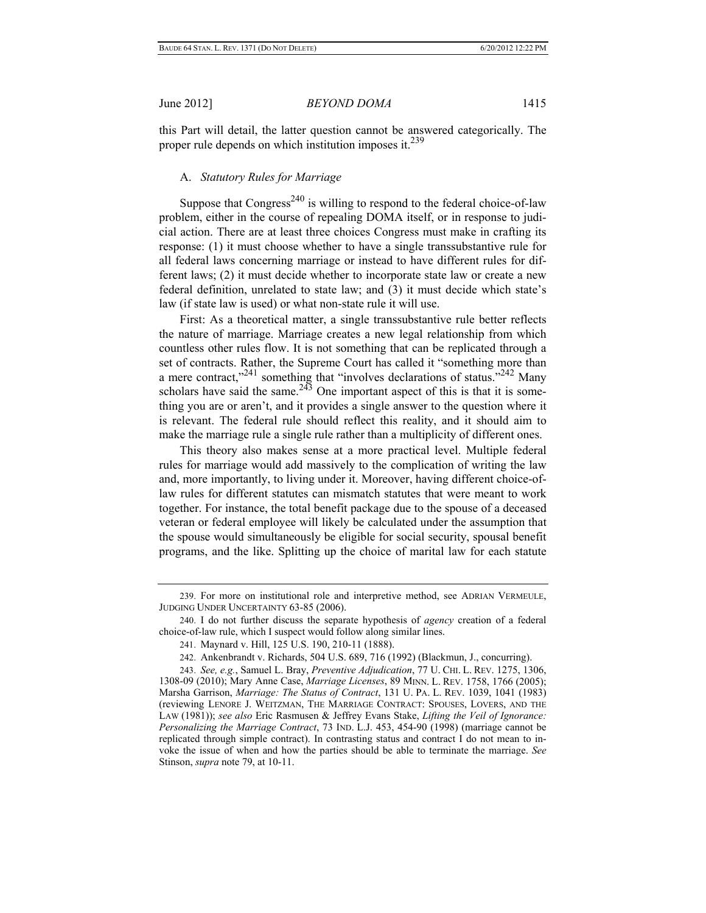this Part will detail, the latter question cannot be answered categorically. The proper rule depends on which institution imposes it.[239]

### A. *Statutory Rules for Marriage*

Suppose that Congress[240] is willing to respond to the federal choice-of-law problem, either in the course of repealing DOMA itself, or in response to judicial action. There are at least three choices Congress must make in crafting its response: (1) it must choose whether to have a single transsubstantive rule for all federal laws concerning marriage or instead to have different rules for different laws; (2) it must decide whether to incorporate state law or create a new federal definition, unrelated to state law; and (3) it must decide which state's law (if state law is used) or what non-state rule it will use.

First: As a theoretical matter, a single transsubstantive rule better reflects the nature of marriage. Marriage creates a new legal relationship from which countless other rules flow. It is not something that can be replicated through a set of contracts. Rather, the Supreme Court has called it "something more than a mere contract,"[241] something that "involves declarations of status."[242] Many scholars have said the same.[243] One important aspect of this is that it is something you are or aren't, and it provides a single answer to the question where it is relevant. The federal rule should reflect this reality, and it should aim to make the marriage rule a single rule rather than a multiplicity of different ones.

This theory also makes sense at a more practical level. Multiple federal rules for marriage would add massively to the complication of writing the law and, more importantly, to living under it. Moreover, having different choice-of-law rules for different statutes can mismatch statutes that were meant to work together. For instance, the total benefit package due to the spouse of a deceased veteran or federal employee will likely be calculated under the assumption that the spouse would simultaneously be eligible for social security, spousal benefit programs, and the like. Splitting up the choice of marital law for each statute

---

239. For more on institutional role and interpretive method, see ADRIAN VERMEULE, JUDGING UNDER UNCERTAINTY 63-85 (2006).

240. I do not further discuss the separate hypothesis of *agency* creation of a federal choice-of-law rule, which I suspect would follow along similar lines.

241. Maynard v. Hill, 125 U.S. 190, 210-11 (1888).

242. Ankenbrandt v. Richards, 504 U.S. 689, 716 (1992) (Blackmun, J., concurring).

243. *See, e.g.*, Samuel L. Bray, *Preventive Adjudication*, 77 U. CHI. L. REV. 1275, 1306, 1308-09 (2010); Mary Anne Case, *Marriage Licenses*, 89 MINN. L. REV. 1758, 1766 (2005); Marsha Garrison, *Marriage: The Status of Contract*, 131 U. PA. L. REV. 1039, 1041 (1983) (reviewing LENORE J. WEITZMAN, THE MARRIAGE CONTRACT: SPOUSES, LOVERS, AND THE LAW (1981)); *see also* Eric Rasmusen & Jeffrey Evans Stake, *Lifting the Veil of Ignorance: Personalizing the Marriage Contract*, 73 IND. L.J. 453, 454-90 (1998) (marriage cannot be replicated through simple contract). In contrasting status and contract I do not mean to invoke the issue of when and how the parties should be able to terminate the marriage. *See* Stinson, *supra* note 79, at 10-11.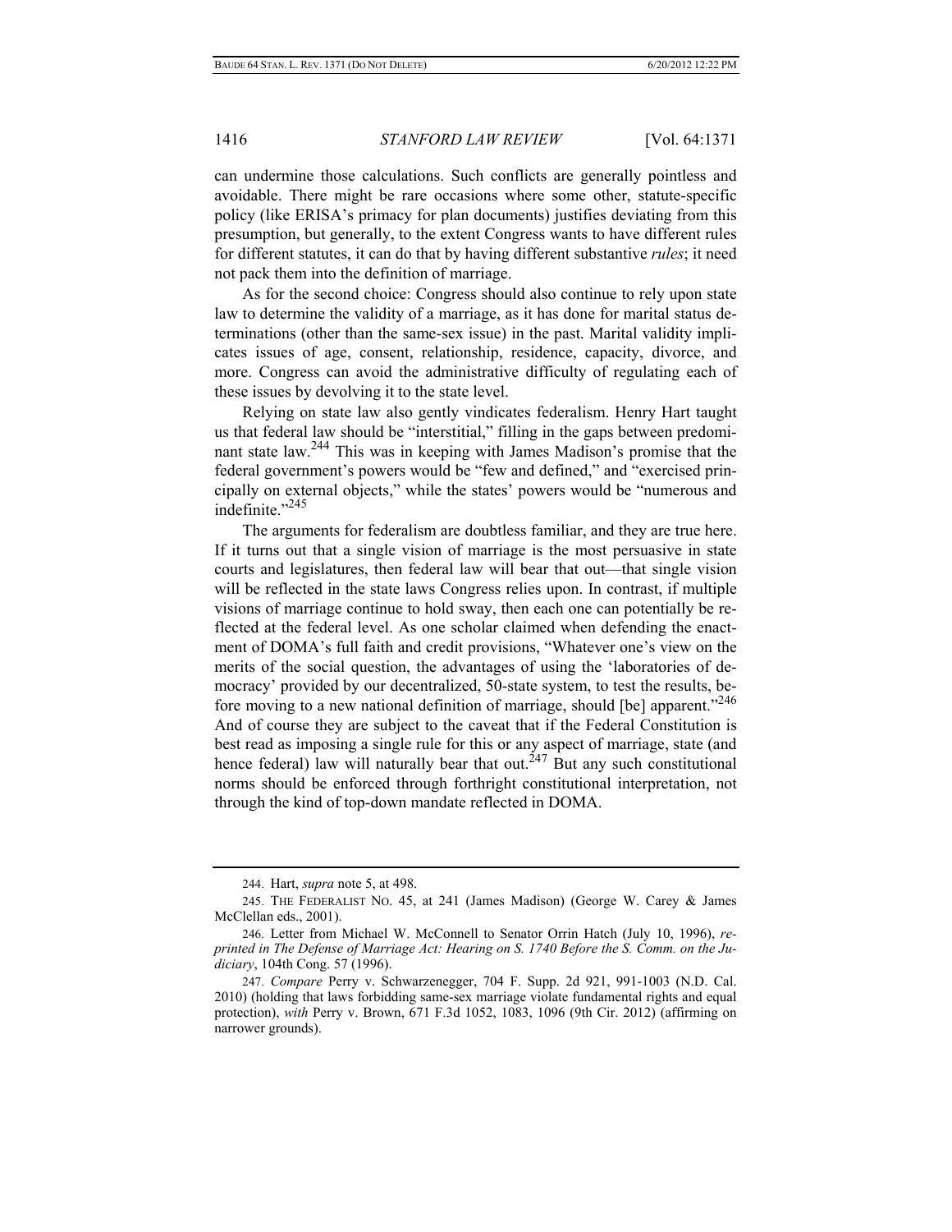can undermine those calculations. Such conflicts are generally pointless and avoidable. There might be rare occasions where some other, statute-specific policy (like ERISA's primacy for plan documents) justifies deviating from this presumption, but generally, to the extent Congress wants to have different rules for different statutes, it can do that by having different substantive *rules*; it need not pack them into the definition of marriage.

As for the second choice: Congress should also continue to rely upon state law to determine the validity of a marriage, as it has done for marital status determinations (other than the same-sex issue) in the past. Marital validity implicates issues of age, consent, relationship, residence, capacity, divorce, and more. Congress can avoid the administrative difficulty of regulating each of these issues by devolving it to the state level.

Relying on state law also gently vindicates federalism. Henry Hart taught us that federal law should be "interstitial," filling in the gaps between predominant state law.[244] This was in keeping with James Madison's promise that the federal government's powers would be "few and defined," and "exercised principally on external objects," while the states' powers would be "numerous and indefinite."[245]

The arguments for federalism are doubtless familiar, and they are true here. If it turns out that a single vision of marriage is the most persuasive in state courts and legislatures, then federal law will bear that out—that single vision will be reflected in the state laws Congress relies upon. In contrast, if multiple visions of marriage continue to hold sway, then each one can potentially be reflected at the federal level. As one scholar claimed when defending the enactment of DOMA's full faith and credit provisions, "Whatever one's view on the merits of the social question, the advantages of using the 'laboratories of democracy' provided by our decentralized, 50-state system, to test the results, before moving to a new national definition of marriage, should [be] apparent."[246] And of course they are subject to the caveat that if the Federal Constitution is best read as imposing a single rule for this or any aspect of marriage, state (and hence federal) law will naturally bear that out.[247] But any such constitutional norms should be enforced through forthright constitutional interpretation, not through the kind of top-down mandate reflected in DOMA.

---

244. Hart, *supra* note 5, at 498.

245. THE FEDERALIST NO. 45, at 241 (James Madison) (George W. Carey & James McClellan eds., 2001).

246. Letter from Michael W. McConnell to Senator Orrin Hatch (July 10, 1996), *reprinted in The Defense of Marriage Act: Hearing on S. 1740 Before the S. Comm. on the Judiciary*, 104th Cong. 57 (1996).

247. *Compare* Perry v. Schwarzenegger, 704 F. Supp. 2d 921, 991-1003 (N.D. Cal. 2010) (holding that laws forbidding same-sex marriage violate fundamental rights and equal protection), *with* Perry v. Brown, 671 F.3d 1052, 1083, 1096 (9th Cir. 2012) (affirming on narrower grounds).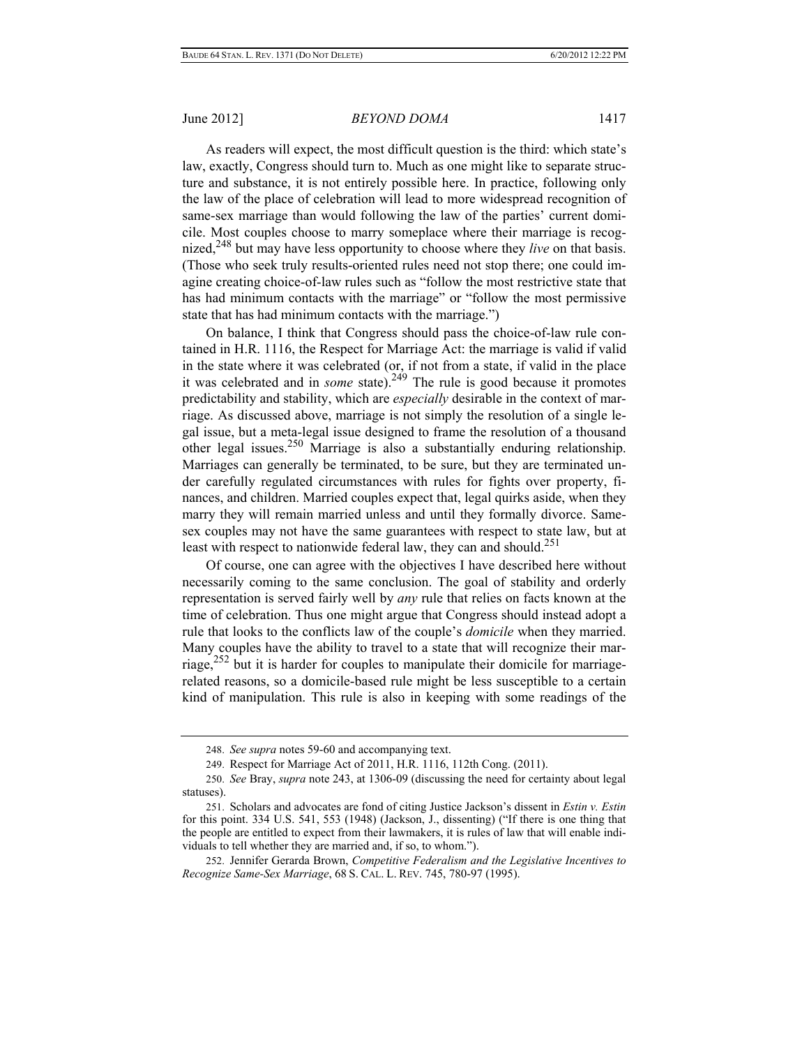As readers will expect, the most difficult question is the third: which state's law, exactly, Congress should turn to. Much as one might like to separate structure and substance, it is not entirely possible here. In practice, following only the law of the place of celebration will lead to more widespread recognition of same-sex marriage than would following the law of the parties' current domicile. Most couples choose to marry someplace where their marriage is recognized,[248] but may have less opportunity to choose where they *live* on that basis. (Those who seek truly results-oriented rules need not stop there; one could imagine creating choice-of-law rules such as "follow the most restrictive state that has had minimum contacts with the marriage" or "follow the most permissive state that has had minimum contacts with the marriage.")

On balance, I think that Congress should pass the choice-of-law rule contained in H.R. 1116, the Respect for Marriage Act: the marriage is valid if valid in the state where it was celebrated (or, if not from a state, if valid in the place it was celebrated and in *some* state).[249] The rule is good because it promotes predictability and stability, which are *especially* desirable in the context of marriage. As discussed above, marriage is not simply the resolution of a single legal issue, but a meta-legal issue designed to frame the resolution of a thousand other legal issues.[250] Marriage is also a substantially enduring relationship. Marriages can generally be terminated, to be sure, but they are terminated under carefully regulated circumstances with rules for fights over property, finances, and children. Married couples expect that, legal quirks aside, when they marry they will remain married unless and until they formally divorce. Same-sex couples may not have the same guarantees with respect to state law, but at least with respect to nationwide federal law, they can and should.[251]

Of course, one can agree with the objectives I have described here without necessarily coming to the same conclusion. The goal of stability and orderly representation is served fairly well by *any* rule that relies on facts known at the time of celebration. Thus one might argue that Congress should instead adopt a rule that looks to the conflicts law of the couple's *domicile* when they married. Many couples have the ability to travel to a state that will recognize their marriage,[252] but it is harder for couples to manipulate their domicile for marriage-related reasons, so a domicile-based rule might be less susceptible to a certain kind of manipulation. This rule is also in keeping with some readings of the

---

248. *See supra* notes 59-60 and accompanying text.

249. Respect for Marriage Act of 2011, H.R. 1116, 112th Cong. (2011).

250. *See* Bray, *supra* note 243, at 1306-09 (discussing the need for certainty about legal statuses).

251. Scholars and advocates are fond of citing Justice Jackson's dissent in *Estin v. Estin* for this point. 334 U.S. 541, 553 (1948) (Jackson, J., dissenting) ("If there is one thing that the people are entitled to expect from their lawmakers, it is rules of law that will enable individuals to tell whether they are married and, if so, to whom.").

252. Jennifer Gerarda Brown, *Competitive Federalism and the Legislative Incentives to Recognize Same-Sex Marriage*, 68 S. CAL. L. REV. 745, 780-97 (1995).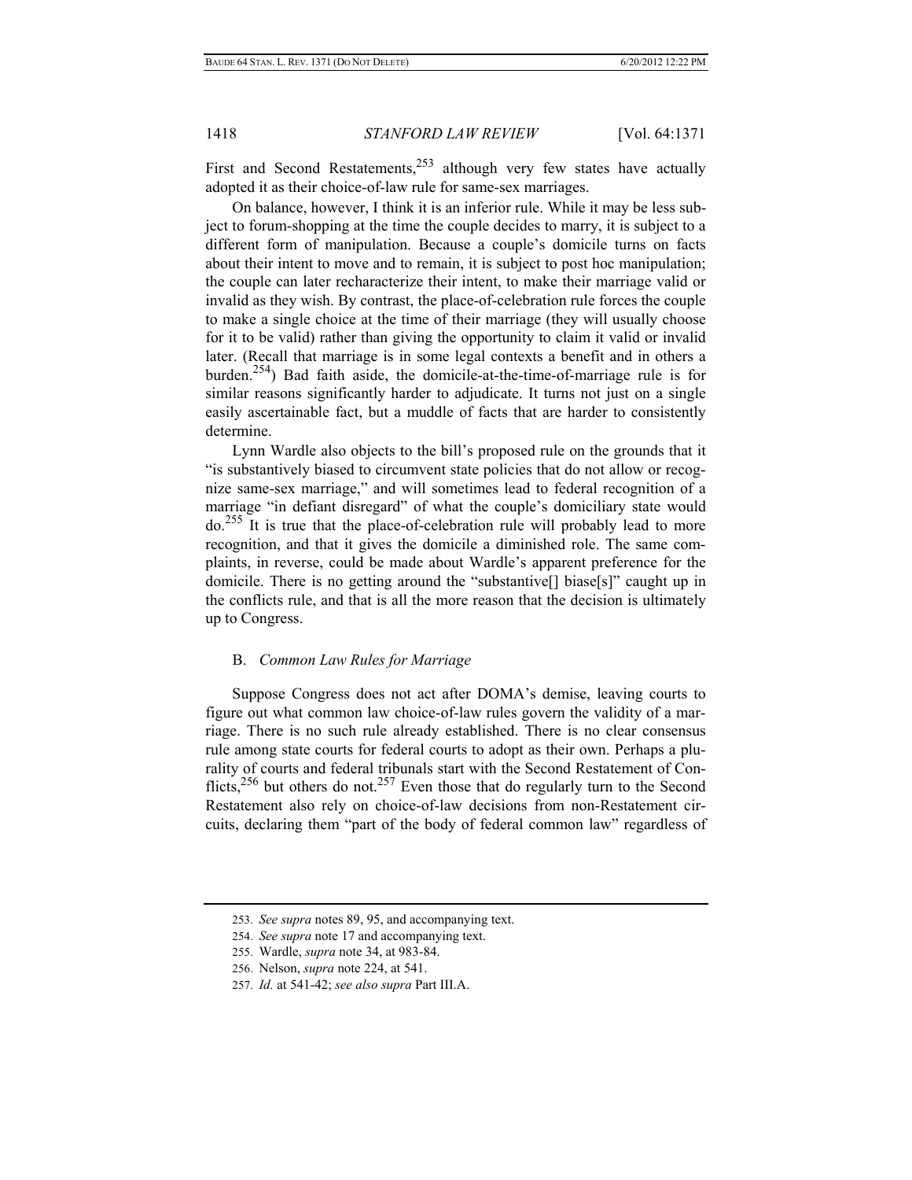First and Second Restatements,[253] although very few states have actually adopted it as their choice-of-law rule for same-sex marriages.

On balance, however, I think it is an inferior rule. While it may be less subject to forum-shopping at the time the couple decides to marry, it is subject to a different form of manipulation. Because a couple's domicile turns on facts about their intent to move and to remain, it is subject to post hoc manipulation; the couple can later recharacterize their intent, to make their marriage valid or invalid as they wish. By contrast, the place-of-celebration rule forces the couple to make a single choice at the time of their marriage (they will usually choose for it to be valid) rather than giving the opportunity to claim it valid or invalid later. (Recall that marriage is in some legal contexts a benefit and in others a burden.[254]) Bad faith aside, the domicile-at-the-time-of-marriage rule is for similar reasons significantly harder to adjudicate. It turns not just on a single easily ascertainable fact, but a muddle of facts that are harder to consistently determine.

Lynn Wardle also objects to the bill's proposed rule on the grounds that it "is substantively biased to circumvent state policies that do not allow or recognize same-sex marriage," and will sometimes lead to federal recognition of a marriage "in defiant disregard" of what the couple's domiciliary state would do.[255] It is true that the place-of-celebration rule will probably lead to more recognition, and that it gives the domicile a diminished role. The same complaints, in reverse, could be made about Wardle's apparent preference for the domicile. There is no getting around the "substantive[] biase[s]" caught up in the conflicts rule, and that is all the more reason that the decision is ultimately up to Congress.

### B. *Common Law Rules for Marriage*

Suppose Congress does not act after DOMA's demise, leaving courts to figure out what common law choice-of-law rules govern the validity of a marriage. There is no such rule already established. There is no clear consensus rule among state courts for federal courts to adopt as their own. Perhaps a plurality of courts and federal tribunals start with the Second Restatement of Conflicts,[256] but others do not.[257] Even those that do regularly turn to the Second Restatement also rely on choice-of-law decisions from non-Restatement circuits, declaring them "part of the body of federal common law" regardless of

---

253. *See supra* notes 89, 95, and accompanying text.

254. *See supra* note 17 and accompanying text.

255. Wardle, *supra* note 34, at 983-84.

256. Nelson, *supra* note 224, at 541.

257. *Id.* at 541-42; *see also supra* Part III.A.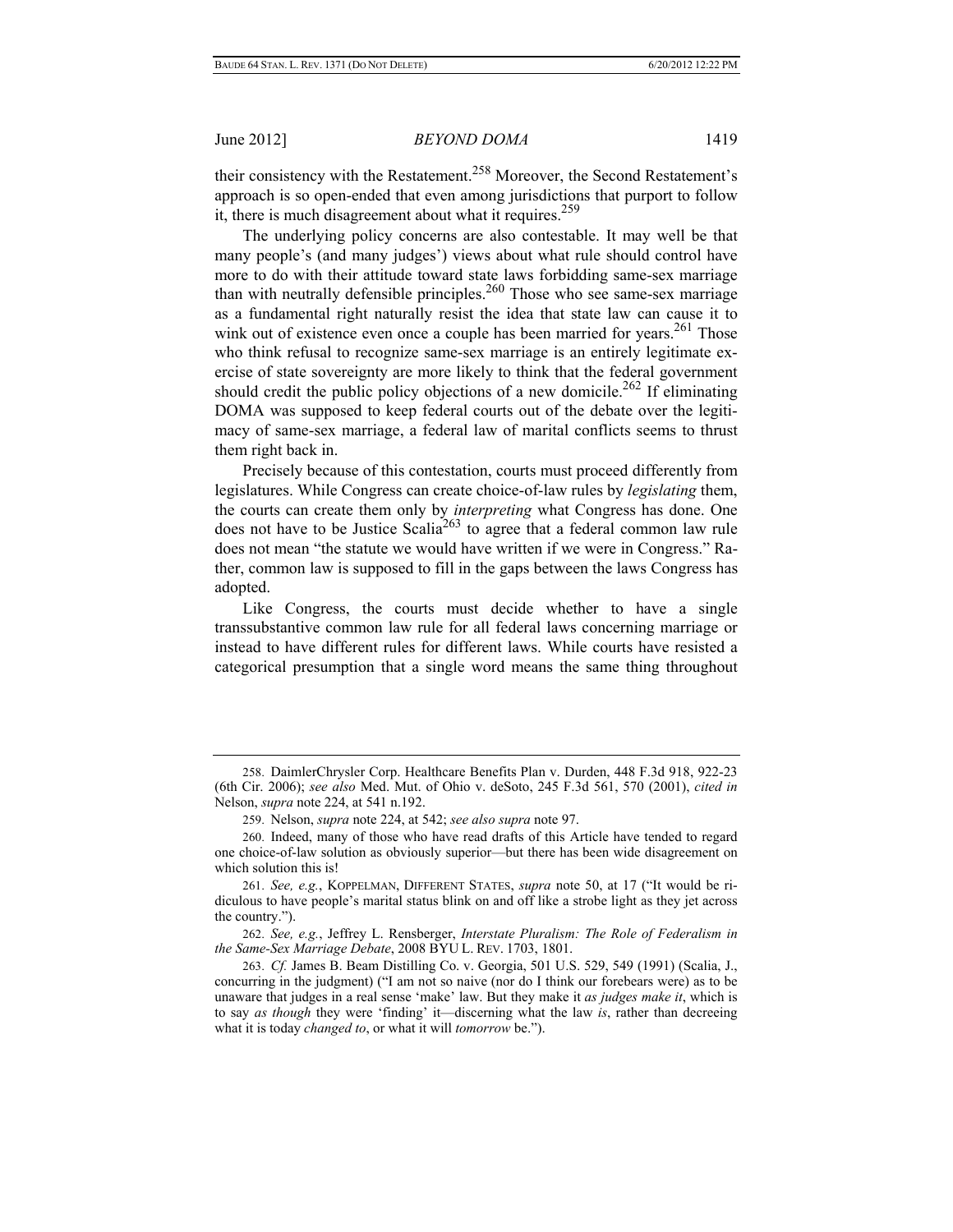their consistency with the Restatement.[258] Moreover, the Second Restatement's approach is so open-ended that even among jurisdictions that purport to follow it, there is much disagreement about what it requires.[259]

The underlying policy concerns are also contestable. It may well be that many people's (and many judges') views about what rule should control have more to do with their attitude toward state laws forbidding same-sex marriage than with neutrally defensible principles.[260] Those who see same-sex marriage as a fundamental right naturally resist the idea that state law can cause it to wink out of existence even once a couple has been married for years.[261] Those who think refusal to recognize same-sex marriage is an entirely legitimate exercise of state sovereignty are more likely to think that the federal government should credit the public policy objections of a new domicile.[262] If eliminating DOMA was supposed to keep federal courts out of the debate over the legitimacy of same-sex marriage, a federal law of marital conflicts seems to thrust them right back in.

Precisely because of this contestation, courts must proceed differently from legislatures. While Congress can create choice-of-law rules by *legislating* them, the courts can create them only by *interpreting* what Congress has done. One does not have to be Justice Scalia[263] to agree that a federal common law rule does not mean "the statute we would have written if we were in Congress." Rather, common law is supposed to fill in the gaps between the laws Congress has adopted.

Like Congress, the courts must decide whether to have a single transsubstantive common law rule for all federal laws concerning marriage or instead to have different rules for different laws. While courts have resisted a categorical presumption that a single word means the same thing throughout

---

258. DaimlerChrysler Corp. Healthcare Benefits Plan v. Durden, 448 F.3d 918, 922-23 (6th Cir. 2006); *see also* Med. Mut. of Ohio v. deSoto, 245 F.3d 561, 570 (2001), *cited in* Nelson, *supra* note 224, at 541 n.192.

259. Nelson, *supra* note 224, at 542; *see also supra* note 97.

260. Indeed, many of those who have read drafts of this Article have tended to regard one choice-of-law solution as obviously superior—but there has been wide disagreement on which solution this is!

261. *See, e.g.*, KOPPELMAN, DIFFERENT STATES, *supra* note 50, at 17 ("It would be ridiculous to have people's marital status blink on and off like a strobe light as they jet across the country.").

262. *See, e.g.*, Jeffrey L. Rensberger, *Interstate Pluralism: The Role of Federalism in the Same-Sex Marriage Debate*, 2008 BYU L. REV. 1703, 1801.

263. *Cf.* James B. Beam Distilling Co. v. Georgia, 501 U.S. 529, 549 (1991) (Scalia, J., concurring in the judgment) ("I am not so naive (nor do I think our forebears were) as to be unaware that judges in a real sense 'make' law. But they make it *as judges make it*, which is to say *as though* they were 'finding' it—discerning what the law *is*, rather than decreeing what it is today *changed to*, or what it will *tomorrow* be.").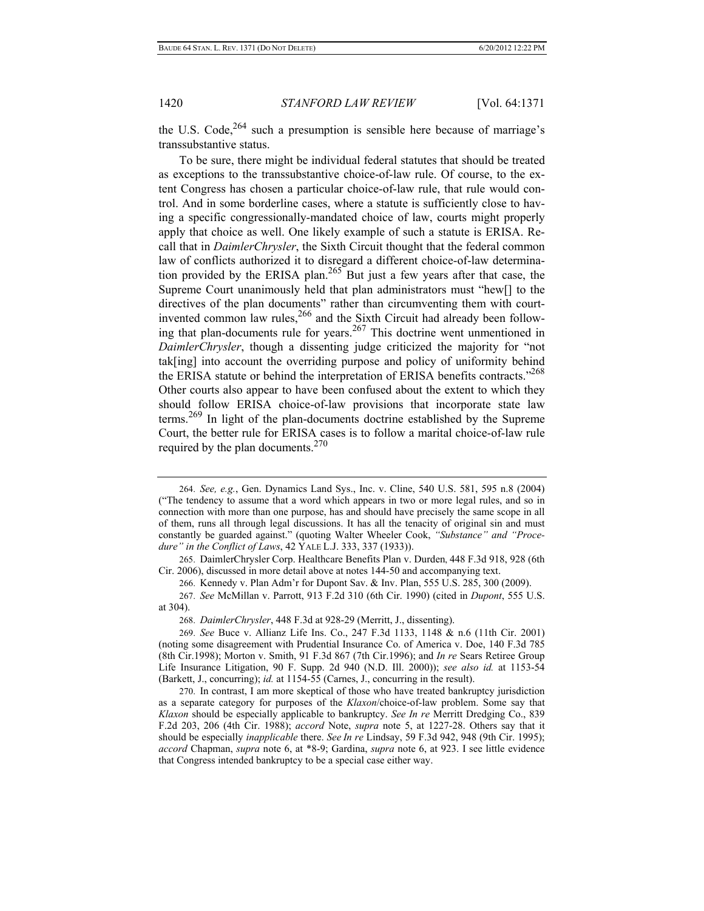the U.S. Code,[264] such a presumption is sensible here because of marriage's transsubstantive status.

To be sure, there might be individual federal statutes that should be treated as exceptions to the transsubstantive choice-of-law rule. Of course, to the extent Congress has chosen a particular choice-of-law rule, that rule would control. And in some borderline cases, where a statute is sufficiently close to having a specific congressionally-mandated choice of law, courts might properly apply that choice as well. One likely example of such a statute is ERISA. Recall that in *DaimlerChrysler*, the Sixth Circuit thought that the federal common law of conflicts authorized it to disregard a different choice-of-law determination provided by the ERISA plan.[265] But just a few years after that case, the Supreme Court unanimously held that plan administrators must "hew[] to the directives of the plan documents" rather than circumventing them with court-invented common law rules,[266] and the Sixth Circuit had already been following that plan-documents rule for years.[267] This doctrine went unmentioned in *DaimlerChrysler*, though a dissenting judge criticized the majority for "not tak[ing] into account the overriding purpose and policy of uniformity behind the ERISA statute or behind the interpretation of ERISA benefits contracts."[268] Other courts also appear to have been confused about the extent to which they should follow ERISA choice-of-law provisions that incorporate state law terms.[269] In light of the plan-documents doctrine established by the Supreme Court, the better rule for ERISA cases is to follow a marital choice-of-law rule required by the plan documents.[270]

---

264. *See, e.g.*, Gen. Dynamics Land Sys., Inc. v. Cline, 540 U.S. 581, 595 n.8 (2004) ("The tendency to assume that a word which appears in two or more legal rules, and so in connection with more than one purpose, has and should have precisely the same scope in all of them, runs all through legal discussions. It has all the tenacity of original sin and must constantly be guarded against." (quoting Walter Wheeler Cook, *"Substance" and "Procedure" in the Conflict of Laws*, 42 YALE L.J. 333, 337 (1933)).

265. DaimlerChrysler Corp. Healthcare Benefits Plan v. Durden, 448 F.3d 918, 928 (6th Cir. 2006), discussed in more detail above at notes 144-50 and accompanying text.

266. Kennedy v. Plan Adm'r for Dupont Sav. & Inv. Plan, 555 U.S. 285, 300 (2009).

267. *See* McMillan v. Parrott, 913 F.2d 310 (6th Cir. 1990) (cited in *Dupont*, 555 U.S. at 304).

268. *DaimlerChrysler*, 448 F.3d at 928-29 (Merritt, J., dissenting).

269. *See* Buce v. Allianz Life Ins. Co., 247 F.3d 1133, 1148 & n.6 (11th Cir. 2001) (noting some disagreement with Prudential Insurance Co. of America v. Doe, 140 F.3d 785 (8th Cir.1998); Morton v. Smith, 91 F.3d 867 (7th Cir.1996); and *In re* Sears Retiree Group Life Insurance Litigation, 90 F. Supp. 2d 940 (N.D. Ill. 2000)); *see also id.* at 1153-54 (Barkett, J., concurring); *id.* at 1154-55 (Carnes, J., concurring in the result).

270. In contrast, I am more skeptical of those who have treated bankruptcy jurisdiction as a separate category for purposes of the *Klaxon*/choice-of-law problem. Some say that *Klaxon* should be especially applicable to bankruptcy. *See In re* Merritt Dredging Co., 839 F.2d 203, 206 (4th Cir. 1988); *accord* Note, *supra* note 5, at 1227-28. Others say that it should be especially *inapplicable* there. *See In re* Lindsay, 59 F.3d 942, 948 (9th Cir. 1995); *accord* Chapman, *supra* note 6, at \*8-9; Gardina, *supra* note 6, at 923. I see little evidence that Congress intended bankruptcy to be a special case either way.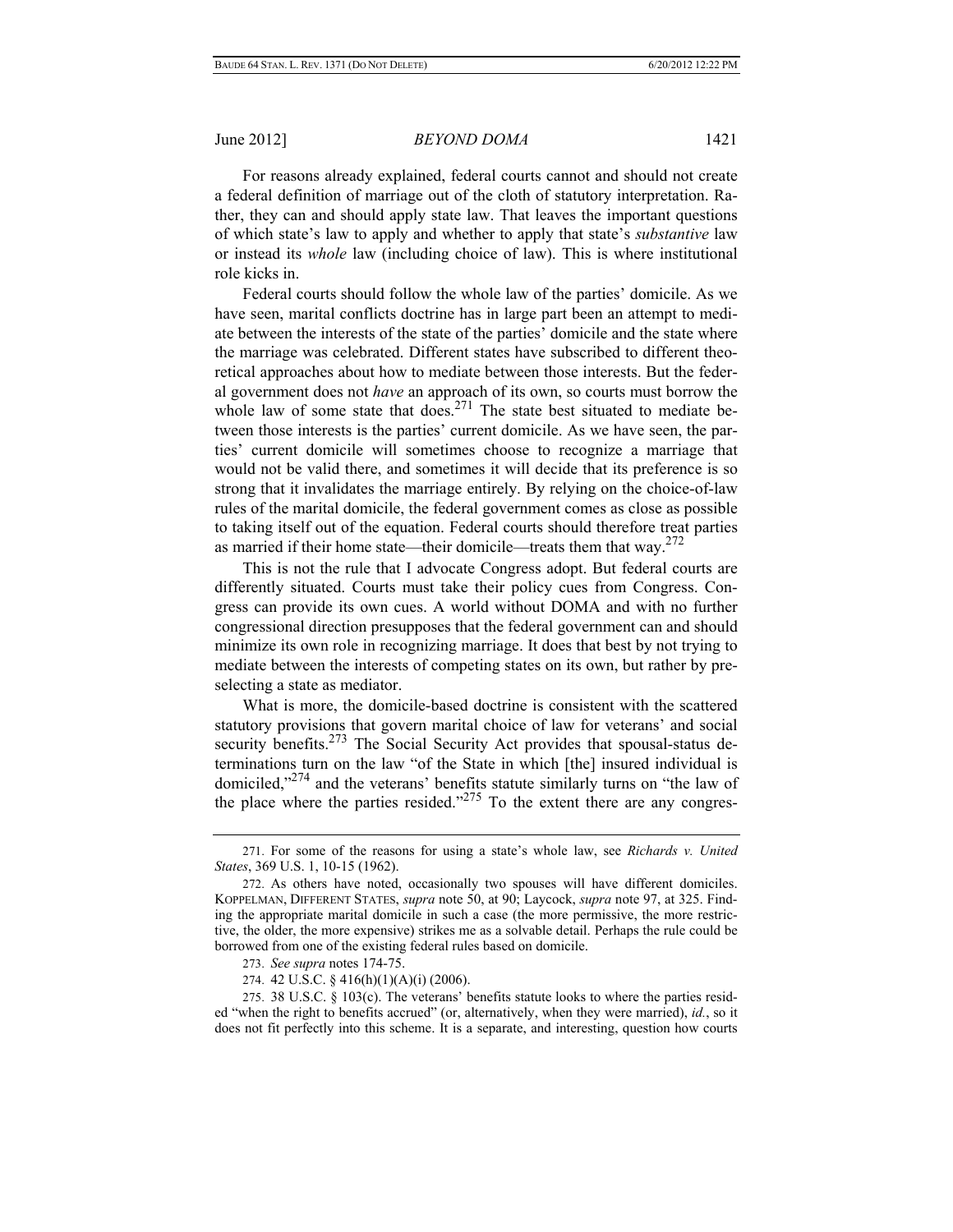For reasons already explained, federal courts cannot and should not create a federal definition of marriage out of the cloth of statutory interpretation. Rather, they can and should apply state law. That leaves the important questions of which state's law to apply and whether to apply that state's *substantive* law or instead its *whole* law (including choice of law). This is where institutional role kicks in.

Federal courts should follow the whole law of the parties' domicile. As we have seen, marital conflicts doctrine has in large part been an attempt to mediate between the interests of the state of the parties' domicile and the state where the marriage was celebrated. Different states have subscribed to different theoretical approaches about how to mediate between those interests. But the federal government does not *have* an approach of its own, so courts must borrow the whole law of some state that does.[271] The state best situated to mediate between those interests is the parties' current domicile. As we have seen, the parties' current domicile will sometimes choose to recognize a marriage that would not be valid there, and sometimes it will decide that its preference is so strong that it invalidates the marriage entirely. By relying on the choice-of-law rules of the marital domicile, the federal government comes as close as possible to taking itself out of the equation. Federal courts should therefore treat parties as married if their home state—their domicile—treats them that way.[272]

This is not the rule that I advocate Congress adopt. But federal courts are differently situated. Courts must take their policy cues from Congress. Congress can provide its own cues. A world without DOMA and with no further congressional direction presupposes that the federal government can and should minimize its own role in recognizing marriage. It does that best by not trying to mediate between the interests of competing states on its own, but rather by preselecting a state as mediator.

What is more, the domicile-based doctrine is consistent with the scattered statutory provisions that govern marital choice of law for veterans' and social security benefits.[273] The Social Security Act provides that spousal-status determinations turn on the law "of the State in which [the] insured individual is domiciled,"[274] and the veterans' benefits statute similarly turns on "the law of the place where the parties resided."[275] To the extent there are any congres-

---

271. For some of the reasons for using a state's whole law, see *Richards v. United States*, 369 U.S. 1, 10-15 (1962).

272. As others have noted, occasionally two spouses will have different domiciles. KOPPELMAN, DIFFERENT STATES, *supra* note 50, at 90; Laycock, *supra* note 97, at 325. Finding the appropriate marital domicile in such a case (the more permissive, the more restrictive, the older, the more expensive) strikes me as a solvable detail. Perhaps the rule could be borrowed from one of the existing federal rules based on domicile.

273. *See supra* notes 174-75.

274. 42 U.S.C. § 416(h)(1)(A)(i) (2006).

275. 38 U.S.C. § 103(c). The veterans' benefits statute looks to where the parties resided "when the right to benefits accrued" (or, alternatively, when they were married), *id.*, so it does not fit perfectly into this scheme. It is a separate, and interesting, question how courts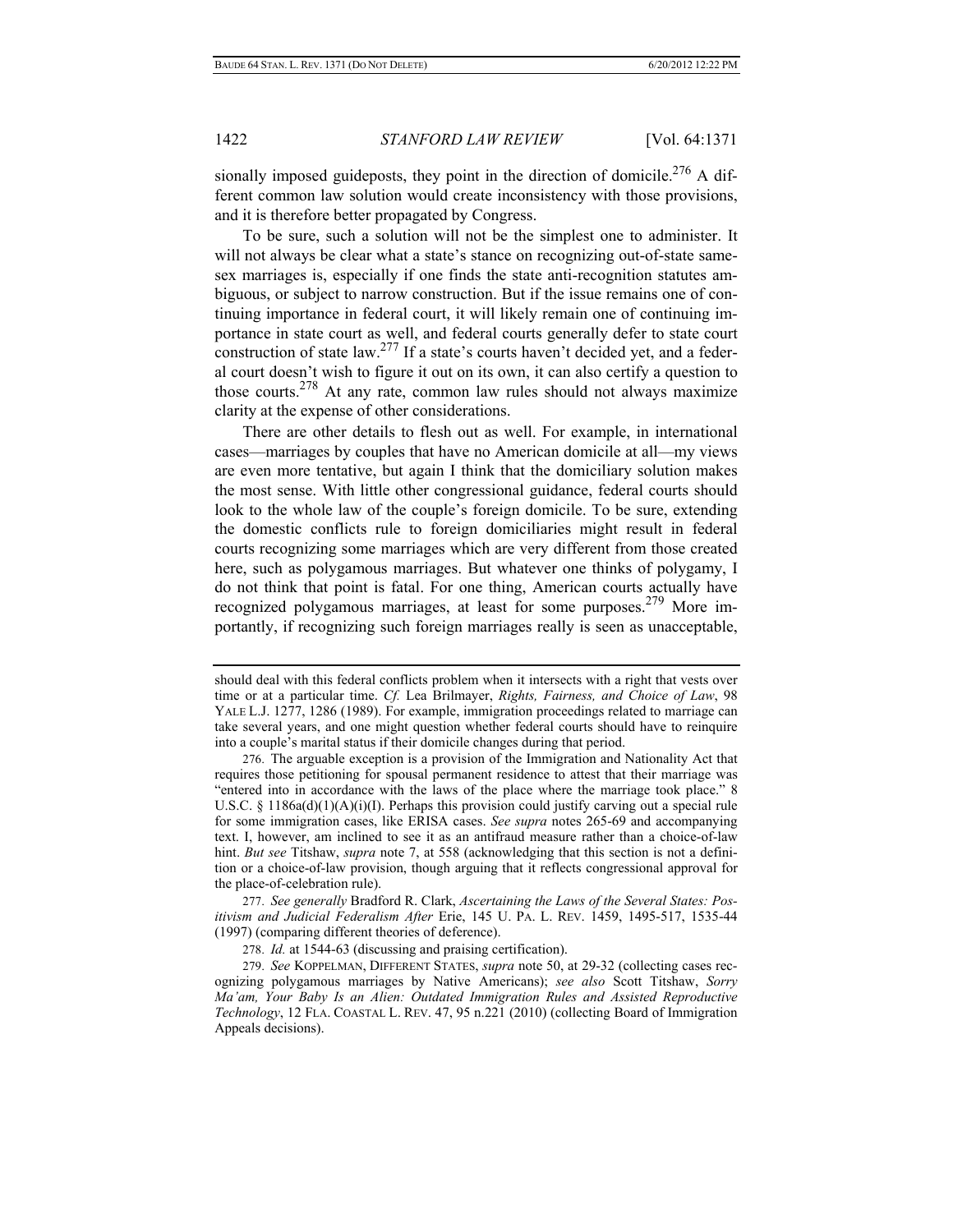sionally imposed guideposts, they point in the direction of domicile.[276] A different common law solution would create inconsistency with those provisions, and it is therefore better propagated by Congress.

To be sure, such a solution will not be the simplest one to administer. It will not always be clear what a state's stance on recognizing out-of-state same-sex marriages is, especially if one finds the state anti-recognition statutes ambiguous, or subject to narrow construction. But if the issue remains one of continuing importance in federal court, it will likely remain one of continuing importance in state court as well, and federal courts generally defer to state court construction of state law.[277] If a state's courts haven't decided yet, and a federal court doesn't wish to figure it out on its own, it can also certify a question to those courts.[278] At any rate, common law rules should not always maximize clarity at the expense of other considerations.

There are other details to flesh out as well. For example, in international cases—marriages by couples that have no American domicile at all—my views are even more tentative, but again I think that the domiciliary solution makes the most sense. With little other congressional guidance, federal courts should look to the whole law of the couple's foreign domicile. To be sure, extending the domestic conflicts rule to foreign domiciliaries might result in federal courts recognizing some marriages which are very different from those created here, such as polygamous marriages. But whatever one thinks of polygamy, I do not think that point is fatal. For one thing, American courts actually have recognized polygamous marriages, at least for some purposes.[279] More importantly, if recognizing such foreign marriages really is seen as unacceptable,

---

should deal with this federal conflicts problem when it intersects with a right that vests over time or at a particular time. *Cf.* Lea Brilmayer, *Rights, Fairness, and Choice of Law*, 98 YALE L.J. 1277, 1286 (1989). For example, immigration proceedings related to marriage can take several years, and one might question whether federal courts should have to reinquire into a couple's marital status if their domicile changes during that period.

276. The arguable exception is a provision of the Immigration and Nationality Act that requires those petitioning for spousal permanent residence to attest that their marriage was "entered into in accordance with the laws of the place where the marriage took place." 8 U.S.C. § 1186a(d)(1)(A)(i)(I). Perhaps this provision could justify carving out a special rule for some immigration cases, like ERISA cases. *See supra* notes 265-69 and accompanying text. I, however, am inclined to see it as an antifraud measure rather than a choice-of-law hint. *But see* Titshaw, *supra* note 7, at 558 (acknowledging that this section is not a definition or a choice-of-law provision, though arguing that it reflects congressional approval for the place-of-celebration rule).

277. *See generally* Bradford R. Clark, *Ascertaining the Laws of the Several States: Positivism and Judicial Federalism After* Erie, 145 U. PA. L. REV. 1459, 1495-517, 1535-44 (1997) (comparing different theories of deference).

278. *Id.* at 1544-63 (discussing and praising certification).

279. *See* KOPPELMAN, DIFFERENT STATES, *supra* note 50, at 29-32 (collecting cases recognizing polygamous marriages by Native Americans); *see also* Scott Titshaw, *Sorry Ma'am, Your Baby Is an Alien: Outdated Immigration Rules and Assisted Reproductive Technology*, 12 FLA. COASTAL L. REV. 47, 95 n.221 (2010) (collecting Board of Immigration Appeals decisions).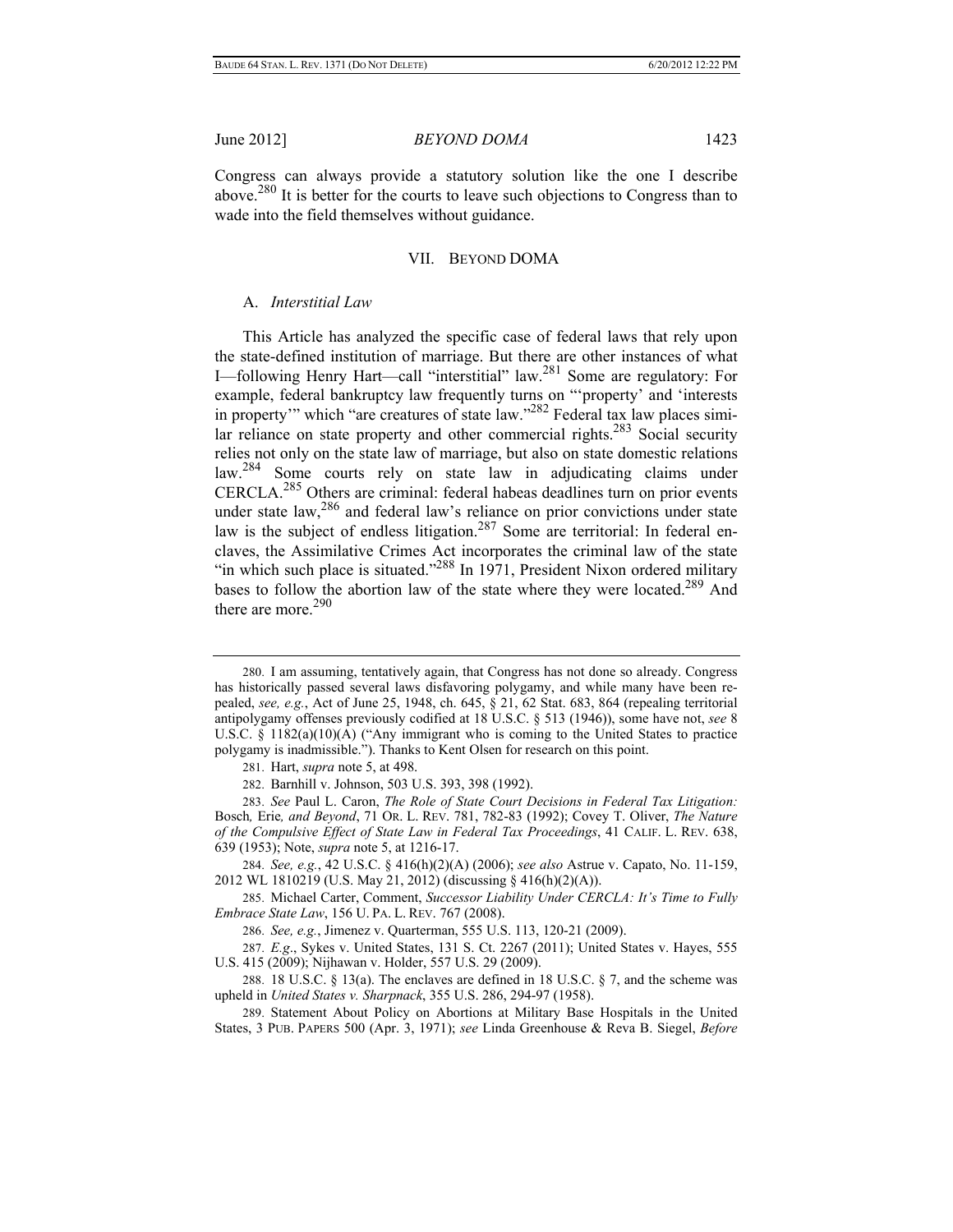Congress can always provide a statutory solution like the one I describe above.[280] It is better for the courts to leave such objections to Congress than to wade into the field themselves without guidance.

## VII. BEYOND DOMA

### A. *Interstitial Law*

This Article has analyzed the specific case of federal laws that rely upon the state-defined institution of marriage. But there are other instances of what I—following Henry Hart—call "interstitial" law.[281] Some are regulatory: For example, federal bankruptcy law frequently turns on "'property' and 'interests in property'" which "are creatures of state law."[282] Federal tax law places similar reliance on state property and other commercial rights.[283] Social security relies not only on the state law of marriage, but also on state domestic relations law.[284] Some courts rely on state law in adjudicating claims under CERCLA.[285] Others are criminal: federal habeas deadlines turn on prior events under state law,[286] and federal law's reliance on prior convictions under state law is the subject of endless litigation.[287] Some are territorial: In federal enclaves, the Assimilative Crimes Act incorporates the criminal law of the state "in which such place is situated."[288] In 1971, President Nixon ordered military bases to follow the abortion law of the state where they were located.[289] And there are more.[290]

---

280. I am assuming, tentatively again, that Congress has not done so already. Congress has historically passed several laws disfavoring polygamy, and while many have been repealed, *see, e.g.*, Act of June 25, 1948, ch. 645, § 21, 62 Stat. 683, 864 (repealing territorial antipolygamy offenses previously codified at 18 U.S.C. § 513 (1946)), some have not, *see* 8 U.S.C. § 1182(a)(10)(A) ("Any immigrant who is coming to the United States to practice polygamy is inadmissible."). Thanks to Kent Olsen for research on this point.

281. Hart, *supra* note 5, at 498.

282. Barnhill v. Johnson, 503 U.S. 393, 398 (1992).

283. *See* Paul L. Caron, *The Role of State Court Decisions in Federal Tax Litigation:* Bosch*,* Erie*, and Beyond*, 71 OR. L. REV. 781, 782-83 (1992); Covey T. Oliver, *The Nature of the Compulsive Effect of State Law in Federal Tax Proceedings*, 41 CALIF. L. REV. 638, 639 (1953); Note, *supra* note 5, at 1216-17.

284. *See, e.g.*, 42 U.S.C. § 416(h)(2)(A) (2006); *see also* Astrue v. Capato, No. 11-159, 2012 WL 1810219 (U.S. May 21, 2012) (discussing § 416(h)(2)(A)).

285. Michael Carter, Comment, *Successor Liability Under CERCLA: It's Time to Fully Embrace State Law*, 156 U. PA. L. REV. 767 (2008).

286. *See, e.g.*, Jimenez v. Quarterman, 555 U.S. 113, 120-21 (2009).

287. *E.g*., Sykes v. United States, 131 S. Ct. 2267 (2011); United States v. Hayes, 555 U.S. 415 (2009); Nijhawan v. Holder, 557 U.S. 29 (2009).

288. 18 U.S.C. § 13(a). The enclaves are defined in 18 U.S.C. § 7, and the scheme was upheld in *United States v. Sharpnack*, 355 U.S. 286, 294-97 (1958).

289. Statement About Policy on Abortions at Military Base Hospitals in the United States, 3 PUB. PAPERS 500 (Apr. 3, 1971); *see* Linda Greenhouse & Reva B. Siegel, *Before*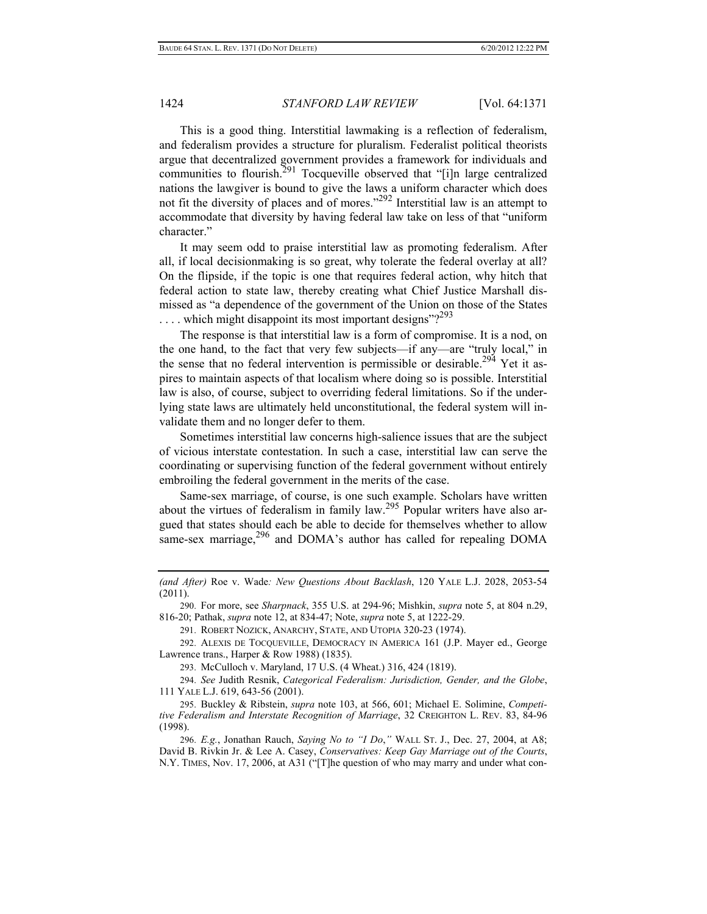This is a good thing. Interstitial lawmaking is a reflection of federalism, and federalism provides a structure for pluralism. Federalist political theorists argue that decentralized government provides a framework for individuals and communities to flourish.[291] Tocqueville observed that "[i]n large centralized nations the lawgiver is bound to give the laws a uniform character which does not fit the diversity of places and of mores."[292] Interstitial law is an attempt to accommodate that diversity by having federal law take on less of that "uniform character."

It may seem odd to praise interstitial law as promoting federalism. After all, if local decisionmaking is so great, why tolerate the federal overlay at all? On the flipside, if the topic is one that requires federal action, why hitch that federal action to state law, thereby creating what Chief Justice Marshall dismissed as "a dependence of the government of the Union on those of the States . . . . which might disappoint its most important designs"?[293]

The response is that interstitial law is a form of compromise. It is a nod, on the one hand, to the fact that very few subjects—if any—are "truly local," in the sense that no federal intervention is permissible or desirable.[294] Yet it aspires to maintain aspects of that localism where doing so is possible. Interstitial law is also, of course, subject to overriding federal limitations. So if the underlying state laws are ultimately held unconstitutional, the federal system will invalidate them and no longer defer to them.

Sometimes interstitial law concerns high-salience issues that are the subject of vicious interstate contestation. In such a case, interstitial law can serve the coordinating or supervising function of the federal government without entirely embroiling the federal government in the merits of the case.

Same-sex marriage, of course, is one such example. Scholars have written about the virtues of federalism in family law.[295] Popular writers have also argued that states should each be able to decide for themselves whether to allow same-sex marriage,[296] and DOMA's author has called for repealing DOMA

---

*(and After)* Roe v. Wade*: New Questions About Backlash*, 120 YALE L.J. 2028, 2053-54 (2011).

290. For more, see *Sharpnack*, 355 U.S. at 294-96; Mishkin, *supra* note 5, at 804 n.29, 816-20; Pathak, *supra* note 12, at 834-47; Note, *supra* note 5, at 1222-29.

291. ROBERT NOZICK, ANARCHY, STATE, AND UTOPIA 320-23 (1974).

292. ALEXIS DE TOCQUEVILLE, DEMOCRACY IN AMERICA 161 (J.P. Mayer ed., George Lawrence trans., Harper & Row 1988) (1835).

293. McCulloch v. Maryland, 17 U.S. (4 Wheat.) 316, 424 (1819).

294. *See* Judith Resnik, *Categorical Federalism: Jurisdiction, Gender, and the Globe*, 111 YALE L.J. 619, 643-56 (2001).

295. Buckley & Ribstein, *supra* note 103, at 566, 601; Michael E. Solimine, *Competitive Federalism and Interstate Recognition of Marriage*, 32 CREIGHTON L. REV. 83, 84-96 (1998).

296. *E.g.*, Jonathan Rauch, *Saying No to "I Do*,*"* WALL ST. J., Dec. 27, 2004, at A8; David B. Rivkin Jr. & Lee A. Casey, *Conservatives: Keep Gay Marriage out of the Courts*, N.Y. TIMES, Nov. 17, 2006, at A31 ("[T]he question of who may marry and under what con-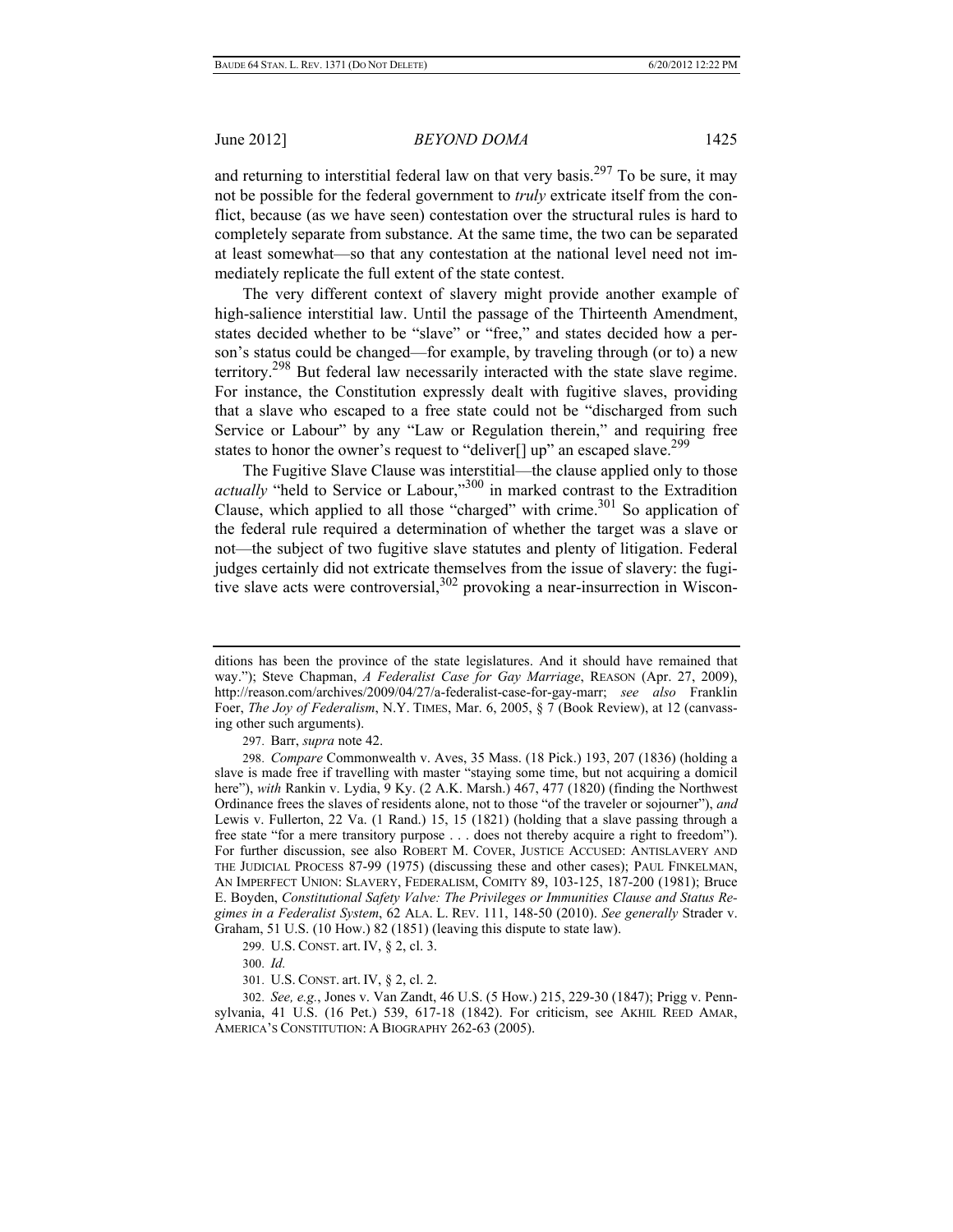and returning to interstitial federal law on that very basis.[297] To be sure, it may not be possible for the federal government to *truly* extricate itself from the conflict, because (as we have seen) contestation over the structural rules is hard to completely separate from substance. At the same time, the two can be separated at least somewhat—so that any contestation at the national level need not immediately replicate the full extent of the state contest.

The very different context of slavery might provide another example of high-salience interstitial law. Until the passage of the Thirteenth Amendment, states decided whether to be "slave" or "free," and states decided how a person's status could be changed—for example, by traveling through (or to) a new territory.[298] But federal law necessarily interacted with the state slave regime. For instance, the Constitution expressly dealt with fugitive slaves, providing that a slave who escaped to a free state could not be "discharged from such Service or Labour" by any "Law or Regulation therein," and requiring free states to honor the owner's request to "deliver[] up" an escaped slave.[299]

The Fugitive Slave Clause was interstitial—the clause applied only to those *actually* "held to Service or Labour,"[300] in marked contrast to the Extradition Clause, which applied to all those "charged" with crime.[301] So application of the federal rule required a determination of whether the target was a slave or not—the subject of two fugitive slave statutes and plenty of litigation. Federal judges certainly did not extricate themselves from the issue of slavery: the fugitive slave acts were controversial,[302] provoking a near-insurrection in Wiscon-

---

ditions has been the province of the state legislatures. And it should have remained that way."); Steve Chapman, *A Federalist Case for Gay Marriage*, REASON (Apr. 27, 2009), http://reason.com/archives/2009/04/27/a-federalist-case-for-gay-marr; *see also* Franklin Foer, *The Joy of Federalism*, N.Y. TIMES, Mar. 6, 2005, § 7 (Book Review), at 12 (canvassing other such arguments).

297. Barr, *supra* note 42.

298. *Compare* Commonwealth v. Aves, 35 Mass. (18 Pick.) 193, 207 (1836) (holding a slave is made free if travelling with master "staying some time, but not acquiring a domicil here"), *with* Rankin v. Lydia, 9 Ky. (2 A.K. Marsh.) 467, 477 (1820) (finding the Northwest Ordinance frees the slaves of residents alone, not to those "of the traveler or sojourner"), *and* Lewis v. Fullerton, 22 Va. (1 Rand.) 15, 15 (1821) (holding that a slave passing through a free state "for a mere transitory purpose . . . does not thereby acquire a right to freedom"). For further discussion, see also ROBERT M. COVER, JUSTICE ACCUSED: ANTISLAVERY AND THE JUDICIAL PROCESS 87-99 (1975) (discussing these and other cases); PAUL FINKELMAN, AN IMPERFECT UNION: SLAVERY, FEDERALISM, COMITY 89, 103-125, 187-200 (1981); Bruce E. Boyden, *Constitutional Safety Valve: The Privileges or Immunities Clause and Status Regimes in a Federalist System*, 62 ALA. L. REV. 111, 148-50 (2010). *See generally* Strader v. Graham, 51 U.S. (10 How.) 82 (1851) (leaving this dispute to state law).

299. U.S. CONST. art. IV, § 2, cl. 3.

300. *Id.*

301. U.S. CONST. art. IV, § 2, cl. 2.

302. *See, e.g.*, Jones v. Van Zandt, 46 U.S. (5 How.) 215, 229-30 (1847); Prigg v. Pennsylvania, 41 U.S. (16 Pet.) 539, 617-18 (1842). For criticism, see AKHIL REED AMAR, AMERICA'S CONSTITUTION: A BIOGRAPHY 262-63 (2005).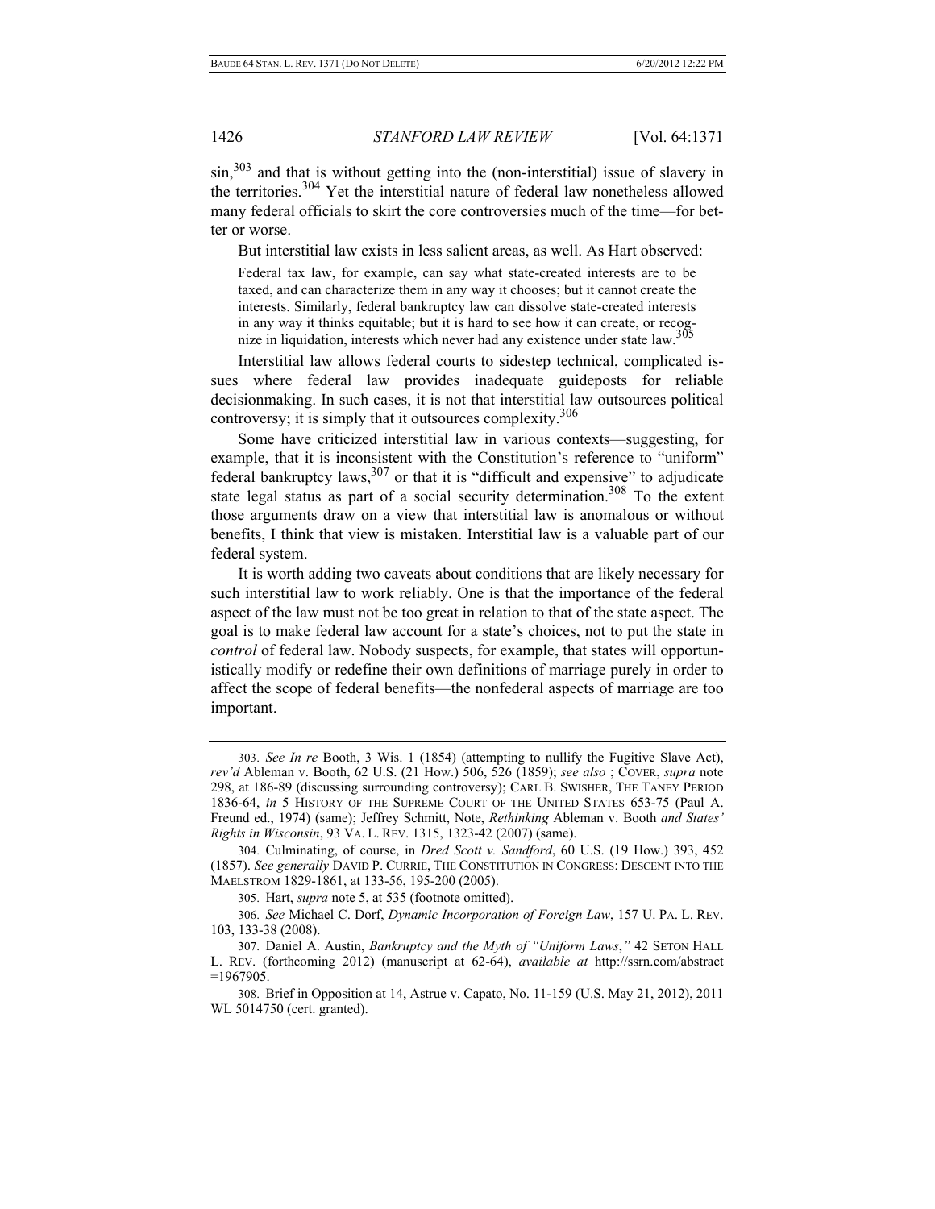sin,[303] and that is without getting into the (non-interstitial) issue of slavery in the territories.[304] Yet the interstitial nature of federal law nonetheless allowed many federal officials to skirt the core controversies much of the time—for better or worse.

But interstitial law exists in less salient areas, as well. As Hart observed:

> Federal tax law, for example, can say what state-created interests are to be taxed, and can characterize them in any way it chooses; but it cannot create the interests. Similarly, federal bankruptcy law can dissolve state-created interests in any way it thinks equitable; but it is hard to see how it can create, or recognize in liquidation, interests which never had any existence under state law.[305]

Interstitial law allows federal courts to sidestep technical, complicated issues where federal law provides inadequate guideposts for reliable decisionmaking. In such cases, it is not that interstitial law outsources political controversy; it is simply that it outsources complexity.[306]

Some have criticized interstitial law in various contexts—suggesting, for example, that it is inconsistent with the Constitution's reference to "uniform" federal bankruptcy laws,[307] or that it is "difficult and expensive" to adjudicate state legal status as part of a social security determination.[308] To the extent those arguments draw on a view that interstitial law is anomalous or without benefits, I think that view is mistaken. Interstitial law is a valuable part of our federal system.

It is worth adding two caveats about conditions that are likely necessary for such interstitial law to work reliably. One is that the importance of the federal aspect of the law must not be too great in relation to that of the state aspect. The goal is to make federal law account for a state's choices, not to put the state in *control* of federal law. Nobody suspects, for example, that states will opportunistically modify or redefine their own definitions of marriage purely in order to affect the scope of federal benefits—the nonfederal aspects of marriage are too important.

---

303. *See In re* Booth, 3 Wis. 1 (1854) (attempting to nullify the Fugitive Slave Act), *rev'd* Ableman v. Booth, 62 U.S. (21 How.) 506, 526 (1859); *see also* ; COVER, *supra* note 298, at 186-89 (discussing surrounding controversy); CARL B. SWISHER, THE TANEY PERIOD 1836-64, *in* 5 HISTORY OF THE SUPREME COURT OF THE UNITED STATES 653-75 (Paul A. Freund ed., 1974) (same); Jeffrey Schmitt, Note, *Rethinking* Ableman v. Booth *and States' Rights in Wisconsin*, 93 VA. L. REV. 1315, 1323-42 (2007) (same).

304. Culminating, of course, in *Dred Scott v. Sandford*, 60 U.S. (19 How.) 393, 452 (1857). *See generally* DAVID P. CURRIE, THE CONSTITUTION IN CONGRESS: DESCENT INTO THE MAELSTROM 1829-1861, at 133-56, 195-200 (2005).

305. Hart, *supra* note 5, at 535 (footnote omitted).

306. *See* Michael C. Dorf, *Dynamic Incorporation of Foreign Law*, 157 U. PA. L. REV. 103, 133-38 (2008).

307. Daniel A. Austin, *Bankruptcy and the Myth of "Uniform Laws*,*"* 42 SETON HALL L. REV. (forthcoming 2012) (manuscript at 62-64), *available at* http://ssrn.com/abstract=1967905.

308. Brief in Opposition at 14, Astrue v. Capato, No. 11-159 (U.S. May 21, 2012), 2011 WL 5014750 (cert. granted).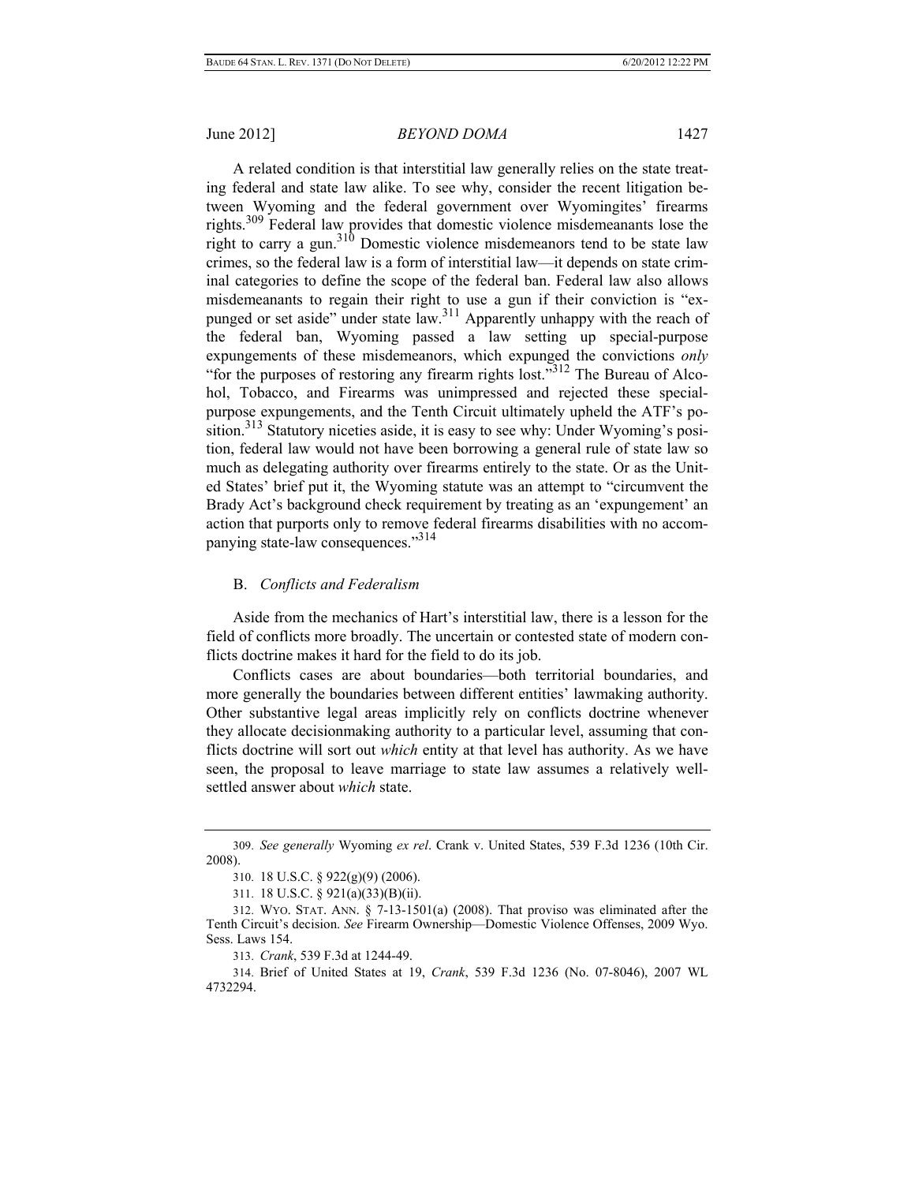A related condition is that interstitial law generally relies on the state treating federal and state law alike. To see why, consider the recent litigation between Wyoming and the federal government over Wyomingites' firearms rights.[309] Federal law provides that domestic violence misdemeanants lose the right to carry a gun.[310] Domestic violence misdemeanors tend to be state law crimes, so the federal law is a form of interstitial law—it depends on state criminal categories to define the scope of the federal ban. Federal law also allows misdemeanants to regain their right to use a gun if their conviction is "expunged or set aside" under state law.[311] Apparently unhappy with the reach of the federal ban, Wyoming passed a law setting up special-purpose expungements of these misdemeanors, which expunged the convictions *only* "for the purposes of restoring any firearm rights lost."[312] The Bureau of Alcohol, Tobacco, and Firearms was unimpressed and rejected these special-purpose expungements, and the Tenth Circuit ultimately upheld the ATF's position.[313] Statutory niceties aside, it is easy to see why: Under Wyoming's position, federal law would not have been borrowing a general rule of state law so much as delegating authority over firearms entirely to the state. Or as the United States' brief put it, the Wyoming statute was an attempt to "circumvent the Brady Act's background check requirement by treating as an 'expungement' an action that purports only to remove federal firearms disabilities with no accompanying state-law consequences."[314]

### B. *Conflicts and Federalism*

Aside from the mechanics of Hart's interstitial law, there is a lesson for the field of conflicts more broadly. The uncertain or contested state of modern conflicts doctrine makes it hard for the field to do its job.

Conflicts cases are about boundaries—both territorial boundaries, and more generally the boundaries between different entities' lawmaking authority. Other substantive legal areas implicitly rely on conflicts doctrine whenever they allocate decisionmaking authority to a particular level, assuming that conflicts doctrine will sort out *which* entity at that level has authority. As we have seen, the proposal to leave marriage to state law assumes a relatively well-settled answer about *which* state.

---

309. *See generally* Wyoming *ex rel*. Crank v. United States, 539 F.3d 1236 (10th Cir. 2008).

310. 18 U.S.C. § 922(g)(9) (2006).

311. 18 U.S.C. § 921(a)(33)(B)(ii).

312. WYO. STAT. ANN. § 7-13-1501(a) (2008). That proviso was eliminated after the Tenth Circuit's decision. *See* Firearm Ownership—Domestic Violence Offenses, 2009 Wyo. Sess. Laws 154.

313. *Crank*, 539 F.3d at 1244-49.

314. Brief of United States at 19, *Crank*, 539 F.3d 1236 (No. 07-8046), 2007 WL 4732294.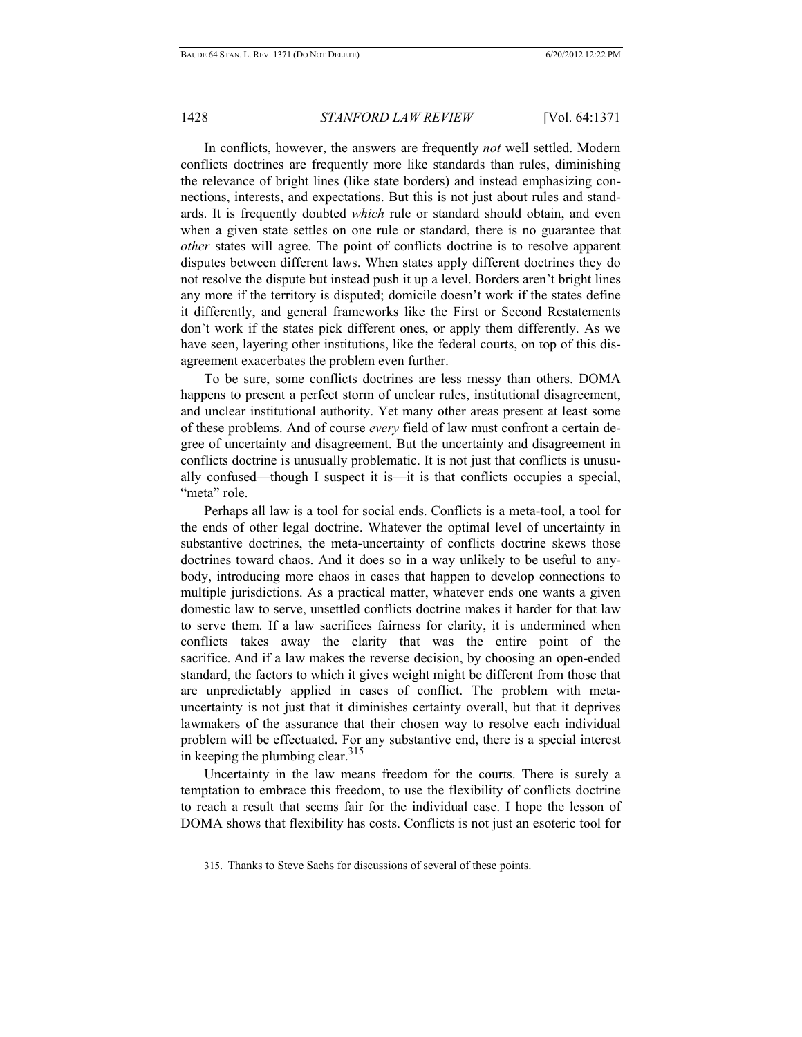In conflicts, however, the answers are frequently *not* well settled. Modern conflicts doctrines are frequently more like standards than rules, diminishing the relevance of bright lines (like state borders) and instead emphasizing connections, interests, and expectations. But this is not just about rules and standards. It is frequently doubted *which* rule or standard should obtain, and even when a given state settles on one rule or standard, there is no guarantee that *other* states will agree. The point of conflicts doctrine is to resolve apparent disputes between different laws. When states apply different doctrines they do not resolve the dispute but instead push it up a level. Borders aren't bright lines any more if the territory is disputed; domicile doesn't work if the states define it differently, and general frameworks like the First or Second Restatements don't work if the states pick different ones, or apply them differently. As we have seen, layering other institutions, like the federal courts, on top of this disagreement exacerbates the problem even further.

To be sure, some conflicts doctrines are less messy than others. DOMA happens to present a perfect storm of unclear rules, institutional disagreement, and unclear institutional authority. Yet many other areas present at least some of these problems. And of course *every* field of law must confront a certain degree of uncertainty and disagreement. But the uncertainty and disagreement in conflicts doctrine is unusually problematic. It is not just that conflicts is unusually confused—though I suspect it is—it is that conflicts occupies a special, "meta" role.

Perhaps all law is a tool for social ends. Conflicts is a meta-tool, a tool for the ends of other legal doctrine. Whatever the optimal level of uncertainty in substantive doctrines, the meta-uncertainty of conflicts doctrine skews those doctrines toward chaos. And it does so in a way unlikely to be useful to anybody, introducing more chaos in cases that happen to develop connections to multiple jurisdictions. As a practical matter, whatever ends one wants a given domestic law to serve, unsettled conflicts doctrine makes it harder for that law to serve them. If a law sacrifices fairness for clarity, it is undermined when conflicts takes away the clarity that was the entire point of the sacrifice. And if a law makes the reverse decision, by choosing an open-ended standard, the factors to which it gives weight might be different from those that are unpredictably applied in cases of conflict. The problem with meta-uncertainty is not just that it diminishes certainty overall, but that it deprives lawmakers of the assurance that their chosen way to resolve each individual problem will be effectuated. For any substantive end, there is a special interest in keeping the plumbing clear.[315]

Uncertainty in the law means freedom for the courts. There is surely a temptation to embrace this freedom, to use the flexibility of conflicts doctrine to reach a result that seems fair for the individual case. I hope the lesson of DOMA shows that flexibility has costs. Conflicts is not just an esoteric tool for

---

315. Thanks to Steve Sachs for discussions of several of these points.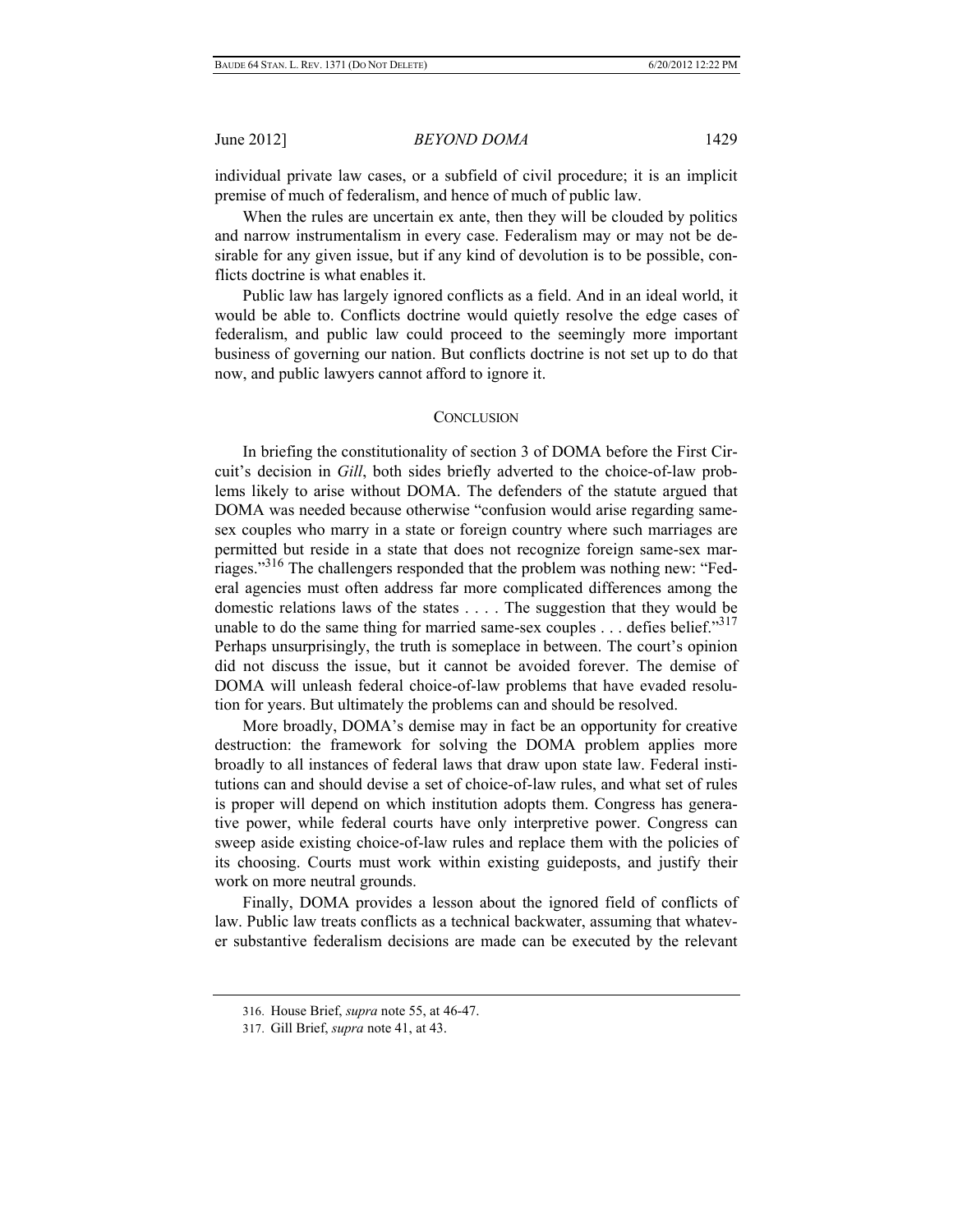individual private law cases, or a subfield of civil procedure; it is an implicit premise of much of federalism, and hence of much of public law.

When the rules are uncertain ex ante, then they will be clouded by politics and narrow instrumentalism in every case. Federalism may or may not be desirable for any given issue, but if any kind of devolution is to be possible, conflicts doctrine is what enables it.

Public law has largely ignored conflicts as a field. And in an ideal world, it would be able to. Conflicts doctrine would quietly resolve the edge cases of federalism, and public law could proceed to the seemingly more important business of governing our nation. But conflicts doctrine is not set up to do that now, and public lawyers cannot afford to ignore it.

## CONCLUSION

In briefing the constitutionality of section 3 of DOMA before the First Circuit's decision in *Gill*, both sides briefly adverted to the choice-of-law problems likely to arise without DOMA. The defenders of the statute argued that DOMA was needed because otherwise "confusion would arise regarding same-sex couples who marry in a state or foreign country where such marriages are permitted but reside in a state that does not recognize foreign same-sex marriages."[316] The challengers responded that the problem was nothing new: "Federal agencies must often address far more complicated differences among the domestic relations laws of the states . . . . The suggestion that they would be unable to do the same thing for married same-sex couples . . . defies belief."[317] Perhaps unsurprisingly, the truth is someplace in between. The court's opinion did not discuss the issue, but it cannot be avoided forever. The demise of DOMA will unleash federal choice-of-law problems that have evaded resolution for years. But ultimately the problems can and should be resolved.

More broadly, DOMA's demise may in fact be an opportunity for creative destruction: the framework for solving the DOMA problem applies more broadly to all instances of federal laws that draw upon state law. Federal institutions can and should devise a set of choice-of-law rules, and what set of rules is proper will depend on which institution adopts them. Congress has generative power, while federal courts have only interpretive power. Congress can sweep aside existing choice-of-law rules and replace them with the policies of its choosing. Courts must work within existing guideposts, and justify their work on more neutral grounds.

Finally, DOMA provides a lesson about the ignored field of conflicts of law. Public law treats conflicts as a technical backwater, assuming that whatever substantive federalism decisions are made can be executed by the relevant

---

316. House Brief, *supra* note 55, at 46-47.

317. Gill Brief, *supra* note 41, at 43.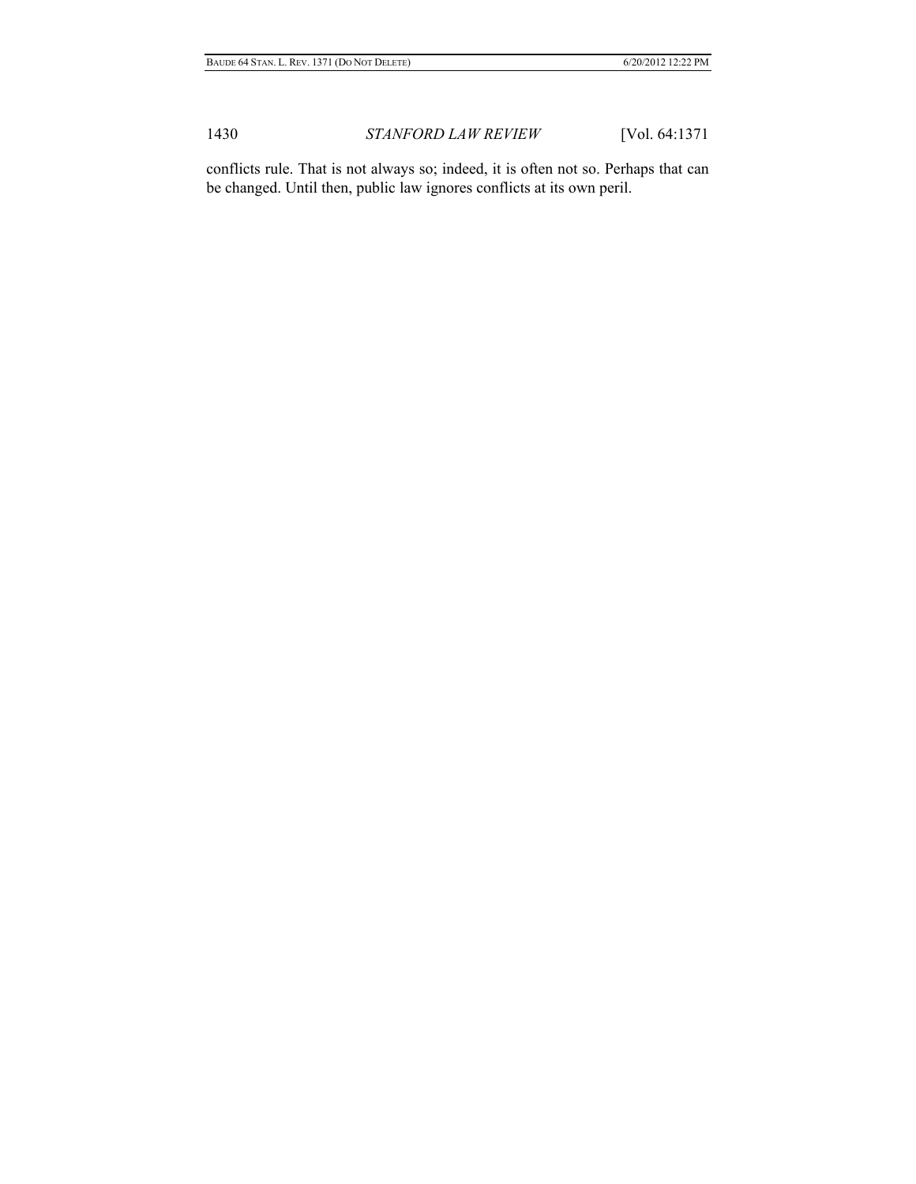conflicts rule. That is not always so; indeed, it is often not so. Perhaps that can be changed. Until then, public law ignores conflicts at its own peril.